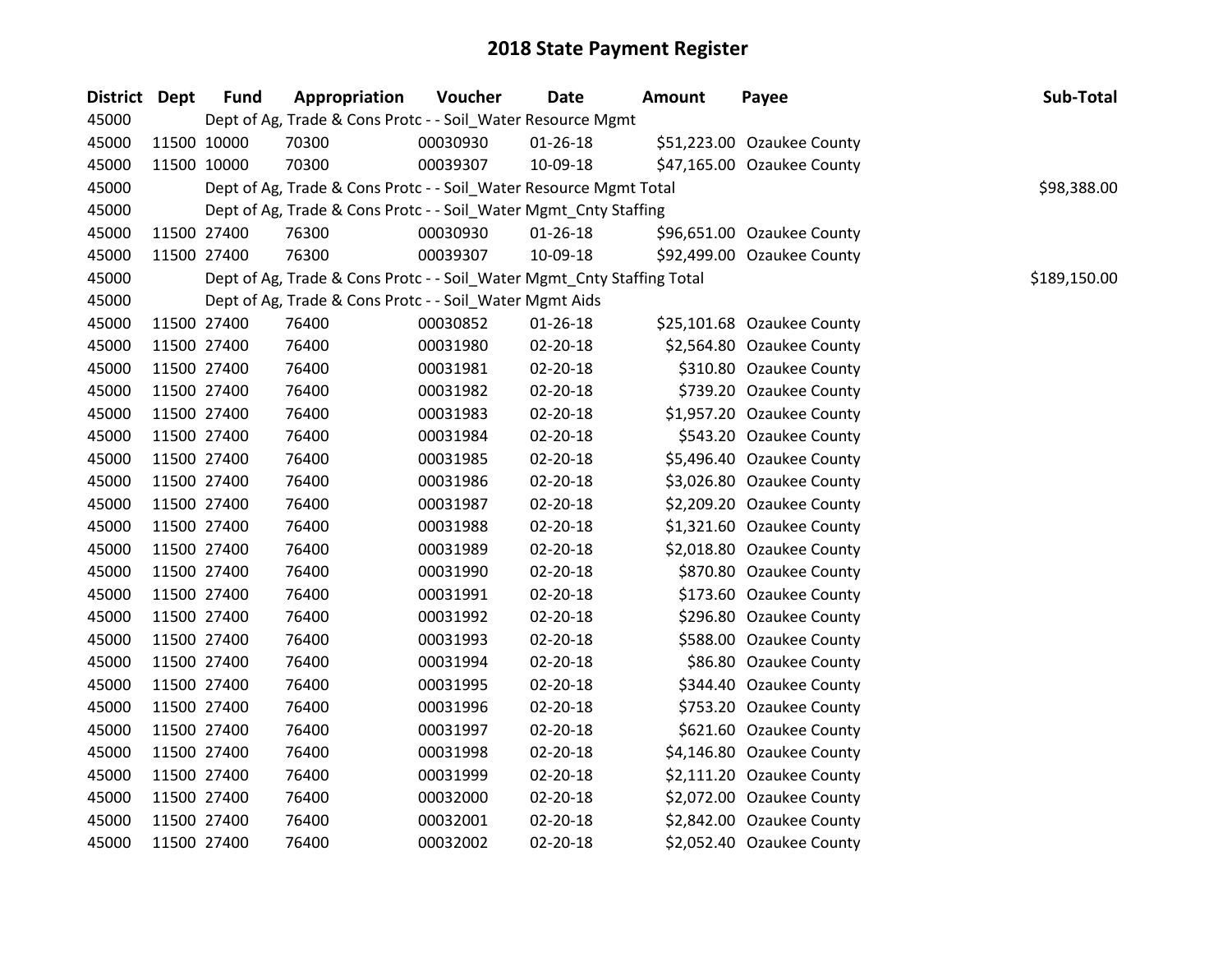# 2018 State Payment Register

| District | Dept | Fund | Appropriation | Voucher | Date | Amount | Payee | Sub-Total |
|---|---|---|---|---|---|---|---|---|
| 45000 | | Dept of Ag, Trade & Cons Protc - - Soil_Water Resource Mgmt | | | | | | |
| 45000 | 11500 | 10000 | 70300 | 00030930 | 01-26-18 | $51,223.00 | Ozaukee County | |
| 45000 | 11500 | 10000 | 70300 | 00039307 | 10-09-18 | $47,165.00 | Ozaukee County | |
| 45000 | | Dept of Ag, Trade & Cons Protc - - Soil_Water Resource Mgmt Total | | | | | | $98,388.00 |
| 45000 | | Dept of Ag, Trade & Cons Protc - - Soil_Water Mgmt_Cnty Staffing | | | | | | |
| 45000 | 11500 | 27400 | 76300 | 00030930 | 01-26-18 | $96,651.00 | Ozaukee County | |
| 45000 | 11500 | 27400 | 76300 | 00039307 | 10-09-18 | $92,499.00 | Ozaukee County | |
| 45000 | | Dept of Ag, Trade & Cons Protc - - Soil_Water Mgmt_Cnty Staffing Total | | | | | | $189,150.00 |
| 45000 | | Dept of Ag, Trade & Cons Protc - - Soil_Water Mgmt Aids | | | | | | |
| 45000 | 11500 | 27400 | 76400 | 00030852 | 01-26-18 | $25,101.68 | Ozaukee County | |
| 45000 | 11500 | 27400 | 76400 | 00031980 | 02-20-18 | $2,564.80 | Ozaukee County | |
| 45000 | 11500 | 27400 | 76400 | 00031981 | 02-20-18 | $310.80 | Ozaukee County | |
| 45000 | 11500 | 27400 | 76400 | 00031982 | 02-20-18 | $739.20 | Ozaukee County | |
| 45000 | 11500 | 27400 | 76400 | 00031983 | 02-20-18 | $1,957.20 | Ozaukee County | |
| 45000 | 11500 | 27400 | 76400 | 00031984 | 02-20-18 | $543.20 | Ozaukee County | |
| 45000 | 11500 | 27400 | 76400 | 00031985 | 02-20-18 | $5,496.40 | Ozaukee County | |
| 45000 | 11500 | 27400 | 76400 | 00031986 | 02-20-18 | $3,026.80 | Ozaukee County | |
| 45000 | 11500 | 27400 | 76400 | 00031987 | 02-20-18 | $2,209.20 | Ozaukee County | |
| 45000 | 11500 | 27400 | 76400 | 00031988 | 02-20-18 | $1,321.60 | Ozaukee County | |
| 45000 | 11500 | 27400 | 76400 | 00031989 | 02-20-18 | $2,018.80 | Ozaukee County | |
| 45000 | 11500 | 27400 | 76400 | 00031990 | 02-20-18 | $870.80 | Ozaukee County | |
| 45000 | 11500 | 27400 | 76400 | 00031991 | 02-20-18 | $173.60 | Ozaukee County | |
| 45000 | 11500 | 27400 | 76400 | 00031992 | 02-20-18 | $296.80 | Ozaukee County | |
| 45000 | 11500 | 27400 | 76400 | 00031993 | 02-20-18 | $588.00 | Ozaukee County | |
| 45000 | 11500 | 27400 | 76400 | 00031994 | 02-20-18 | $86.80 | Ozaukee County | |
| 45000 | 11500 | 27400 | 76400 | 00031995 | 02-20-18 | $344.40 | Ozaukee County | |
| 45000 | 11500 | 27400 | 76400 | 00031996 | 02-20-18 | $753.20 | Ozaukee County | |
| 45000 | 11500 | 27400 | 76400 | 00031997 | 02-20-18 | $621.60 | Ozaukee County | |
| 45000 | 11500 | 27400 | 76400 | 00031998 | 02-20-18 | $4,146.80 | Ozaukee County | |
| 45000 | 11500 | 27400 | 76400 | 00031999 | 02-20-18 | $2,111.20 | Ozaukee County | |
| 45000 | 11500 | 27400 | 76400 | 00032000 | 02-20-18 | $2,072.00 | Ozaukee County | |
| 45000 | 11500 | 27400 | 76400 | 00032001 | 02-20-18 | $2,842.00 | Ozaukee County | |
| 45000 | 11500 | 27400 | 76400 | 00032002 | 02-20-18 | $2,052.40 | Ozaukee County | |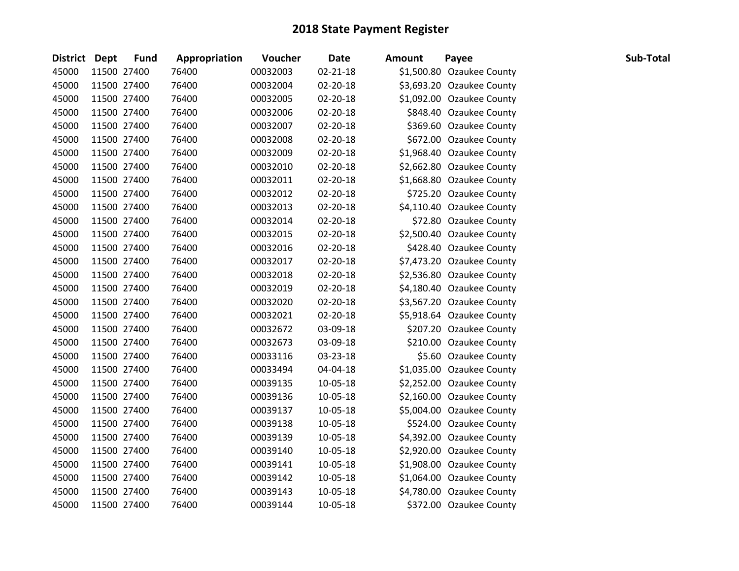# 2018 State Payment Register

| District | Dept | Fund | Appropriation | Voucher | Date | Amount | Payee | Sub-Total |
|---|---|---|---|---|---|---|---|---|
| 45000 | 11500 | 27400 | 76400 | 00032003 | 02-21-18 | $1,500.80 | Ozaukee County | |
| 45000 | 11500 | 27400 | 76400 | 00032004 | 02-20-18 | $3,693.20 | Ozaukee County | |
| 45000 | 11500 | 27400 | 76400 | 00032005 | 02-20-18 | $1,092.00 | Ozaukee County | |
| 45000 | 11500 | 27400 | 76400 | 00032006 | 02-20-18 | $848.40 | Ozaukee County | |
| 45000 | 11500 | 27400 | 76400 | 00032007 | 02-20-18 | $369.60 | Ozaukee County | |
| 45000 | 11500 | 27400 | 76400 | 00032008 | 02-20-18 | $672.00 | Ozaukee County | |
| 45000 | 11500 | 27400 | 76400 | 00032009 | 02-20-18 | $1,968.40 | Ozaukee County | |
| 45000 | 11500 | 27400 | 76400 | 00032010 | 02-20-18 | $2,662.80 | Ozaukee County | |
| 45000 | 11500 | 27400 | 76400 | 00032011 | 02-20-18 | $1,668.80 | Ozaukee County | |
| 45000 | 11500 | 27400 | 76400 | 00032012 | 02-20-18 | $725.20 | Ozaukee County | |
| 45000 | 11500 | 27400 | 76400 | 00032013 | 02-20-18 | $4,110.40 | Ozaukee County | |
| 45000 | 11500 | 27400 | 76400 | 00032014 | 02-20-18 | $72.80 | Ozaukee County | |
| 45000 | 11500 | 27400 | 76400 | 00032015 | 02-20-18 | $2,500.40 | Ozaukee County | |
| 45000 | 11500 | 27400 | 76400 | 00032016 | 02-20-18 | $428.40 | Ozaukee County | |
| 45000 | 11500 | 27400 | 76400 | 00032017 | 02-20-18 | $7,473.20 | Ozaukee County | |
| 45000 | 11500 | 27400 | 76400 | 00032018 | 02-20-18 | $2,536.80 | Ozaukee County | |
| 45000 | 11500 | 27400 | 76400 | 00032019 | 02-20-18 | $4,180.40 | Ozaukee County | |
| 45000 | 11500 | 27400 | 76400 | 00032020 | 02-20-18 | $3,567.20 | Ozaukee County | |
| 45000 | 11500 | 27400 | 76400 | 00032021 | 02-20-18 | $5,918.64 | Ozaukee County | |
| 45000 | 11500 | 27400 | 76400 | 00032672 | 03-09-18 | $207.20 | Ozaukee County | |
| 45000 | 11500 | 27400 | 76400 | 00032673 | 03-09-18 | $210.00 | Ozaukee County | |
| 45000 | 11500 | 27400 | 76400 | 00033116 | 03-23-18 | $5.60 | Ozaukee County | |
| 45000 | 11500 | 27400 | 76400 | 00033494 | 04-04-18 | $1,035.00 | Ozaukee County | |
| 45000 | 11500 | 27400 | 76400 | 00039135 | 10-05-18 | $2,252.00 | Ozaukee County | |
| 45000 | 11500 | 27400 | 76400 | 00039136 | 10-05-18 | $2,160.00 | Ozaukee County | |
| 45000 | 11500 | 27400 | 76400 | 00039137 | 10-05-18 | $5,004.00 | Ozaukee County | |
| 45000 | 11500 | 27400 | 76400 | 00039138 | 10-05-18 | $524.00 | Ozaukee County | |
| 45000 | 11500 | 27400 | 76400 | 00039139 | 10-05-18 | $4,392.00 | Ozaukee County | |
| 45000 | 11500 | 27400 | 76400 | 00039140 | 10-05-18 | $2,920.00 | Ozaukee County | |
| 45000 | 11500 | 27400 | 76400 | 00039141 | 10-05-18 | $1,908.00 | Ozaukee County | |
| 45000 | 11500 | 27400 | 76400 | 00039142 | 10-05-18 | $1,064.00 | Ozaukee County | |
| 45000 | 11500 | 27400 | 76400 | 00039143 | 10-05-18 | $4,780.00 | Ozaukee County | |
| 45000 | 11500 | 27400 | 76400 | 00039144 | 10-05-18 | $372.00 | Ozaukee County | |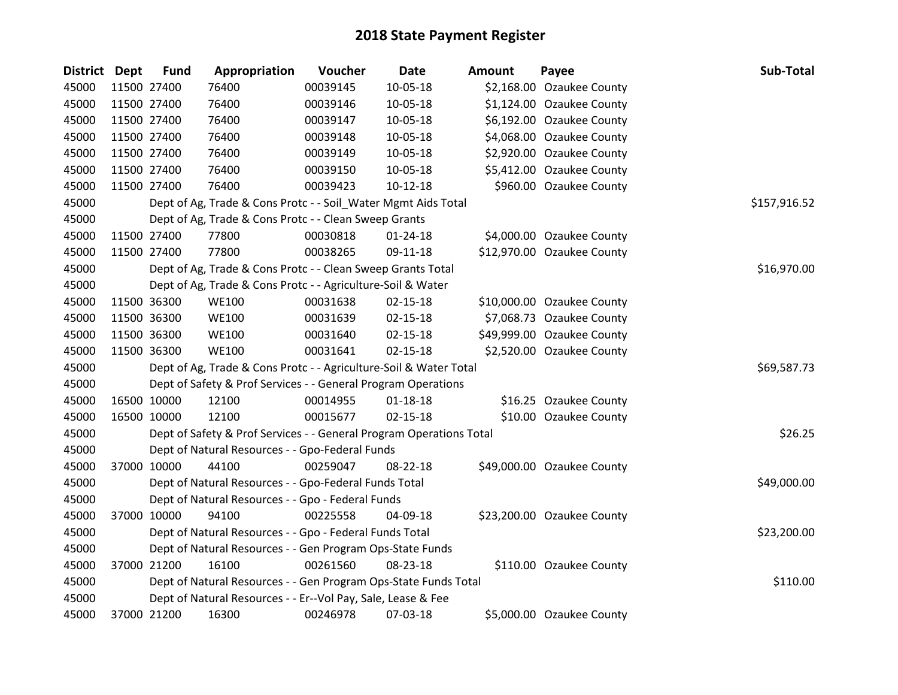## 2018 State Payment Register

| District | Dept | Fund | Appropriation | Voucher | Date | Amount | Payee | Sub-Total |
|---|---|---|---|---|---|---|---|---|
| 45000 | 11500 | 27400 | 76400 | 00039145 | 10-05-18 | $2,168.00 | Ozaukee County | |
| 45000 | 11500 | 27400 | 76400 | 00039146 | 10-05-18 | $1,124.00 | Ozaukee County | |
| 45000 | 11500 | 27400 | 76400 | 00039147 | 10-05-18 | $6,192.00 | Ozaukee County | |
| 45000 | 11500 | 27400 | 76400 | 00039148 | 10-05-18 | $4,068.00 | Ozaukee County | |
| 45000 | 11500 | 27400 | 76400 | 00039149 | 10-05-18 | $2,920.00 | Ozaukee County | |
| 45000 | 11500 | 27400 | 76400 | 00039150 | 10-05-18 | $5,412.00 | Ozaukee County | |
| 45000 | 11500 | 27400 | 76400 | 00039423 | 10-12-18 | $960.00 | Ozaukee County | |
| 45000 | | | Dept of Ag, Trade & Cons Protc - - Soil_Water Mgmt Aids Total | | | | | $157,916.52 |
| 45000 | | | Dept of Ag, Trade & Cons Protc - - Clean Sweep Grants | | | | | |
| 45000 | 11500 | 27400 | 77800 | 00030818 | 01-24-18 | $4,000.00 | Ozaukee County | |
| 45000 | 11500 | 27400 | 77800 | 00038265 | 09-11-18 | $12,970.00 | Ozaukee County | |
| 45000 | | | Dept of Ag, Trade & Cons Protc - - Clean Sweep Grants Total | | | | | $16,970.00 |
| 45000 | | | Dept of Ag, Trade & Cons Protc - - Agriculture-Soil & Water | | | | | |
| 45000 | 11500 | 36300 | WE100 | 00031638 | 02-15-18 | $10,000.00 | Ozaukee County | |
| 45000 | 11500 | 36300 | WE100 | 00031639 | 02-15-18 | $7,068.73 | Ozaukee County | |
| 45000 | 11500 | 36300 | WE100 | 00031640 | 02-15-18 | $49,999.00 | Ozaukee County | |
| 45000 | 11500 | 36300 | WE100 | 00031641 | 02-15-18 | $2,520.00 | Ozaukee County | |
| 45000 | | | Dept of Ag, Trade & Cons Protc - - Agriculture-Soil & Water Total | | | | | $69,587.73 |
| 45000 | | | Dept of Safety & Prof Services - - General Program Operations | | | | | |
| 45000 | 16500 | 10000 | 12100 | 00014955 | 01-18-18 | $16.25 | Ozaukee County | |
| 45000 | 16500 | 10000 | 12100 | 00015677 | 02-15-18 | $10.00 | Ozaukee County | |
| 45000 | | | Dept of Safety & Prof Services - - General Program Operations Total | | | | | $26.25 |
| 45000 | | | Dept of Natural Resources - - Gpo-Federal Funds | | | | | |
| 45000 | 37000 | 10000 | 44100 | 00259047 | 08-22-18 | $49,000.00 | Ozaukee County | |
| 45000 | | | Dept of Natural Resources - - Gpo-Federal Funds Total | | | | | $49,000.00 |
| 45000 | | | Dept of Natural Resources - - Gpo - Federal Funds | | | | | |
| 45000 | 37000 | 10000 | 94100 | 00225558 | 04-09-18 | $23,200.00 | Ozaukee County | |
| 45000 | | | Dept of Natural Resources - - Gpo - Federal Funds Total | | | | | $23,200.00 |
| 45000 | | | Dept of Natural Resources - - Gen Program Ops-State Funds | | | | | |
| 45000 | 37000 | 21200 | 16100 | 00261560 | 08-23-18 | $110.00 | Ozaukee County | |
| 45000 | | | Dept of Natural Resources - - Gen Program Ops-State Funds Total | | | | | $110.00 |
| 45000 | | | Dept of Natural Resources - - Er--Vol Pay, Sale, Lease & Fee | | | | | |
| 45000 | 37000 | 21200 | 16300 | 00246978 | 07-03-18 | $5,000.00 | Ozaukee County | |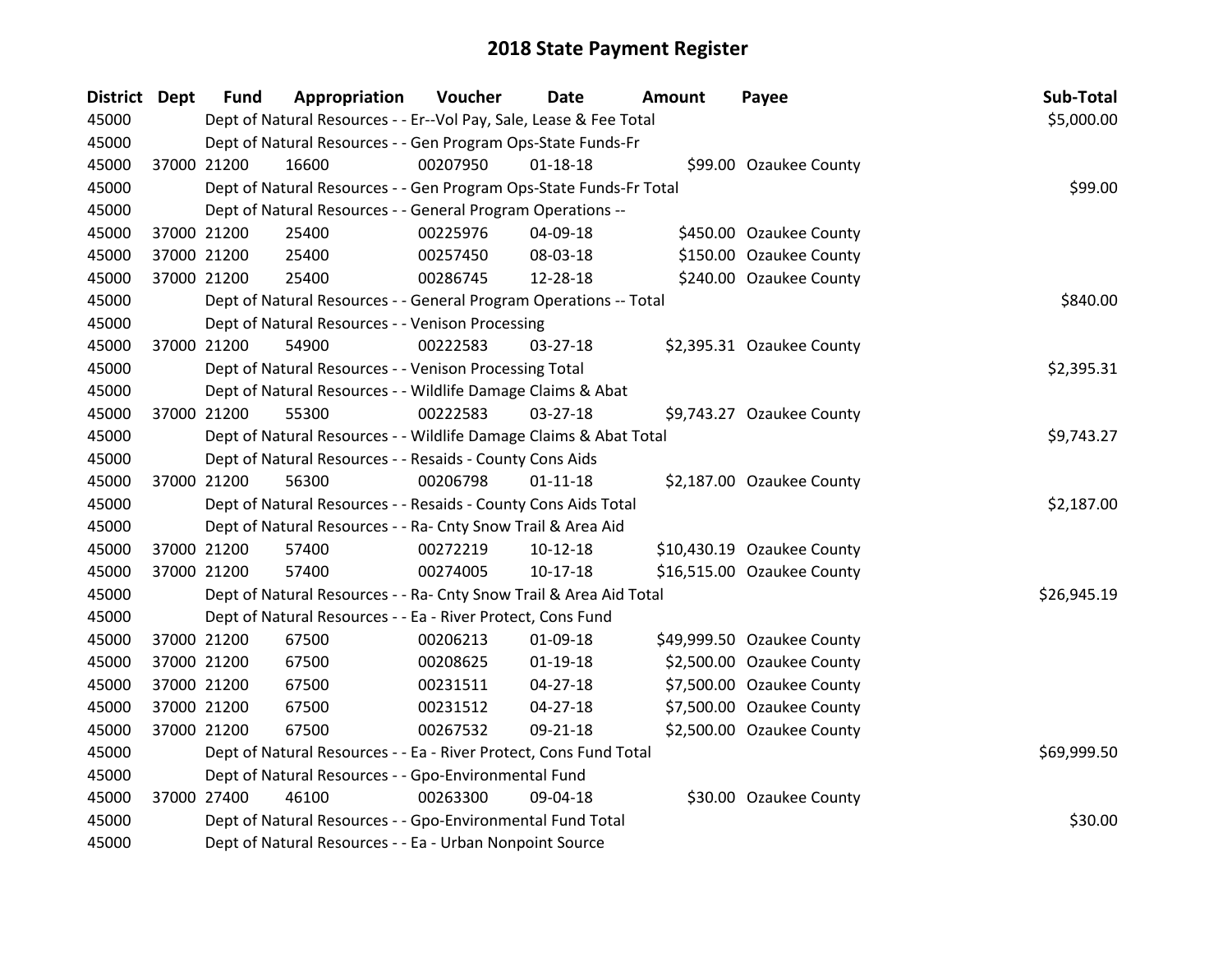# 2018 State Payment Register

| District | Dept | Fund | Appropriation | Voucher | Date | Amount | Payee | Sub-Total |
|---|---|---|---|---|---|---|---|---|
| 45000 | | Dept of Natural Resources - - Er--Vol Pay, Sale, Lease & Fee Total | | | | | | $5,000.00 |
| 45000 | | Dept of Natural Resources - - Gen Program Ops-State Funds-Fr | | | | | | |
| 45000 | 37000 | 21200 | 16600 | 00207950 | 01-18-18 | $99.00 | Ozaukee County | |
| 45000 | | Dept of Natural Resources - - Gen Program Ops-State Funds-Fr Total | | | | | | $99.00 |
| 45000 | | Dept of Natural Resources - - General Program Operations -- | | | | | | |
| 45000 | 37000 | 21200 | 25400 | 00225976 | 04-09-18 | $450.00 | Ozaukee County | |
| 45000 | 37000 | 21200 | 25400 | 00257450 | 08-03-18 | $150.00 | Ozaukee County | |
| 45000 | 37000 | 21200 | 25400 | 00286745 | 12-28-18 | $240.00 | Ozaukee County | |
| 45000 | | Dept of Natural Resources - - General Program Operations -- Total | | | | | | $840.00 |
| 45000 | | Dept of Natural Resources - - Venison Processing | | | | | | |
| 45000 | 37000 | 21200 | 54900 | 00222583 | 03-27-18 | $2,395.31 | Ozaukee County | |
| 45000 | | Dept of Natural Resources - - Venison Processing Total | | | | | | $2,395.31 |
| 45000 | | Dept of Natural Resources - - Wildlife Damage Claims & Abat | | | | | | |
| 45000 | 37000 | 21200 | 55300 | 00222583 | 03-27-18 | $9,743.27 | Ozaukee County | |
| 45000 | | Dept of Natural Resources - - Wildlife Damage Claims & Abat Total | | | | | | $9,743.27 |
| 45000 | | Dept of Natural Resources - - Resaids - County Cons Aids | | | | | | |
| 45000 | 37000 | 21200 | 56300 | 00206798 | 01-11-18 | $2,187.00 | Ozaukee County | |
| 45000 | | Dept of Natural Resources - - Resaids - County Cons Aids Total | | | | | | $2,187.00 |
| 45000 | | Dept of Natural Resources - - Ra- Cnty Snow Trail & Area Aid | | | | | | |
| 45000 | 37000 | 21200 | 57400 | 00272219 | 10-12-18 | $10,430.19 | Ozaukee County | |
| 45000 | 37000 | 21200 | 57400 | 00274005 | 10-17-18 | $16,515.00 | Ozaukee County | |
| 45000 | | Dept of Natural Resources - - Ra- Cnty Snow Trail & Area Aid Total | | | | | | $26,945.19 |
| 45000 | | Dept of Natural Resources - - Ea - River Protect, Cons Fund | | | | | | |
| 45000 | 37000 | 21200 | 67500 | 00206213 | 01-09-18 | $49,999.50 | Ozaukee County | |
| 45000 | 37000 | 21200 | 67500 | 00208625 | 01-19-18 | $2,500.00 | Ozaukee County | |
| 45000 | 37000 | 21200 | 67500 | 00231511 | 04-27-18 | $7,500.00 | Ozaukee County | |
| 45000 | 37000 | 21200 | 67500 | 00231512 | 04-27-18 | $7,500.00 | Ozaukee County | |
| 45000 | 37000 | 21200 | 67500 | 00267532 | 09-21-18 | $2,500.00 | Ozaukee County | |
| 45000 | | Dept of Natural Resources - - Ea - River Protect, Cons Fund Total | | | | | | $69,999.50 |
| 45000 | | Dept of Natural Resources - - Gpo-Environmental Fund | | | | | | |
| 45000 | 37000 | 27400 | 46100 | 00263300 | 09-04-18 | $30.00 | Ozaukee County | |
| 45000 | | Dept of Natural Resources - - Gpo-Environmental Fund Total | | | | | | $30.00 |
| 45000 | | Dept of Natural Resources - - Ea - Urban Nonpoint Source | | | | | | |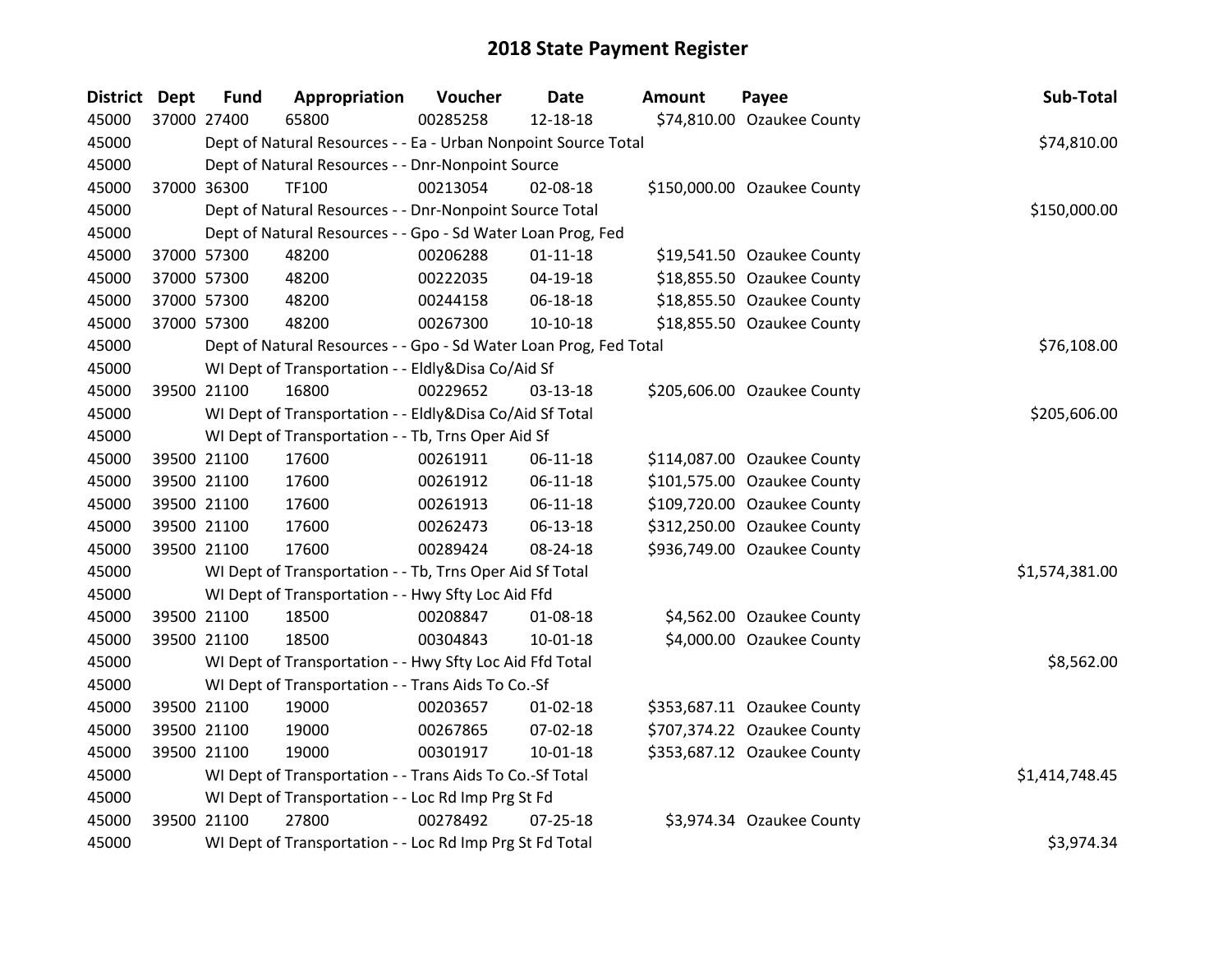# 2018 State Payment Register

| District | Dept | Fund | Appropriation | Voucher | Date | Amount | Payee | Sub-Total |
|---|---|---|---|---|---|---|---|---|
| 45000 | 37000 | 27400 | 65800 | 00285258 | 12-18-18 | $74,810.00 | Ozaukee County | |
| 45000 | | Dept of Natural Resources - - Ea - Urban Nonpoint Source Total | | | | | | $74,810.00 |
| 45000 | | Dept of Natural Resources - - Dnr-Nonpoint Source | | | | | | |
| 45000 | 37000 | 36300 | TF100 | 00213054 | 02-08-18 | $150,000.00 | Ozaukee County | |
| 45000 | | Dept of Natural Resources - - Dnr-Nonpoint Source Total | | | | | | $150,000.00 |
| 45000 | | Dept of Natural Resources - - Gpo - Sd Water Loan Prog, Fed | | | | | | |
| 45000 | 37000 | 57300 | 48200 | 00206288 | 01-11-18 | $19,541.50 | Ozaukee County | |
| 45000 | 37000 | 57300 | 48200 | 00222035 | 04-19-18 | $18,855.50 | Ozaukee County | |
| 45000 | 37000 | 57300 | 48200 | 00244158 | 06-18-18 | $18,855.50 | Ozaukee County | |
| 45000 | 37000 | 57300 | 48200 | 00267300 | 10-10-18 | $18,855.50 | Ozaukee County | |
| 45000 | | Dept of Natural Resources - - Gpo - Sd Water Loan Prog, Fed Total | | | | | | $76,108.00 |
| 45000 | | WI Dept of Transportation - - Eldly&Disa Co/Aid Sf | | | | | | |
| 45000 | 39500 | 21100 | 16800 | 00229652 | 03-13-18 | $205,606.00 | Ozaukee County | |
| 45000 | | WI Dept of Transportation - - Eldly&Disa Co/Aid Sf Total | | | | | | $205,606.00 |
| 45000 | | WI Dept of Transportation - - Tb, Trns Oper Aid Sf | | | | | | |
| 45000 | 39500 | 21100 | 17600 | 00261911 | 06-11-18 | $114,087.00 | Ozaukee County | |
| 45000 | 39500 | 21100 | 17600 | 00261912 | 06-11-18 | $101,575.00 | Ozaukee County | |
| 45000 | 39500 | 21100 | 17600 | 00261913 | 06-11-18 | $109,720.00 | Ozaukee County | |
| 45000 | 39500 | 21100 | 17600 | 00262473 | 06-13-18 | $312,250.00 | Ozaukee County | |
| 45000 | 39500 | 21100 | 17600 | 00289424 | 08-24-18 | $936,749.00 | Ozaukee County | |
| 45000 | | WI Dept of Transportation - - Tb, Trns Oper Aid Sf Total | | | | | | $1,574,381.00 |
| 45000 | | WI Dept of Transportation - - Hwy Sfty Loc Aid Ffd | | | | | | |
| 45000 | 39500 | 21100 | 18500 | 00208847 | 01-08-18 | $4,562.00 | Ozaukee County | |
| 45000 | 39500 | 21100 | 18500 | 00304843 | 10-01-18 | $4,000.00 | Ozaukee County | |
| 45000 | | WI Dept of Transportation - - Hwy Sfty Loc Aid Ffd Total | | | | | | $8,562.00 |
| 45000 | | WI Dept of Transportation - - Trans Aids To Co.-Sf | | | | | | |
| 45000 | 39500 | 21100 | 19000 | 00203657 | 01-02-18 | $353,687.11 | Ozaukee County | |
| 45000 | 39500 | 21100 | 19000 | 00267865 | 07-02-18 | $707,374.22 | Ozaukee County | |
| 45000 | 39500 | 21100 | 19000 | 00301917 | 10-01-18 | $353,687.12 | Ozaukee County | |
| 45000 | | WI Dept of Transportation - - Trans Aids To Co.-Sf Total | | | | | | $1,414,748.45 |
| 45000 | | WI Dept of Transportation - - Loc Rd Imp Prg St Fd | | | | | | |
| 45000 | 39500 | 21100 | 27800 | 00278492 | 07-25-18 | $3,974.34 | Ozaukee County | |
| 45000 | | WI Dept of Transportation - - Loc Rd Imp Prg St Fd Total | | | | | | $3,974.34 |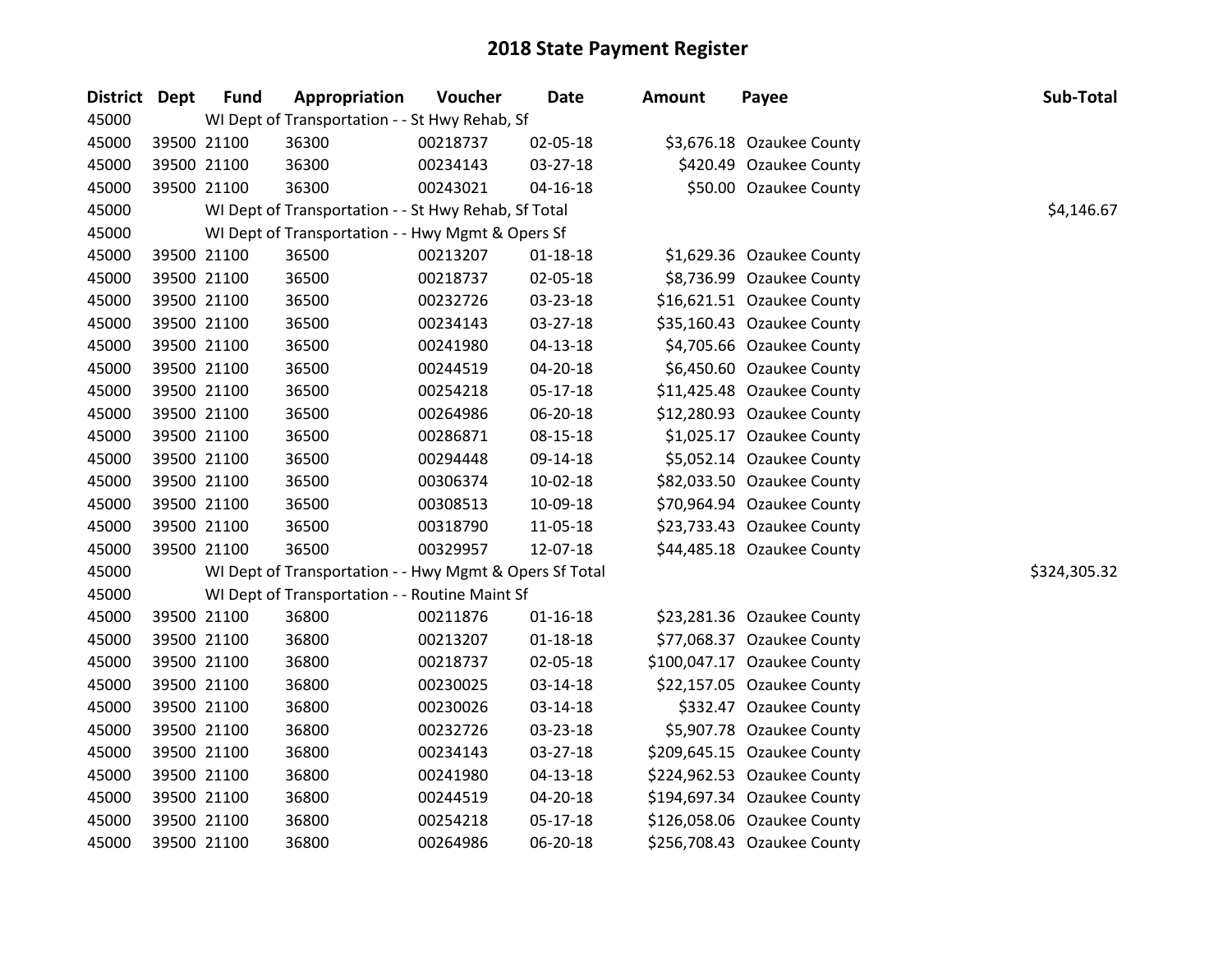# 2018 State Payment Register

| District | Dept | Fund | Appropriation | Voucher | Date | Amount | Payee | Sub-Total |
|---|---|---|---|---|---|---|---|---|
| 45000 | | WI Dept of Transportation - - St Hwy Rehab, Sf | | | | | | |
| 45000 | 39500 | 21100 | 36300 | 00218737 | 02-05-18 | $3,676.18 | Ozaukee County | |
| 45000 | 39500 | 21100 | 36300 | 00234143 | 03-27-18 | $420.49 | Ozaukee County | |
| 45000 | 39500 | 21100 | 36300 | 00243021 | 04-16-18 | $50.00 | Ozaukee County | |
| 45000 | | WI Dept of Transportation - - St Hwy Rehab, Sf Total | | | | | | $4,146.67 |
| 45000 | | WI Dept of Transportation - - Hwy Mgmt & Opers Sf | | | | | | |
| 45000 | 39500 | 21100 | 36500 | 00213207 | 01-18-18 | $1,629.36 | Ozaukee County | |
| 45000 | 39500 | 21100 | 36500 | 00218737 | 02-05-18 | $8,736.99 | Ozaukee County | |
| 45000 | 39500 | 21100 | 36500 | 00232726 | 03-23-18 | $16,621.51 | Ozaukee County | |
| 45000 | 39500 | 21100 | 36500 | 00234143 | 03-27-18 | $35,160.43 | Ozaukee County | |
| 45000 | 39500 | 21100 | 36500 | 00241980 | 04-13-18 | $4,705.66 | Ozaukee County | |
| 45000 | 39500 | 21100 | 36500 | 00244519 | 04-20-18 | $6,450.60 | Ozaukee County | |
| 45000 | 39500 | 21100 | 36500 | 00254218 | 05-17-18 | $11,425.48 | Ozaukee County | |
| 45000 | 39500 | 21100 | 36500 | 00264986 | 06-20-18 | $12,280.93 | Ozaukee County | |
| 45000 | 39500 | 21100 | 36500 | 00286871 | 08-15-18 | $1,025.17 | Ozaukee County | |
| 45000 | 39500 | 21100 | 36500 | 00294448 | 09-14-18 | $5,052.14 | Ozaukee County | |
| 45000 | 39500 | 21100 | 36500 | 00306374 | 10-02-18 | $82,033.50 | Ozaukee County | |
| 45000 | 39500 | 21100 | 36500 | 00308513 | 10-09-18 | $70,964.94 | Ozaukee County | |
| 45000 | 39500 | 21100 | 36500 | 00318790 | 11-05-18 | $23,733.43 | Ozaukee County | |
| 45000 | 39500 | 21100 | 36500 | 00329957 | 12-07-18 | $44,485.18 | Ozaukee County | |
| 45000 | | WI Dept of Transportation - - Hwy Mgmt & Opers Sf Total | | | | | | $324,305.32 |
| 45000 | | WI Dept of Transportation - - Routine Maint Sf | | | | | | |
| 45000 | 39500 | 21100 | 36800 | 00211876 | 01-16-18 | $23,281.36 | Ozaukee County | |
| 45000 | 39500 | 21100 | 36800 | 00213207 | 01-18-18 | $77,068.37 | Ozaukee County | |
| 45000 | 39500 | 21100 | 36800 | 00218737 | 02-05-18 | $100,047.17 | Ozaukee County | |
| 45000 | 39500 | 21100 | 36800 | 00230025 | 03-14-18 | $22,157.05 | Ozaukee County | |
| 45000 | 39500 | 21100 | 36800 | 00230026 | 03-14-18 | $332.47 | Ozaukee County | |
| 45000 | 39500 | 21100 | 36800 | 00232726 | 03-23-18 | $5,907.78 | Ozaukee County | |
| 45000 | 39500 | 21100 | 36800 | 00234143 | 03-27-18 | $209,645.15 | Ozaukee County | |
| 45000 | 39500 | 21100 | 36800 | 00241980 | 04-13-18 | $224,962.53 | Ozaukee County | |
| 45000 | 39500 | 21100 | 36800 | 00244519 | 04-20-18 | $194,697.34 | Ozaukee County | |
| 45000 | 39500 | 21100 | 36800 | 00254218 | 05-17-18 | $126,058.06 | Ozaukee County | |
| 45000 | 39500 | 21100 | 36800 | 00264986 | 06-20-18 | $256,708.43 | Ozaukee County | |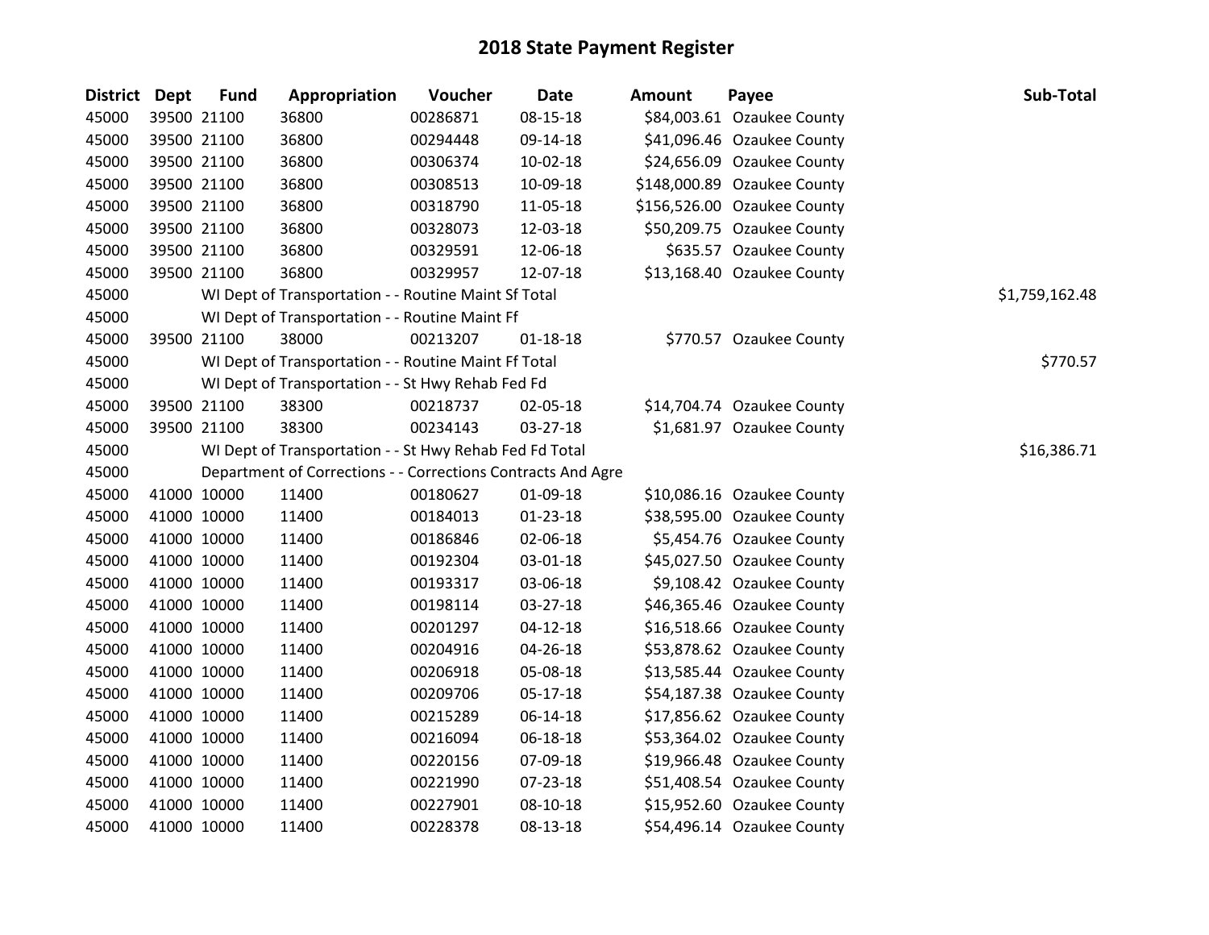# 2018 State Payment Register

| District | Dept | Fund | Appropriation | Voucher | Date | Amount | Payee | Sub-Total |
|---|---|---|---|---|---|---|---|---|
| 45000 | 39500 | 21100 | 36800 | 00286871 | 08-15-18 | $84,003.61 | Ozaukee County | |
| 45000 | 39500 | 21100 | 36800 | 00294448 | 09-14-18 | $41,096.46 | Ozaukee County | |
| 45000 | 39500 | 21100 | 36800 | 00306374 | 10-02-18 | $24,656.09 | Ozaukee County | |
| 45000 | 39500 | 21100 | 36800 | 00308513 | 10-09-18 | $148,000.89 | Ozaukee County | |
| 45000 | 39500 | 21100 | 36800 | 00318790 | 11-05-18 | $156,526.00 | Ozaukee County | |
| 45000 | 39500 | 21100 | 36800 | 00328073 | 12-03-18 | $50,209.75 | Ozaukee County | |
| 45000 | 39500 | 21100 | 36800 | 00329591 | 12-06-18 | $635.57 | Ozaukee County | |
| 45000 | 39500 | 21100 | 36800 | 00329957 | 12-07-18 | $13,168.40 | Ozaukee County | |
| 45000 | | WI Dept of Transportation - - Routine Maint Sf Total | | | | | | $1,759,162.48 |
| 45000 | | WI Dept of Transportation - - Routine Maint Ff | | | | | | |
| 45000 | 39500 | 21100 | 38000 | 00213207 | 01-18-18 | $770.57 | Ozaukee County | |
| 45000 | | WI Dept of Transportation - - Routine Maint Ff Total | | | | | | $770.57 |
| 45000 | | WI Dept of Transportation - - St Hwy Rehab Fed Fd | | | | | | |
| 45000 | 39500 | 21100 | 38300 | 00218737 | 02-05-18 | $14,704.74 | Ozaukee County | |
| 45000 | 39500 | 21100 | 38300 | 00234143 | 03-27-18 | $1,681.97 | Ozaukee County | |
| 45000 | | WI Dept of Transportation - - St Hwy Rehab Fed Fd Total | | | | | | $16,386.71 |
| 45000 | | Department of Corrections - - Corrections Contracts And Agre | | | | | | |
| 45000 | 41000 | 10000 | 11400 | 00180627 | 01-09-18 | $10,086.16 | Ozaukee County | |
| 45000 | 41000 | 10000 | 11400 | 00184013 | 01-23-18 | $38,595.00 | Ozaukee County | |
| 45000 | 41000 | 10000 | 11400 | 00186846 | 02-06-18 | $5,454.76 | Ozaukee County | |
| 45000 | 41000 | 10000 | 11400 | 00192304 | 03-01-18 | $45,027.50 | Ozaukee County | |
| 45000 | 41000 | 10000 | 11400 | 00193317 | 03-06-18 | $9,108.42 | Ozaukee County | |
| 45000 | 41000 | 10000 | 11400 | 00198114 | 03-27-18 | $46,365.46 | Ozaukee County | |
| 45000 | 41000 | 10000 | 11400 | 00201297 | 04-12-18 | $16,518.66 | Ozaukee County | |
| 45000 | 41000 | 10000 | 11400 | 00204916 | 04-26-18 | $53,878.62 | Ozaukee County | |
| 45000 | 41000 | 10000 | 11400 | 00206918 | 05-08-18 | $13,585.44 | Ozaukee County | |
| 45000 | 41000 | 10000 | 11400 | 00209706 | 05-17-18 | $54,187.38 | Ozaukee County | |
| 45000 | 41000 | 10000 | 11400 | 00215289 | 06-14-18 | $17,856.62 | Ozaukee County | |
| 45000 | 41000 | 10000 | 11400 | 00216094 | 06-18-18 | $53,364.02 | Ozaukee County | |
| 45000 | 41000 | 10000 | 11400 | 00220156 | 07-09-18 | $19,966.48 | Ozaukee County | |
| 45000 | 41000 | 10000 | 11400 | 00221990 | 07-23-18 | $51,408.54 | Ozaukee County | |
| 45000 | 41000 | 10000 | 11400 | 00227901 | 08-10-18 | $15,952.60 | Ozaukee County | |
| 45000 | 41000 | 10000 | 11400 | 00228378 | 08-13-18 | $54,496.14 | Ozaukee County | |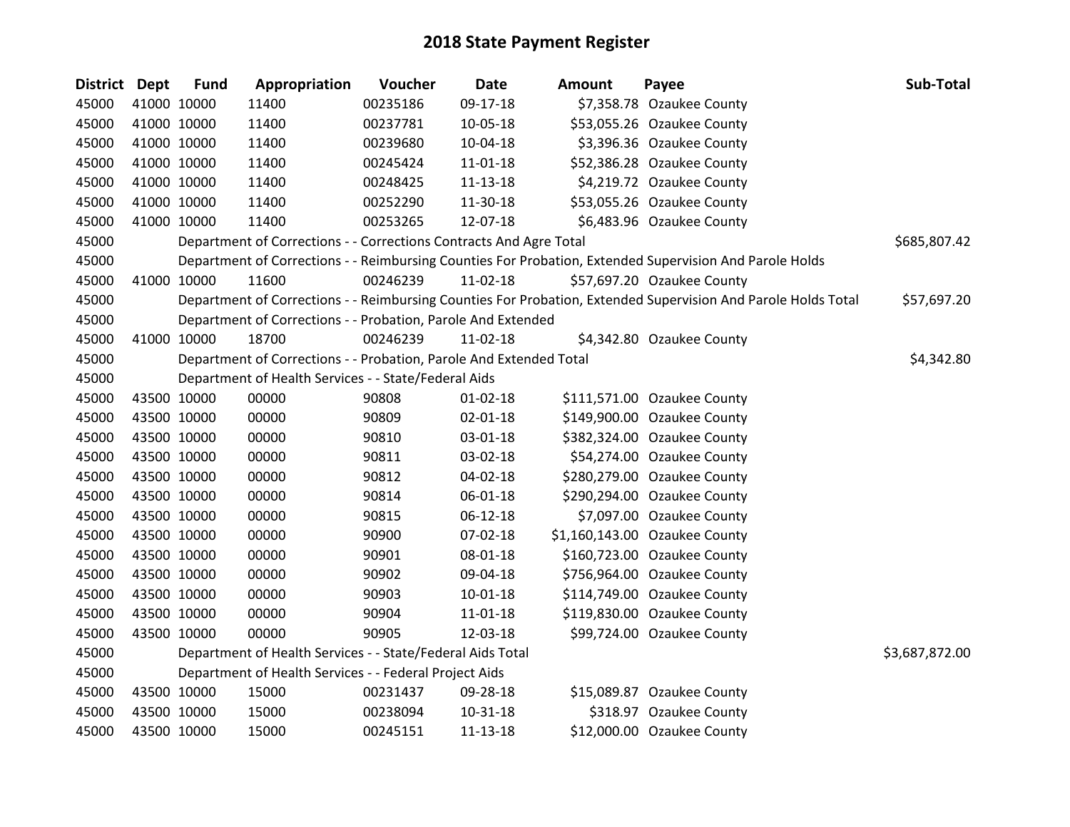# 2018 State Payment Register

| District | Dept | Fund | Appropriation | Voucher | Date | Amount | Payee | Sub-Total |
|---|---|---|---|---|---|---|---|---|
| 45000 | 41000 | 10000 | 11400 | 00235186 | 09-17-18 | $7,358.78 | Ozaukee County | |
| 45000 | 41000 | 10000 | 11400 | 00237781 | 10-05-18 | $53,055.26 | Ozaukee County | |
| 45000 | 41000 | 10000 | 11400 | 00239680 | 10-04-18 | $3,396.36 | Ozaukee County | |
| 45000 | 41000 | 10000 | 11400 | 00245424 | 11-01-18 | $52,386.28 | Ozaukee County | |
| 45000 | 41000 | 10000 | 11400 | 00248425 | 11-13-18 | $4,219.72 | Ozaukee County | |
| 45000 | 41000 | 10000 | 11400 | 00252290 | 11-30-18 | $53,055.26 | Ozaukee County | |
| 45000 | 41000 | 10000 | 11400 | 00253265 | 12-07-18 | $6,483.96 | Ozaukee County | |
| 45000 | | | Department of Corrections - - Corrections Contracts And Agre Total | | | | | $685,807.42 |
| 45000 | | | Department of Corrections - - Reimbursing Counties For Probation, Extended Supervision And Parole Holds | | | | | |
| 45000 | 41000 | 10000 | 11600 | 00246239 | 11-02-18 | $57,697.20 | Ozaukee County | |
| 45000 | | | Department of Corrections - - Reimbursing Counties For Probation, Extended Supervision And Parole Holds Total | | | | | $57,697.20 |
| 45000 | | | Department of Corrections - - Probation, Parole And Extended | | | | | |
| 45000 | 41000 | 10000 | 18700 | 00246239 | 11-02-18 | $4,342.80 | Ozaukee County | |
| 45000 | | | Department of Corrections - - Probation, Parole And Extended Total | | | | | $4,342.80 |
| 45000 | | | Department of Health Services - - State/Federal Aids | | | | | |
| 45000 | 43500 | 10000 | 00000 | 90808 | 01-02-18 | $111,571.00 | Ozaukee County | |
| 45000 | 43500 | 10000 | 00000 | 90809 | 02-01-18 | $149,900.00 | Ozaukee County | |
| 45000 | 43500 | 10000 | 00000 | 90810 | 03-01-18 | $382,324.00 | Ozaukee County | |
| 45000 | 43500 | 10000 | 00000 | 90811 | 03-02-18 | $54,274.00 | Ozaukee County | |
| 45000 | 43500 | 10000 | 00000 | 90812 | 04-02-18 | $280,279.00 | Ozaukee County | |
| 45000 | 43500 | 10000 | 00000 | 90814 | 06-01-18 | $290,294.00 | Ozaukee County | |
| 45000 | 43500 | 10000 | 00000 | 90815 | 06-12-18 | $7,097.00 | Ozaukee County | |
| 45000 | 43500 | 10000 | 00000 | 90900 | 07-02-18 | $1,160,143.00 | Ozaukee County | |
| 45000 | 43500 | 10000 | 00000 | 90901 | 08-01-18 | $160,723.00 | Ozaukee County | |
| 45000 | 43500 | 10000 | 00000 | 90902 | 09-04-18 | $756,964.00 | Ozaukee County | |
| 45000 | 43500 | 10000 | 00000 | 90903 | 10-01-18 | $114,749.00 | Ozaukee County | |
| 45000 | 43500 | 10000 | 00000 | 90904 | 11-01-18 | $119,830.00 | Ozaukee County | |
| 45000 | 43500 | 10000 | 00000 | 90905 | 12-03-18 | $99,724.00 | Ozaukee County | |
| 45000 | | | Department of Health Services - - State/Federal Aids Total | | | | | $3,687,872.00 |
| 45000 | | | Department of Health Services - - Federal Project Aids | | | | | |
| 45000 | 43500 | 10000 | 15000 | 00231437 | 09-28-18 | $15,089.87 | Ozaukee County | |
| 45000 | 43500 | 10000 | 15000 | 00238094 | 10-31-18 | $318.97 | Ozaukee County | |
| 45000 | 43500 | 10000 | 15000 | 00245151 | 11-13-18 | $12,000.00 | Ozaukee County | |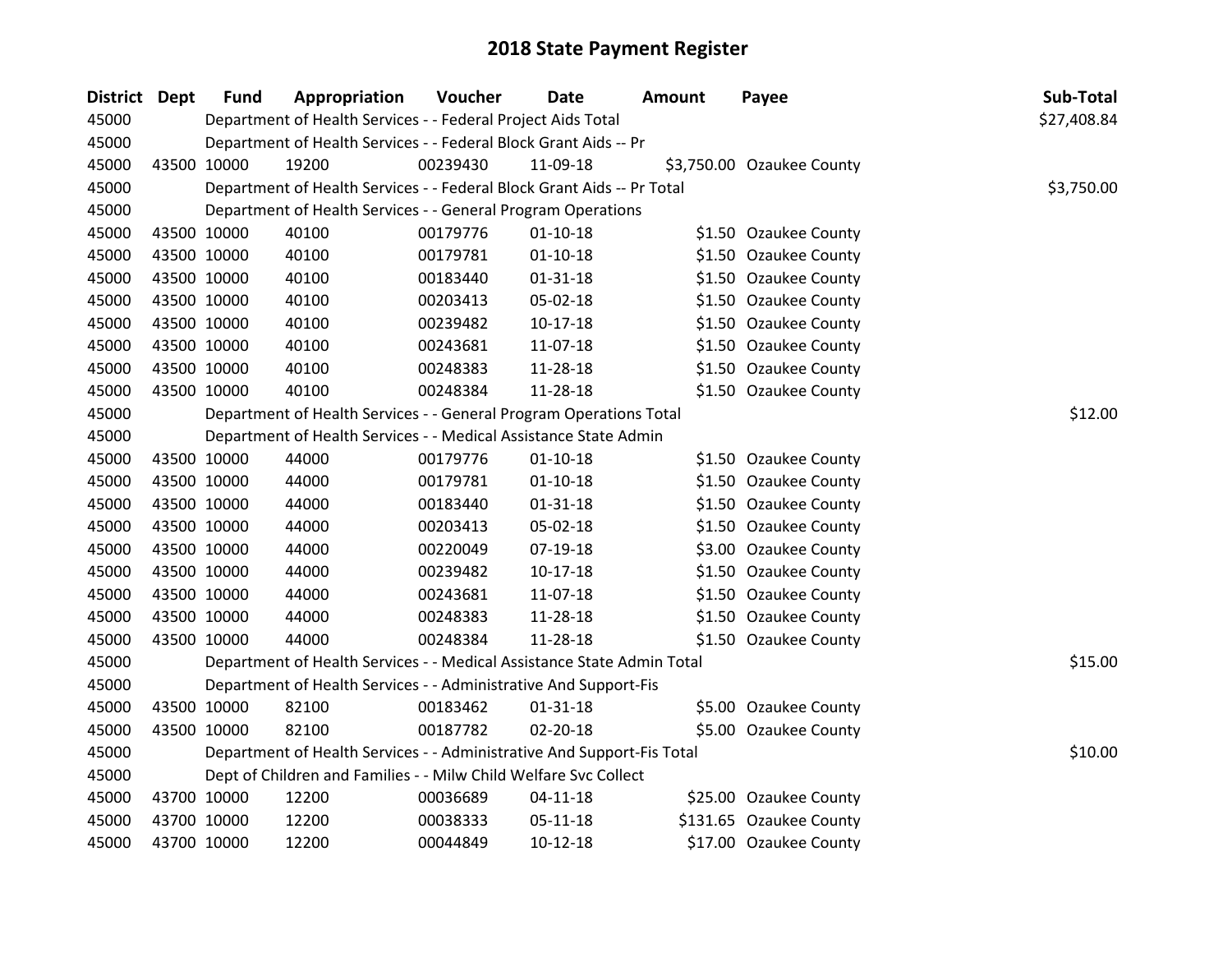# 2018 State Payment Register

| District | Dept | Fund | Appropriation | Voucher | Date | Amount | Payee | Sub-Total |
|---|---|---|---|---|---|---|---|---|
| 45000 | | Department of Health Services - - Federal Project Aids Total | | | | | | $27,408.84 |
| 45000 | | Department of Health Services - - Federal Block Grant Aids -- Pr | | | | | | |
| 45000 | 43500 | 10000 | 19200 | 00239430 | 11-09-18 | $3,750.00 | Ozaukee County | |
| 45000 | | Department of Health Services - - Federal Block Grant Aids -- Pr Total | | | | | | $3,750.00 |
| 45000 | | Department of Health Services - - General Program Operations | | | | | | |
| 45000 | 43500 | 10000 | 40100 | 00179776 | 01-10-18 | $1.50 | Ozaukee County | |
| 45000 | 43500 | 10000 | 40100 | 00179781 | 01-10-18 | $1.50 | Ozaukee County | |
| 45000 | 43500 | 10000 | 40100 | 00183440 | 01-31-18 | $1.50 | Ozaukee County | |
| 45000 | 43500 | 10000 | 40100 | 00203413 | 05-02-18 | $1.50 | Ozaukee County | |
| 45000 | 43500 | 10000 | 40100 | 00239482 | 10-17-18 | $1.50 | Ozaukee County | |
| 45000 | 43500 | 10000 | 40100 | 00243681 | 11-07-18 | $1.50 | Ozaukee County | |
| 45000 | 43500 | 10000 | 40100 | 00248383 | 11-28-18 | $1.50 | Ozaukee County | |
| 45000 | 43500 | 10000 | 40100 | 00248384 | 11-28-18 | $1.50 | Ozaukee County | |
| 45000 | | Department of Health Services - - General Program Operations Total | | | | | | $12.00 |
| 45000 | | Department of Health Services - - Medical Assistance State Admin | | | | | | |
| 45000 | 43500 | 10000 | 44000 | 00179776 | 01-10-18 | $1.50 | Ozaukee County | |
| 45000 | 43500 | 10000 | 44000 | 00179781 | 01-10-18 | $1.50 | Ozaukee County | |
| 45000 | 43500 | 10000 | 44000 | 00183440 | 01-31-18 | $1.50 | Ozaukee County | |
| 45000 | 43500 | 10000 | 44000 | 00203413 | 05-02-18 | $1.50 | Ozaukee County | |
| 45000 | 43500 | 10000 | 44000 | 00220049 | 07-19-18 | $3.00 | Ozaukee County | |
| 45000 | 43500 | 10000 | 44000 | 00239482 | 10-17-18 | $1.50 | Ozaukee County | |
| 45000 | 43500 | 10000 | 44000 | 00243681 | 11-07-18 | $1.50 | Ozaukee County | |
| 45000 | 43500 | 10000 | 44000 | 00248383 | 11-28-18 | $1.50 | Ozaukee County | |
| 45000 | 43500 | 10000 | 44000 | 00248384 | 11-28-18 | $1.50 | Ozaukee County | |
| 45000 | | Department of Health Services - - Medical Assistance State Admin Total | | | | | | $15.00 |
| 45000 | | Department of Health Services - - Administrative And Support-Fis | | | | | | |
| 45000 | 43500 | 10000 | 82100 | 00183462 | 01-31-18 | $5.00 | Ozaukee County | |
| 45000 | 43500 | 10000 | 82100 | 00187782 | 02-20-18 | $5.00 | Ozaukee County | |
| 45000 | | Department of Health Services - - Administrative And Support-Fis Total | | | | | | $10.00 |
| 45000 | | Dept of Children and Families - - Milw Child Welfare Svc Collect | | | | | | |
| 45000 | 43700 | 10000 | 12200 | 00036689 | 04-11-18 | $25.00 | Ozaukee County | |
| 45000 | 43700 | 10000 | 12200 | 00038333 | 05-11-18 | $131.65 | Ozaukee County | |
| 45000 | 43700 | 10000 | 12200 | 00044849 | 10-12-18 | $17.00 | Ozaukee County | |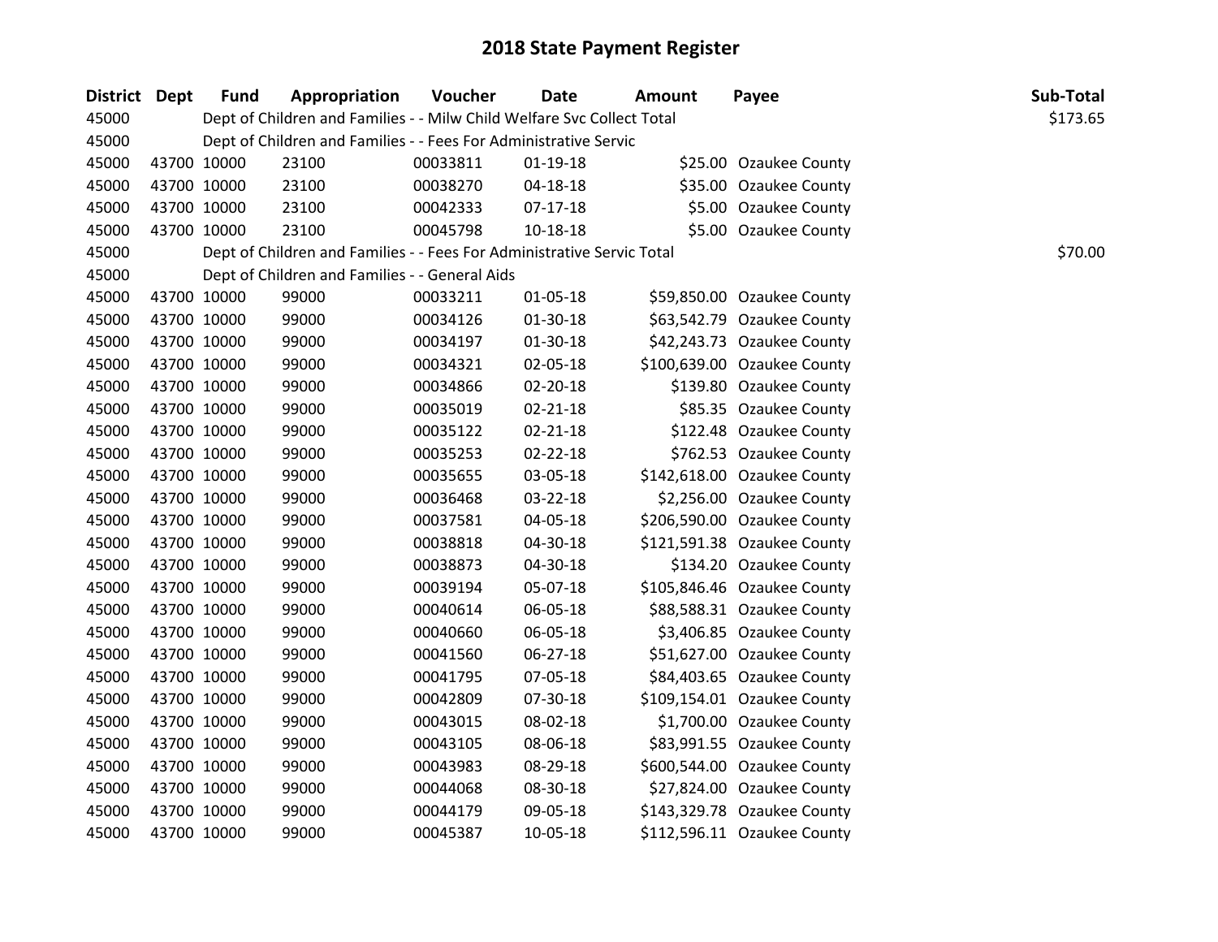# 2018 State Payment Register

| District | Dept | Fund | Appropriation | Voucher | Date | Amount | Payee | Sub-Total |
|---|---|---|---|---|---|---|---|---|
| 45000 | | Dept of Children and Families - - Milw Child Welfare Svc Collect Total | | | | | | $173.65 |
| 45000 | | Dept of Children and Families - - Fees For Administrative Servic | | | | | | |
| 45000 | 43700 | 10000 | 23100 | 00033811 | 01-19-18 | $25.00 | Ozaukee County | |
| 45000 | 43700 | 10000 | 23100 | 00038270 | 04-18-18 | $35.00 | Ozaukee County | |
| 45000 | 43700 | 10000 | 23100 | 00042333 | 07-17-18 | $5.00 | Ozaukee County | |
| 45000 | 43700 | 10000 | 23100 | 00045798 | 10-18-18 | $5.00 | Ozaukee County | |
| 45000 | | Dept of Children and Families - - Fees For Administrative Servic Total | | | | | | $70.00 |
| 45000 | | Dept of Children and Families - - General Aids | | | | | | |
| 45000 | 43700 | 10000 | 99000 | 00033211 | 01-05-18 | $59,850.00 | Ozaukee County | |
| 45000 | 43700 | 10000 | 99000 | 00034126 | 01-30-18 | $63,542.79 | Ozaukee County | |
| 45000 | 43700 | 10000 | 99000 | 00034197 | 01-30-18 | $42,243.73 | Ozaukee County | |
| 45000 | 43700 | 10000 | 99000 | 00034321 | 02-05-18 | $100,639.00 | Ozaukee County | |
| 45000 | 43700 | 10000 | 99000 | 00034866 | 02-20-18 | $139.80 | Ozaukee County | |
| 45000 | 43700 | 10000 | 99000 | 00035019 | 02-21-18 | $85.35 | Ozaukee County | |
| 45000 | 43700 | 10000 | 99000 | 00035122 | 02-21-18 | $122.48 | Ozaukee County | |
| 45000 | 43700 | 10000 | 99000 | 00035253 | 02-22-18 | $762.53 | Ozaukee County | |
| 45000 | 43700 | 10000 | 99000 | 00035655 | 03-05-18 | $142,618.00 | Ozaukee County | |
| 45000 | 43700 | 10000 | 99000 | 00036468 | 03-22-18 | $2,256.00 | Ozaukee County | |
| 45000 | 43700 | 10000 | 99000 | 00037581 | 04-05-18 | $206,590.00 | Ozaukee County | |
| 45000 | 43700 | 10000 | 99000 | 00038818 | 04-30-18 | $121,591.38 | Ozaukee County | |
| 45000 | 43700 | 10000 | 99000 | 00038873 | 04-30-18 | $134.20 | Ozaukee County | |
| 45000 | 43700 | 10000 | 99000 | 00039194 | 05-07-18 | $105,846.46 | Ozaukee County | |
| 45000 | 43700 | 10000 | 99000 | 00040614 | 06-05-18 | $88,588.31 | Ozaukee County | |
| 45000 | 43700 | 10000 | 99000 | 00040660 | 06-05-18 | $3,406.85 | Ozaukee County | |
| 45000 | 43700 | 10000 | 99000 | 00041560 | 06-27-18 | $51,627.00 | Ozaukee County | |
| 45000 | 43700 | 10000 | 99000 | 00041795 | 07-05-18 | $84,403.65 | Ozaukee County | |
| 45000 | 43700 | 10000 | 99000 | 00042809 | 07-30-18 | $109,154.01 | Ozaukee County | |
| 45000 | 43700 | 10000 | 99000 | 00043015 | 08-02-18 | $1,700.00 | Ozaukee County | |
| 45000 | 43700 | 10000 | 99000 | 00043105 | 08-06-18 | $83,991.55 | Ozaukee County | |
| 45000 | 43700 | 10000 | 99000 | 00043983 | 08-29-18 | $600,544.00 | Ozaukee County | |
| 45000 | 43700 | 10000 | 99000 | 00044068 | 08-30-18 | $27,824.00 | Ozaukee County | |
| 45000 | 43700 | 10000 | 99000 | 00044179 | 09-05-18 | $143,329.78 | Ozaukee County | |
| 45000 | 43700 | 10000 | 99000 | 00045387 | 10-05-18 | $112,596.11 | Ozaukee County | |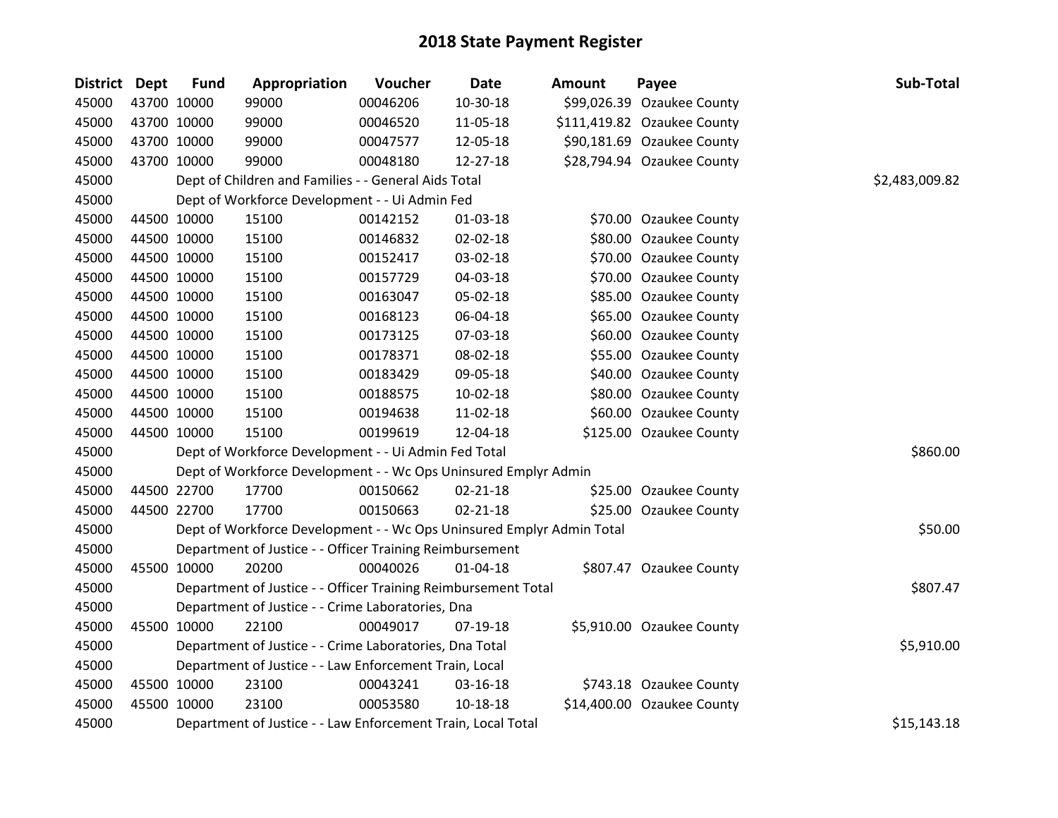# 2018 State Payment Register

| District | Dept | Fund | Appropriation | Voucher | Date | Amount | Payee | Sub-Total |
|---|---|---|---|---|---|---|---|---|
| 45000 | 43700 | 10000 | 99000 | 00046206 | 10-30-18 | $99,026.39 | Ozaukee County | |
| 45000 | 43700 | 10000 | 99000 | 00046520 | 11-05-18 | $111,419.82 | Ozaukee County | |
| 45000 | 43700 | 10000 | 99000 | 00047577 | 12-05-18 | $90,181.69 | Ozaukee County | |
| 45000 | 43700 | 10000 | 99000 | 00048180 | 12-27-18 | $28,794.94 | Ozaukee County | |
| 45000 | | Dept of Children and Families - - General Aids Total | | | | | | $2,483,009.82 |
| 45000 | | Dept of Workforce Development - - Ui Admin Fed | | | | | | |
| 45000 | 44500 | 10000 | 15100 | 00142152 | 01-03-18 | $70.00 | Ozaukee County | |
| 45000 | 44500 | 10000 | 15100 | 00146832 | 02-02-18 | $80.00 | Ozaukee County | |
| 45000 | 44500 | 10000 | 15100 | 00152417 | 03-02-18 | $70.00 | Ozaukee County | |
| 45000 | 44500 | 10000 | 15100 | 00157729 | 04-03-18 | $70.00 | Ozaukee County | |
| 45000 | 44500 | 10000 | 15100 | 00163047 | 05-02-18 | $85.00 | Ozaukee County | |
| 45000 | 44500 | 10000 | 15100 | 00168123 | 06-04-18 | $65.00 | Ozaukee County | |
| 45000 | 44500 | 10000 | 15100 | 00173125 | 07-03-18 | $60.00 | Ozaukee County | |
| 45000 | 44500 | 10000 | 15100 | 00178371 | 08-02-18 | $55.00 | Ozaukee County | |
| 45000 | 44500 | 10000 | 15100 | 00183429 | 09-05-18 | $40.00 | Ozaukee County | |
| 45000 | 44500 | 10000 | 15100 | 00188575 | 10-02-18 | $80.00 | Ozaukee County | |
| 45000 | 44500 | 10000 | 15100 | 00194638 | 11-02-18 | $60.00 | Ozaukee County | |
| 45000 | 44500 | 10000 | 15100 | 00199619 | 12-04-18 | $125.00 | Ozaukee County | |
| 45000 | | Dept of Workforce Development - - Ui Admin Fed Total | | | | | | $860.00 |
| 45000 | | Dept of Workforce Development - - Wc Ops Uninsured Emplyr Admin | | | | | | |
| 45000 | 44500 | 22700 | 17700 | 00150662 | 02-21-18 | $25.00 | Ozaukee County | |
| 45000 | 44500 | 22700 | 17700 | 00150663 | 02-21-18 | $25.00 | Ozaukee County | |
| 45000 | | Dept of Workforce Development - - Wc Ops Uninsured Emplyr Admin Total | | | | | | $50.00 |
| 45000 | | Department of Justice - - Officer Training Reimbursement | | | | | | |
| 45000 | 45500 | 10000 | 20200 | 00040026 | 01-04-18 | $807.47 | Ozaukee County | |
| 45000 | | Department of Justice - - Officer Training Reimbursement Total | | | | | | $807.47 |
| 45000 | | Department of Justice - - Crime Laboratories, Dna | | | | | | |
| 45000 | 45500 | 10000 | 22100 | 00049017 | 07-19-18 | $5,910.00 | Ozaukee County | |
| 45000 | | Department of Justice - - Crime Laboratories, Dna Total | | | | | | $5,910.00 |
| 45000 | | Department of Justice - - Law Enforcement Train, Local | | | | | | |
| 45000 | 45500 | 10000 | 23100 | 00043241 | 03-16-18 | $743.18 | Ozaukee County | |
| 45000 | 45500 | 10000 | 23100 | 00053580 | 10-18-18 | $14,400.00 | Ozaukee County | |
| 45000 | | Department of Justice - - Law Enforcement Train, Local Total | | | | | | $15,143.18 |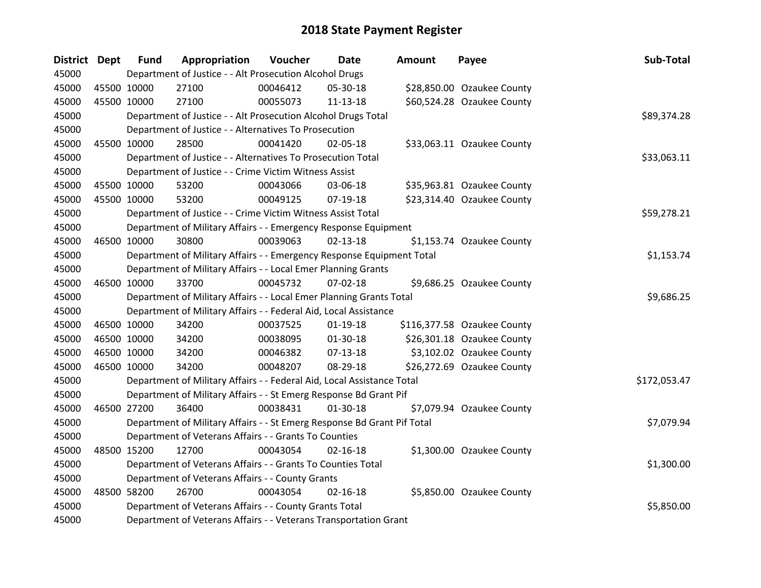# 2018 State Payment Register

| District | Dept | Fund | Appropriation | Voucher | Date | Amount | Payee | Sub-Total |
|---|---|---|---|---|---|---|---|---|
| 45000 | | Department of Justice - - Alt Prosecution Alcohol Drugs | | | | | | |
| 45000 | 45500 | 10000 | 27100 | 00046412 | 05-30-18 | $28,850.00 | Ozaukee County | |
| 45000 | 45500 | 10000 | 27100 | 00055073 | 11-13-18 | $60,524.28 | Ozaukee County | |
| 45000 | | Department of Justice - - Alt Prosecution Alcohol Drugs Total | | | | | | $89,374.28 |
| 45000 | | Department of Justice - - Alternatives To Prosecution | | | | | | |
| 45000 | 45500 | 10000 | 28500 | 00041420 | 02-05-18 | $33,063.11 | Ozaukee County | |
| 45000 | | Department of Justice - - Alternatives To Prosecution Total | | | | | | $33,063.11 |
| 45000 | | Department of Justice - - Crime Victim Witness Assist | | | | | | |
| 45000 | 45500 | 10000 | 53200 | 00043066 | 03-06-18 | $35,963.81 | Ozaukee County | |
| 45000 | 45500 | 10000 | 53200 | 00049125 | 07-19-18 | $23,314.40 | Ozaukee County | |
| 45000 | | Department of Justice - - Crime Victim Witness Assist Total | | | | | | $59,278.21 |
| 45000 | | Department of Military Affairs - - Emergency Response Equipment | | | | | | |
| 45000 | 46500 | 10000 | 30800 | 00039063 | 02-13-18 | $1,153.74 | Ozaukee County | |
| 45000 | | Department of Military Affairs - - Emergency Response Equipment Total | | | | | | $1,153.74 |
| 45000 | | Department of Military Affairs - - Local Emer Planning Grants | | | | | | |
| 45000 | 46500 | 10000 | 33700 | 00045732 | 07-02-18 | $9,686.25 | Ozaukee County | |
| 45000 | | Department of Military Affairs - - Local Emer Planning Grants Total | | | | | | $9,686.25 |
| 45000 | | Department of Military Affairs - - Federal Aid, Local Assistance | | | | | | |
| 45000 | 46500 | 10000 | 34200 | 00037525 | 01-19-18 | $116,377.58 | Ozaukee County | |
| 45000 | 46500 | 10000 | 34200 | 00038095 | 01-30-18 | $26,301.18 | Ozaukee County | |
| 45000 | 46500 | 10000 | 34200 | 00046382 | 07-13-18 | $3,102.02 | Ozaukee County | |
| 45000 | 46500 | 10000 | 34200 | 00048207 | 08-29-18 | $26,272.69 | Ozaukee County | |
| 45000 | | Department of Military Affairs - - Federal Aid, Local Assistance Total | | | | | | $172,053.47 |
| 45000 | | Department of Military Affairs - - St Emerg Response Bd Grant Pif | | | | | | |
| 45000 | 46500 | 27200 | 36400 | 00038431 | 01-30-18 | $7,079.94 | Ozaukee County | |
| 45000 | | Department of Military Affairs - - St Emerg Response Bd Grant Pif Total | | | | | | $7,079.94 |
| 45000 | | Department of Veterans Affairs - - Grants To Counties | | | | | | |
| 45000 | 48500 | 15200 | 12700 | 00043054 | 02-16-18 | $1,300.00 | Ozaukee County | |
| 45000 | | Department of Veterans Affairs - - Grants To Counties Total | | | | | | $1,300.00 |
| 45000 | | Department of Veterans Affairs - - County Grants | | | | | | |
| 45000 | 48500 | 58200 | 26700 | 00043054 | 02-16-18 | $5,850.00 | Ozaukee County | |
| 45000 | | Department of Veterans Affairs - - County Grants Total | | | | | | $5,850.00 |
| 45000 | | Department of Veterans Affairs - - Veterans Transportation Grant | | | | | | |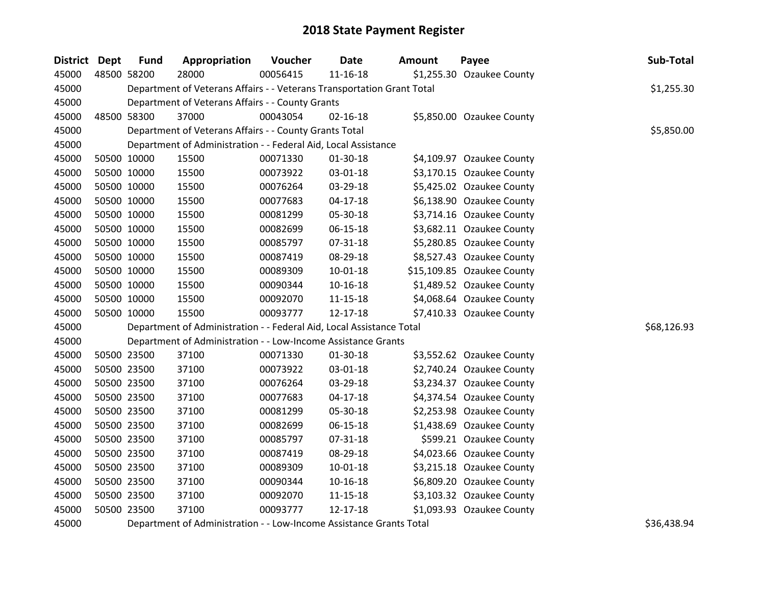# 2018 State Payment Register

| District | Dept | Fund | Appropriation | Voucher | Date | Amount | Payee | Sub-Total |
|---|---|---|---|---|---|---|---|---|
| 45000 | 48500 | 58200 | 28000 | 00056415 | 11-16-18 | $1,255.30 | Ozaukee County | |
| 45000 | Department of Veterans Affairs - - Veterans Transportation Grant Total | | | | | | | $1,255.30 |
| 45000 | Department of Veterans Affairs - - County Grants | | | | | | | |
| 45000 | 48500 | 58300 | 37000 | 00043054 | 02-16-18 | $5,850.00 | Ozaukee County | |
| 45000 | Department of Veterans Affairs - - County Grants Total | | | | | | | $5,850.00 |
| 45000 | Department of Administration - - Federal Aid, Local Assistance | | | | | | | |
| 45000 | 50500 | 10000 | 15500 | 00071330 | 01-30-18 | $4,109.97 | Ozaukee County | |
| 45000 | 50500 | 10000 | 15500 | 00073922 | 03-01-18 | $3,170.15 | Ozaukee County | |
| 45000 | 50500 | 10000 | 15500 | 00076264 | 03-29-18 | $5,425.02 | Ozaukee County | |
| 45000 | 50500 | 10000 | 15500 | 00077683 | 04-17-18 | $6,138.90 | Ozaukee County | |
| 45000 | 50500 | 10000 | 15500 | 00081299 | 05-30-18 | $3,714.16 | Ozaukee County | |
| 45000 | 50500 | 10000 | 15500 | 00082699 | 06-15-18 | $3,682.11 | Ozaukee County | |
| 45000 | 50500 | 10000 | 15500 | 00085797 | 07-31-18 | $5,280.85 | Ozaukee County | |
| 45000 | 50500 | 10000 | 15500 | 00087419 | 08-29-18 | $8,527.43 | Ozaukee County | |
| 45000 | 50500 | 10000 | 15500 | 00089309 | 10-01-18 | $15,109.85 | Ozaukee County | |
| 45000 | 50500 | 10000 | 15500 | 00090344 | 10-16-18 | $1,489.52 | Ozaukee County | |
| 45000 | 50500 | 10000 | 15500 | 00092070 | 11-15-18 | $4,068.64 | Ozaukee County | |
| 45000 | 50500 | 10000 | 15500 | 00093777 | 12-17-18 | $7,410.33 | Ozaukee County | |
| 45000 | Department of Administration - - Federal Aid, Local Assistance Total | | | | | | | $68,126.93 |
| 45000 | Department of Administration - - Low-Income Assistance Grants | | | | | | | |
| 45000 | 50500 | 23500 | 37100 | 00071330 | 01-30-18 | $3,552.62 | Ozaukee County | |
| 45000 | 50500 | 23500 | 37100 | 00073922 | 03-01-18 | $2,740.24 | Ozaukee County | |
| 45000 | 50500 | 23500 | 37100 | 00076264 | 03-29-18 | $3,234.37 | Ozaukee County | |
| 45000 | 50500 | 23500 | 37100 | 00077683 | 04-17-18 | $4,374.54 | Ozaukee County | |
| 45000 | 50500 | 23500 | 37100 | 00081299 | 05-30-18 | $2,253.98 | Ozaukee County | |
| 45000 | 50500 | 23500 | 37100 | 00082699 | 06-15-18 | $1,438.69 | Ozaukee County | |
| 45000 | 50500 | 23500 | 37100 | 00085797 | 07-31-18 | $599.21 | Ozaukee County | |
| 45000 | 50500 | 23500 | 37100 | 00087419 | 08-29-18 | $4,023.66 | Ozaukee County | |
| 45000 | 50500 | 23500 | 37100 | 00089309 | 10-01-18 | $3,215.18 | Ozaukee County | |
| 45000 | 50500 | 23500 | 37100 | 00090344 | 10-16-18 | $6,809.20 | Ozaukee County | |
| 45000 | 50500 | 23500 | 37100 | 00092070 | 11-15-18 | $3,103.32 | Ozaukee County | |
| 45000 | 50500 | 23500 | 37100 | 00093777 | 12-17-18 | $1,093.93 | Ozaukee County | |
| 45000 | Department of Administration - - Low-Income Assistance Grants Total | | | | | | | $36,438.94 |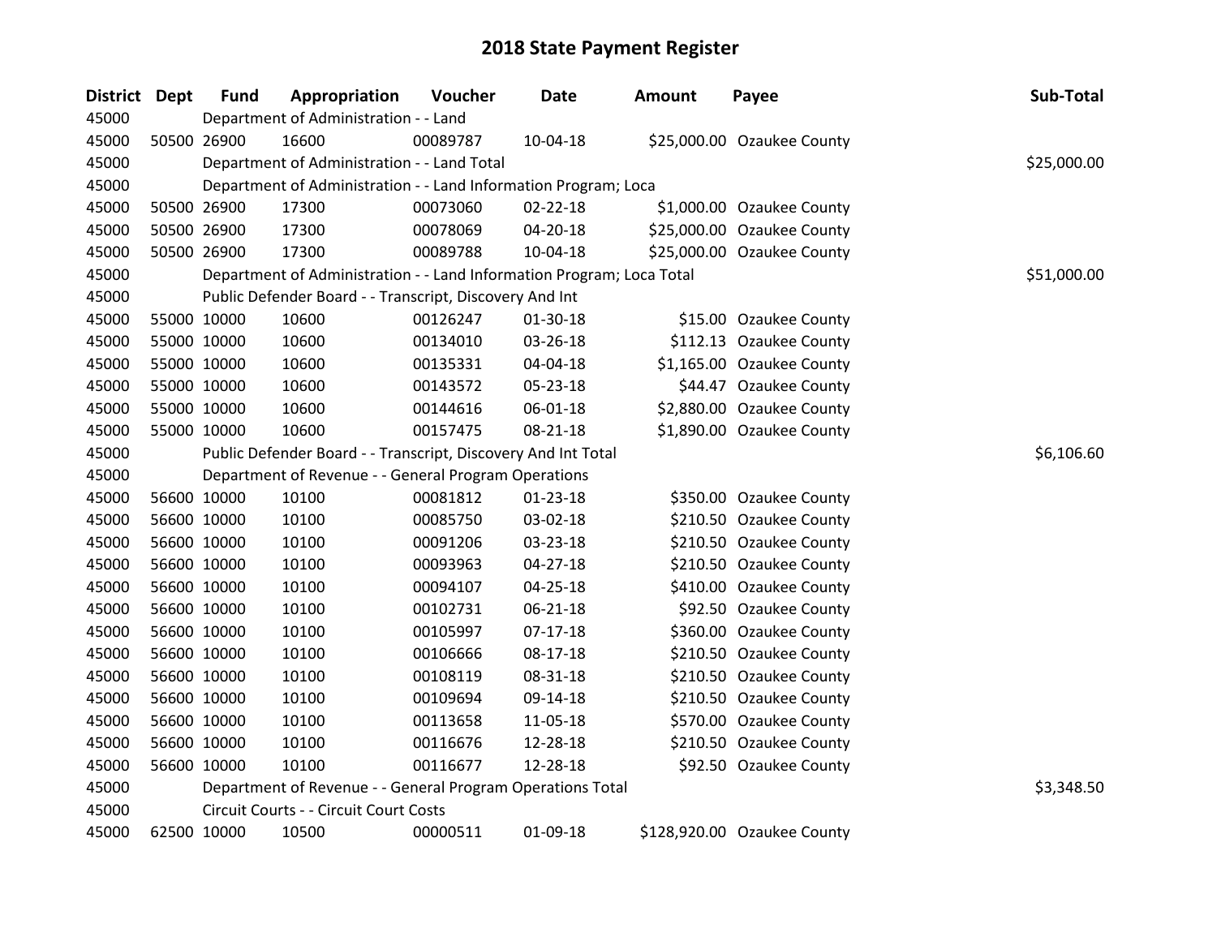# 2018 State Payment Register

| District | Dept | Fund | Appropriation | Voucher | Date | Amount | Payee | Sub-Total |
|---|---|---|---|---|---|---|---|---|
| 45000 | | Department of Administration - - Land | | | | | | |
| 45000 | 50500 | 26900 | 16600 | 00089787 | 10-04-18 | $25,000.00 | Ozaukee County | |
| 45000 | | Department of Administration - - Land Total | | | | | | $25,000.00 |
| 45000 | | Department of Administration - - Land Information Program; Loca | | | | | | |
| 45000 | 50500 | 26900 | 17300 | 00073060 | 02-22-18 | $1,000.00 | Ozaukee County | |
| 45000 | 50500 | 26900 | 17300 | 00078069 | 04-20-18 | $25,000.00 | Ozaukee County | |
| 45000 | 50500 | 26900 | 17300 | 00089788 | 10-04-18 | $25,000.00 | Ozaukee County | |
| 45000 | | Department of Administration - - Land Information Program; Loca Total | | | | | | $51,000.00 |
| 45000 | | Public Defender Board - - Transcript, Discovery And Int | | | | | | |
| 45000 | 55000 | 10000 | 10600 | 00126247 | 01-30-18 | $15.00 | Ozaukee County | |
| 45000 | 55000 | 10000 | 10600 | 00134010 | 03-26-18 | $112.13 | Ozaukee County | |
| 45000 | 55000 | 10000 | 10600 | 00135331 | 04-04-18 | $1,165.00 | Ozaukee County | |
| 45000 | 55000 | 10000 | 10600 | 00143572 | 05-23-18 | $44.47 | Ozaukee County | |
| 45000 | 55000 | 10000 | 10600 | 00144616 | 06-01-18 | $2,880.00 | Ozaukee County | |
| 45000 | 55000 | 10000 | 10600 | 00157475 | 08-21-18 | $1,890.00 | Ozaukee County | |
| 45000 | | Public Defender Board - - Transcript, Discovery And Int Total | | | | | | $6,106.60 |
| 45000 | | Department of Revenue - - General Program Operations | | | | | | |
| 45000 | 56600 | 10000 | 10100 | 00081812 | 01-23-18 | $350.00 | Ozaukee County | |
| 45000 | 56600 | 10000 | 10100 | 00085750 | 03-02-18 | $210.50 | Ozaukee County | |
| 45000 | 56600 | 10000 | 10100 | 00091206 | 03-23-18 | $210.50 | Ozaukee County | |
| 45000 | 56600 | 10000 | 10100 | 00093963 | 04-27-18 | $210.50 | Ozaukee County | |
| 45000 | 56600 | 10000 | 10100 | 00094107 | 04-25-18 | $410.00 | Ozaukee County | |
| 45000 | 56600 | 10000 | 10100 | 00102731 | 06-21-18 | $92.50 | Ozaukee County | |
| 45000 | 56600 | 10000 | 10100 | 00105997 | 07-17-18 | $360.00 | Ozaukee County | |
| 45000 | 56600 | 10000 | 10100 | 00106666 | 08-17-18 | $210.50 | Ozaukee County | |
| 45000 | 56600 | 10000 | 10100 | 00108119 | 08-31-18 | $210.50 | Ozaukee County | |
| 45000 | 56600 | 10000 | 10100 | 00109694 | 09-14-18 | $210.50 | Ozaukee County | |
| 45000 | 56600 | 10000 | 10100 | 00113658 | 11-05-18 | $570.00 | Ozaukee County | |
| 45000 | 56600 | 10000 | 10100 | 00116676 | 12-28-18 | $210.50 | Ozaukee County | |
| 45000 | 56600 | 10000 | 10100 | 00116677 | 12-28-18 | $92.50 | Ozaukee County | |
| 45000 | | Department of Revenue - - General Program Operations Total | | | | | | $3,348.50 |
| 45000 | | Circuit Courts - - Circuit Court Costs | | | | | | |
| 45000 | 62500 | 10000 | 10500 | 00000511 | 01-09-18 | $128,920.00 | Ozaukee County | |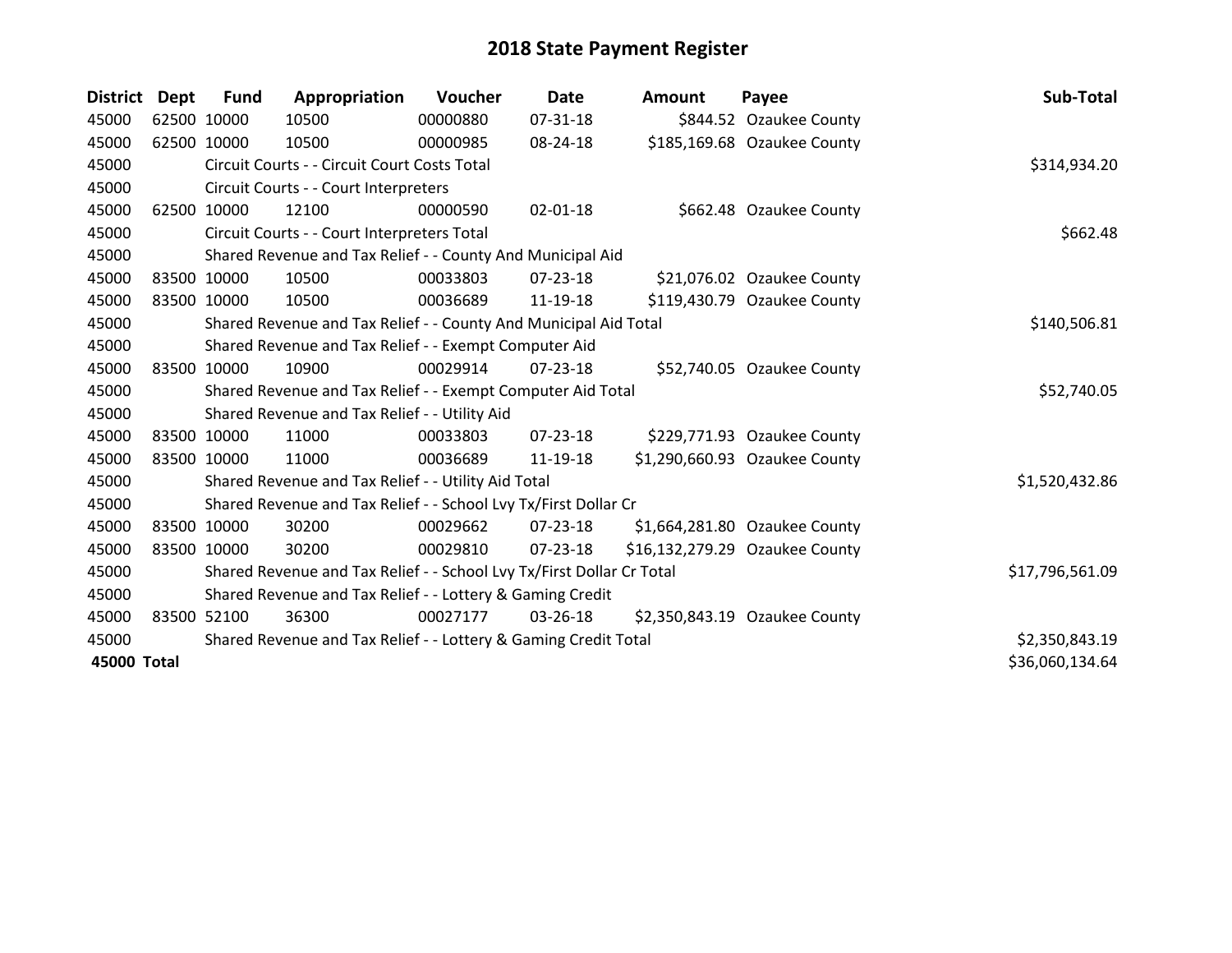# 2018 State Payment Register

| District | Dept | Fund | Appropriation | Voucher | Date | Amount | Payee | Sub-Total |
|---|---|---|---|---|---|---|---|---|
| 45000 | 62500 | 10000 | 10500 | 00000880 | 07-31-18 | $844.52 | Ozaukee County | |
| 45000 | 62500 | 10000 | 10500 | 00000985 | 08-24-18 | $185,169.68 | Ozaukee County | |
| 45000 | | Circuit Courts - - Circuit Court Costs Total | | | | | | $314,934.20 |
| 45000 | | Circuit Courts - - Court Interpreters | | | | | | |
| 45000 | 62500 | 10000 | 12100 | 00000590 | 02-01-18 | $662.48 | Ozaukee County | |
| 45000 | | Circuit Courts - - Court Interpreters Total | | | | | | $662.48 |
| 45000 | | Shared Revenue and Tax Relief - - County And Municipal Aid | | | | | | |
| 45000 | 83500 | 10000 | 10500 | 00033803 | 07-23-18 | $21,076.02 | Ozaukee County | |
| 45000 | 83500 | 10000 | 10500 | 00036689 | 11-19-18 | $119,430.79 | Ozaukee County | |
| 45000 | | Shared Revenue and Tax Relief - - County And Municipal Aid Total | | | | | | $140,506.81 |
| 45000 | | Shared Revenue and Tax Relief - - Exempt Computer Aid | | | | | | |
| 45000 | 83500 | 10000 | 10900 | 00029914 | 07-23-18 | $52,740.05 | Ozaukee County | |
| 45000 | | Shared Revenue and Tax Relief - - Exempt Computer Aid Total | | | | | | $52,740.05 |
| 45000 | | Shared Revenue and Tax Relief - - Utility Aid | | | | | | |
| 45000 | 83500 | 10000 | 11000 | 00033803 | 07-23-18 | $229,771.93 | Ozaukee County | |
| 45000 | 83500 | 10000 | 11000 | 00036689 | 11-19-18 | $1,290,660.93 | Ozaukee County | |
| 45000 | | Shared Revenue and Tax Relief - - Utility Aid Total | | | | | | $1,520,432.86 |
| 45000 | | Shared Revenue and Tax Relief - - School Lvy Tx/First Dollar Cr | | | | | | |
| 45000 | 83500 | 10000 | 30200 | 00029662 | 07-23-18 | $1,664,281.80 | Ozaukee County | |
| 45000 | 83500 | 10000 | 30200 | 00029810 | 07-23-18 | $16,132,279.29 | Ozaukee County | |
| 45000 | | Shared Revenue and Tax Relief - - School Lvy Tx/First Dollar Cr Total | | | | | | $17,796,561.09 |
| 45000 | | Shared Revenue and Tax Relief - - Lottery & Gaming Credit | | | | | | |
| 45000 | 83500 | 52100 | 36300 | 00027177 | 03-26-18 | $2,350,843.19 | Ozaukee County | |
| 45000 | | Shared Revenue and Tax Relief - - Lottery & Gaming Credit Total | | | | | | $2,350,843.19 |
| **45000 Total** | | | | | | | | $36,060,134.64 |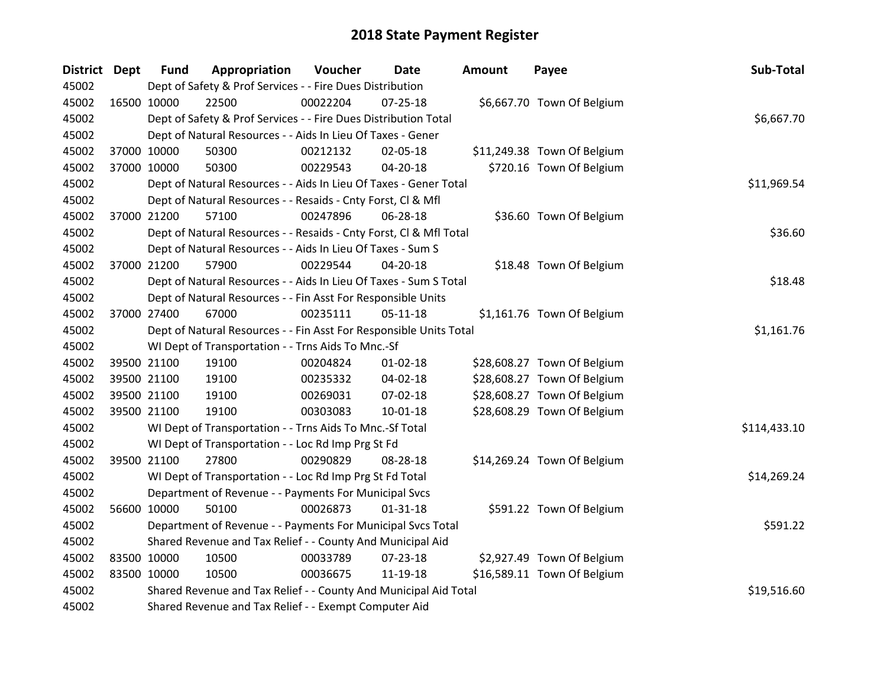# 2018 State Payment Register

| District | Dept | Fund | Appropriation | Voucher | Date | Amount | Payee | Sub-Total |
|---|---|---|---|---|---|---|---|---|
| 45002 | | Dept of Safety & Prof Services - - Fire Dues Distribution | | | | | | |
| 45002 | 16500 | 10000 | 22500 | 00022204 | 07-25-18 | $6,667.70 | Town Of Belgium | |
| 45002 | | Dept of Safety & Prof Services - - Fire Dues Distribution Total | | | | | | $6,667.70 |
| 45002 | | Dept of Natural Resources - - Aids In Lieu Of Taxes - Gener | | | | | | |
| 45002 | 37000 | 10000 | 50300 | 00212132 | 02-05-18 | $11,249.38 | Town Of Belgium | |
| 45002 | 37000 | 10000 | 50300 | 00229543 | 04-20-18 | $720.16 | Town Of Belgium | |
| 45002 | | Dept of Natural Resources - - Aids In Lieu Of Taxes - Gener Total | | | | | | $11,969.54 |
| 45002 | | Dept of Natural Resources - - Resaids - Cnty Forst, Cl & Mfl | | | | | | |
| 45002 | 37000 | 21200 | 57100 | 00247896 | 06-28-18 | $36.60 | Town Of Belgium | |
| 45002 | | Dept of Natural Resources - - Resaids - Cnty Forst, Cl & Mfl Total | | | | | | $36.60 |
| 45002 | | Dept of Natural Resources - - Aids In Lieu Of Taxes - Sum S | | | | | | |
| 45002 | 37000 | 21200 | 57900 | 00229544 | 04-20-18 | $18.48 | Town Of Belgium | |
| 45002 | | Dept of Natural Resources - - Aids In Lieu Of Taxes - Sum S Total | | | | | | $18.48 |
| 45002 | | Dept of Natural Resources - - Fin Asst For Responsible Units | | | | | | |
| 45002 | 37000 | 27400 | 67000 | 00235111 | 05-11-18 | $1,161.76 | Town Of Belgium | |
| 45002 | | Dept of Natural Resources - - Fin Asst For Responsible Units Total | | | | | | $1,161.76 |
| 45002 | | WI Dept of Transportation - - Trns Aids To Mnc.-Sf | | | | | | |
| 45002 | 39500 | 21100 | 19100 | 00204824 | 01-02-18 | $28,608.27 | Town Of Belgium | |
| 45002 | 39500 | 21100 | 19100 | 00235332 | 04-02-18 | $28,608.27 | Town Of Belgium | |
| 45002 | 39500 | 21100 | 19100 | 00269031 | 07-02-18 | $28,608.27 | Town Of Belgium | |
| 45002 | 39500 | 21100 | 19100 | 00303083 | 10-01-18 | $28,608.29 | Town Of Belgium | |
| 45002 | | WI Dept of Transportation - - Trns Aids To Mnc.-Sf Total | | | | | | $114,433.10 |
| 45002 | | WI Dept of Transportation - - Loc Rd Imp Prg St Fd | | | | | | |
| 45002 | 39500 | 21100 | 27800 | 00290829 | 08-28-18 | $14,269.24 | Town Of Belgium | |
| 45002 | | WI Dept of Transportation - - Loc Rd Imp Prg St Fd Total | | | | | | $14,269.24 |
| 45002 | | Department of Revenue - - Payments For Municipal Svcs | | | | | | |
| 45002 | 56600 | 10000 | 50100 | 00026873 | 01-31-18 | $591.22 | Town Of Belgium | |
| 45002 | | Department of Revenue - - Payments For Municipal Svcs Total | | | | | | $591.22 |
| 45002 | | Shared Revenue and Tax Relief - - County And Municipal Aid | | | | | | |
| 45002 | 83500 | 10000 | 10500 | 00033789 | 07-23-18 | $2,927.49 | Town Of Belgium | |
| 45002 | 83500 | 10000 | 10500 | 00036675 | 11-19-18 | $16,589.11 | Town Of Belgium | |
| 45002 | | Shared Revenue and Tax Relief - - County And Municipal Aid Total | | | | | | $19,516.60 |
| 45002 | | Shared Revenue and Tax Relief - - Exempt Computer Aid | | | | | | |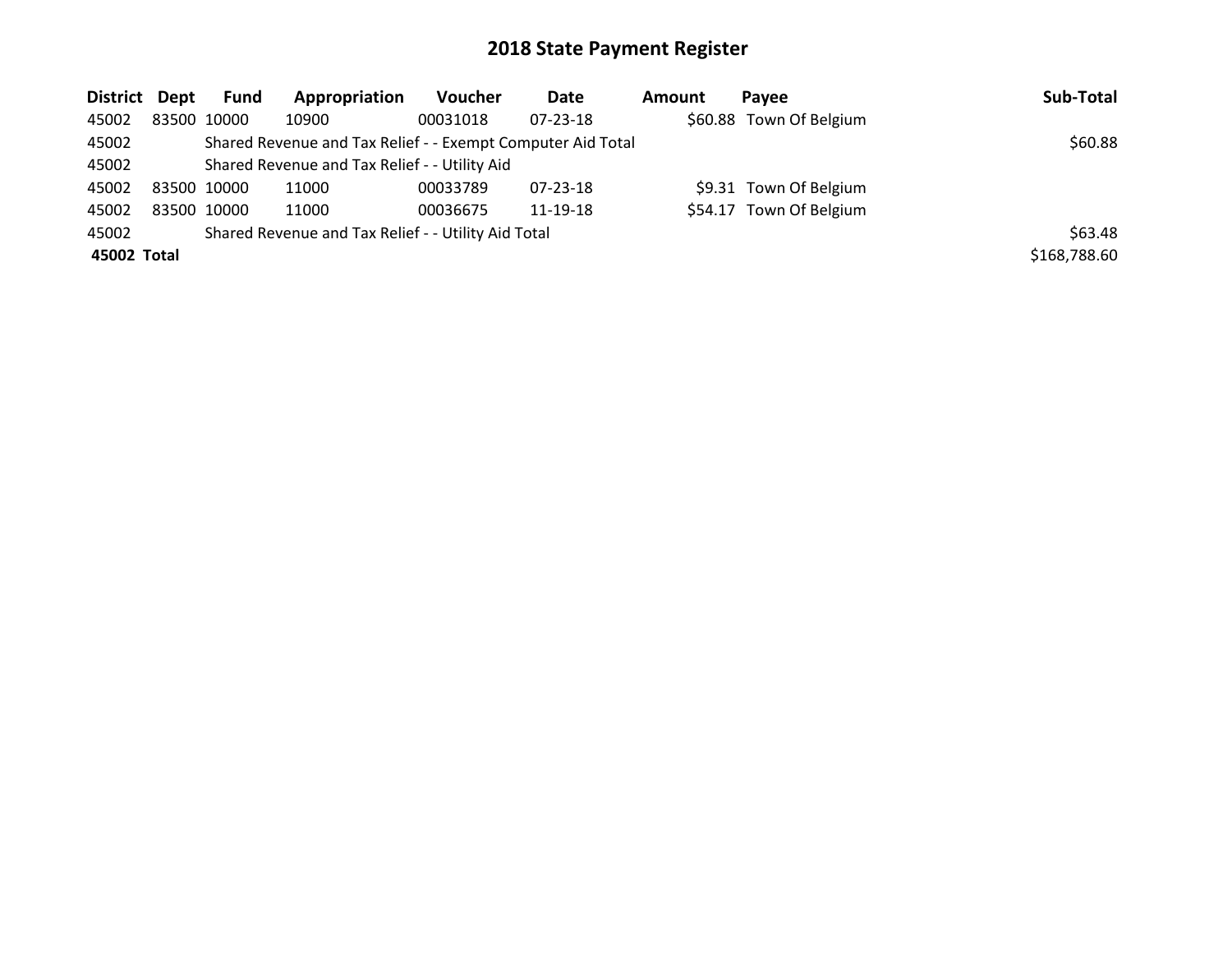# 2018 State Payment Register

| District | Dept | Fund | Appropriation | Voucher | Date | Amount | Payee | Sub-Total |
|---|---|---|---|---|---|---|---|---|
| 45002 | 83500 | 10000 | 10900 | 00031018 | 07-23-18 | $60.88 | Town Of Belgium | |
| 45002 | | Shared Revenue and Tax Relief - - Exempt Computer Aid Total | | | | | | $60.88 |
| 45002 | | Shared Revenue and Tax Relief - - Utility Aid | | | | | | |
| 45002 | 83500 | 10000 | 11000 | 00033789 | 07-23-18 | $9.31 | Town Of Belgium | |
| 45002 | 83500 | 10000 | 11000 | 00036675 | 11-19-18 | $54.17 | Town Of Belgium | |
| 45002 | | Shared Revenue and Tax Relief - - Utility Aid Total | | | | | | $63.48 |
| **45002 Total** | | | | | | | | $168,788.60 |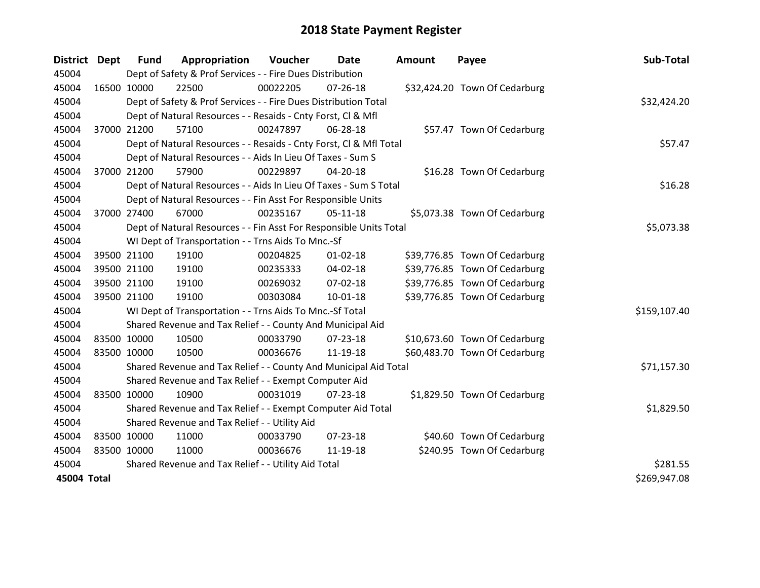# 2018 State Payment Register

| District | Dept | Fund | Appropriation | Voucher | Date | Amount | Payee | Sub-Total |
|---|---|---|---|---|---|---|---|---|
| 45004 | | Dept of Safety & Prof Services - - Fire Dues Distribution | | | | | | |
| 45004 | 16500 | 10000 | 22500 | 00022205 | 07-26-18 | $32,424.20 | Town Of Cedarburg | |
| 45004 | | Dept of Safety & Prof Services - - Fire Dues Distribution Total | | | | | | $32,424.20 |
| 45004 | | Dept of Natural Resources - - Resaids - Cnty Forst, Cl & Mfl | | | | | | |
| 45004 | 37000 | 21200 | 57100 | 00247897 | 06-28-18 | $57.47 | Town Of Cedarburg | |
| 45004 | | Dept of Natural Resources - - Resaids - Cnty Forst, Cl & Mfl Total | | | | | | $57.47 |
| 45004 | | Dept of Natural Resources - - Aids In Lieu Of Taxes - Sum S | | | | | | |
| 45004 | 37000 | 21200 | 57900 | 00229897 | 04-20-18 | $16.28 | Town Of Cedarburg | |
| 45004 | | Dept of Natural Resources - - Aids In Lieu Of Taxes - Sum S Total | | | | | | $16.28 |
| 45004 | | Dept of Natural Resources - - Fin Asst For Responsible Units | | | | | | |
| 45004 | 37000 | 27400 | 67000 | 00235167 | 05-11-18 | $5,073.38 | Town Of Cedarburg | |
| 45004 | | Dept of Natural Resources - - Fin Asst For Responsible Units Total | | | | | | $5,073.38 |
| 45004 | | WI Dept of Transportation - - Trns Aids To Mnc.-Sf | | | | | | |
| 45004 | 39500 | 21100 | 19100 | 00204825 | 01-02-18 | $39,776.85 | Town Of Cedarburg | |
| 45004 | 39500 | 21100 | 19100 | 00235333 | 04-02-18 | $39,776.85 | Town Of Cedarburg | |
| 45004 | 39500 | 21100 | 19100 | 00269032 | 07-02-18 | $39,776.85 | Town Of Cedarburg | |
| 45004 | 39500 | 21100 | 19100 | 00303084 | 10-01-18 | $39,776.85 | Town Of Cedarburg | |
| 45004 | | WI Dept of Transportation - - Trns Aids To Mnc.-Sf Total | | | | | | $159,107.40 |
| 45004 | | Shared Revenue and Tax Relief - - County And Municipal Aid | | | | | | |
| 45004 | 83500 | 10000 | 10500 | 00033790 | 07-23-18 | $10,673.60 | Town Of Cedarburg | |
| 45004 | 83500 | 10000 | 10500 | 00036676 | 11-19-18 | $60,483.70 | Town Of Cedarburg | |
| 45004 | | Shared Revenue and Tax Relief - - County And Municipal Aid Total | | | | | | $71,157.30 |
| 45004 | | Shared Revenue and Tax Relief - - Exempt Computer Aid | | | | | | |
| 45004 | 83500 | 10000 | 10900 | 00031019 | 07-23-18 | $1,829.50 | Town Of Cedarburg | |
| 45004 | | Shared Revenue and Tax Relief - - Exempt Computer Aid Total | | | | | | $1,829.50 |
| 45004 | | Shared Revenue and Tax Relief - - Utility Aid | | | | | | |
| 45004 | 83500 | 10000 | 11000 | 00033790 | 07-23-18 | $40.60 | Town Of Cedarburg | |
| 45004 | 83500 | 10000 | 11000 | 00036676 | 11-19-18 | $240.95 | Town Of Cedarburg | |
| 45004 | | Shared Revenue and Tax Relief - - Utility Aid Total | | | | | | $281.55 |
| **45004 Total** | | | | | | | | $269,947.08 |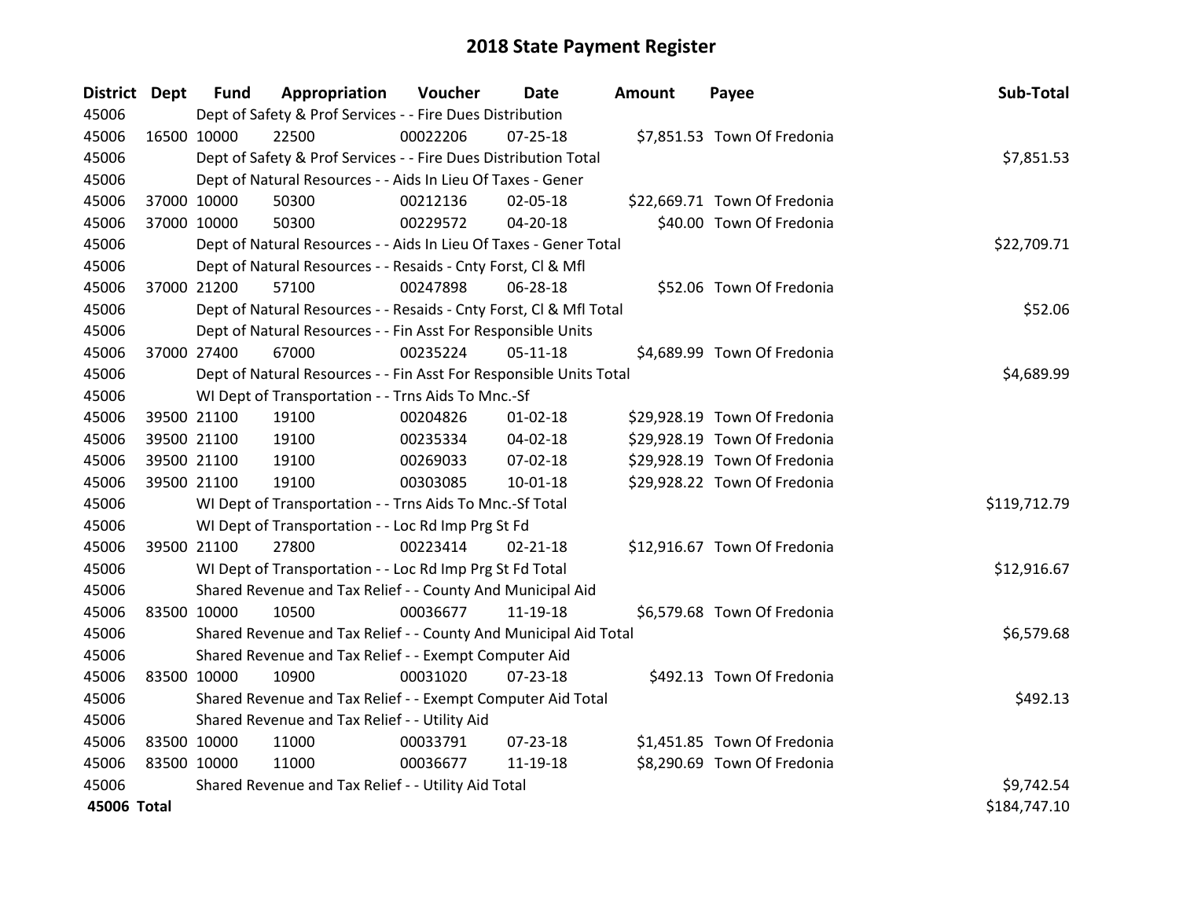# 2018 State Payment Register

| District | Dept | Fund | Appropriation | Voucher | Date | Amount | Payee | Sub-Total |
|---|---|---|---|---|---|---|---|---|
| 45006 | | Dept of Safety & Prof Services - - Fire Dues Distribution | | | | | | |
| 45006 | 16500 | 10000 | 22500 | 00022206 | 07-25-18 | $7,851.53 | Town Of Fredonia | |
| 45006 | | Dept of Safety & Prof Services - - Fire Dues Distribution Total | | | | | | $7,851.53 |
| 45006 | | Dept of Natural Resources - - Aids In Lieu Of Taxes - Gener | | | | | | |
| 45006 | 37000 | 10000 | 50300 | 00212136 | 02-05-18 | $22,669.71 | Town Of Fredonia | |
| 45006 | 37000 | 10000 | 50300 | 00229572 | 04-20-18 | $40.00 | Town Of Fredonia | |
| 45006 | | Dept of Natural Resources - - Aids In Lieu Of Taxes - Gener Total | | | | | | $22,709.71 |
| 45006 | | Dept of Natural Resources - - Resaids - Cnty Forst, Cl & Mfl | | | | | | |
| 45006 | 37000 | 21200 | 57100 | 00247898 | 06-28-18 | $52.06 | Town Of Fredonia | |
| 45006 | | Dept of Natural Resources - - Resaids - Cnty Forst, Cl & Mfl Total | | | | | | $52.06 |
| 45006 | | Dept of Natural Resources - - Fin Asst For Responsible Units | | | | | | |
| 45006 | 37000 | 27400 | 67000 | 00235224 | 05-11-18 | $4,689.99 | Town Of Fredonia | |
| 45006 | | Dept of Natural Resources - - Fin Asst For Responsible Units Total | | | | | | $4,689.99 |
| 45006 | | WI Dept of Transportation - - Trns Aids To Mnc.-Sf | | | | | | |
| 45006 | 39500 | 21100 | 19100 | 00204826 | 01-02-18 | $29,928.19 | Town Of Fredonia | |
| 45006 | 39500 | 21100 | 19100 | 00235334 | 04-02-18 | $29,928.19 | Town Of Fredonia | |
| 45006 | 39500 | 21100 | 19100 | 00269033 | 07-02-18 | $29,928.19 | Town Of Fredonia | |
| 45006 | 39500 | 21100 | 19100 | 00303085 | 10-01-18 | $29,928.22 | Town Of Fredonia | |
| 45006 | | WI Dept of Transportation - - Trns Aids To Mnc.-Sf Total | | | | | | $119,712.79 |
| 45006 | | WI Dept of Transportation - - Loc Rd Imp Prg St Fd | | | | | | |
| 45006 | 39500 | 21100 | 27800 | 00223414 | 02-21-18 | $12,916.67 | Town Of Fredonia | |
| 45006 | | WI Dept of Transportation - - Loc Rd Imp Prg St Fd Total | | | | | | $12,916.67 |
| 45006 | | Shared Revenue and Tax Relief - - County And Municipal Aid | | | | | | |
| 45006 | 83500 | 10000 | 10500 | 00036677 | 11-19-18 | $6,579.68 | Town Of Fredonia | |
| 45006 | | Shared Revenue and Tax Relief - - County And Municipal Aid Total | | | | | | $6,579.68 |
| 45006 | | Shared Revenue and Tax Relief - - Exempt Computer Aid | | | | | | |
| 45006 | 83500 | 10000 | 10900 | 00031020 | 07-23-18 | $492.13 | Town Of Fredonia | |
| 45006 | | Shared Revenue and Tax Relief - - Exempt Computer Aid Total | | | | | | $492.13 |
| 45006 | | Shared Revenue and Tax Relief - - Utility Aid | | | | | | |
| 45006 | 83500 | 10000 | 11000 | 00033791 | 07-23-18 | $1,451.85 | Town Of Fredonia | |
| 45006 | 83500 | 10000 | 11000 | 00036677 | 11-19-18 | $8,290.69 | Town Of Fredonia | |
| 45006 | | Shared Revenue and Tax Relief - - Utility Aid Total | | | | | | $9,742.54 |
| **45006 Total** | | | | | | | | $184,747.10 |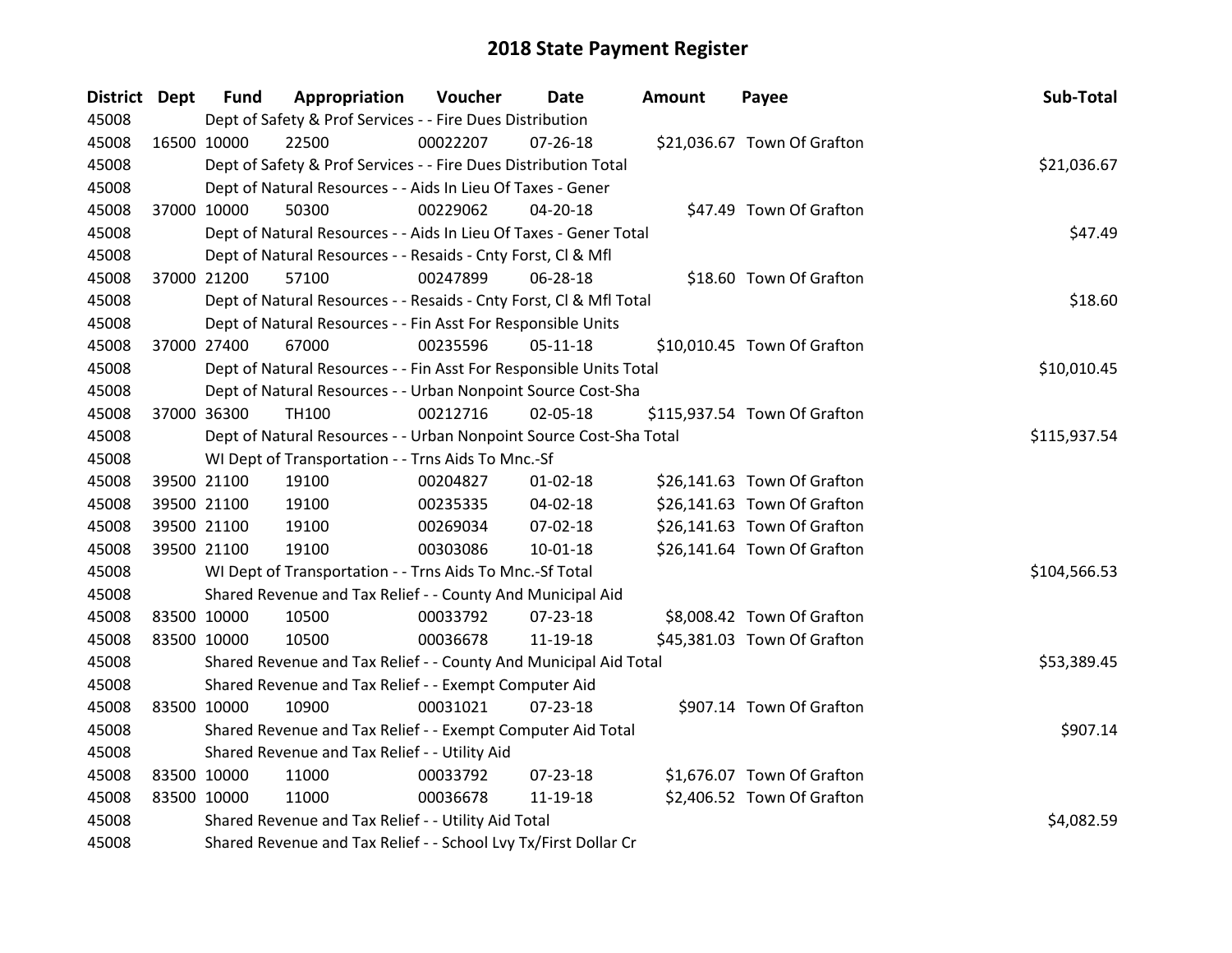# 2018 State Payment Register

| District | Dept | Fund | Appropriation | Voucher | Date | Amount | Payee | Sub-Total |
|---|---|---|---|---|---|---|---|---|
| 45008 | | Dept of Safety & Prof Services - - Fire Dues Distribution | | | | | | |
| 45008 | 16500 | 10000 | 22500 | 00022207 | 07-26-18 | $21,036.67 | Town Of Grafton | |
| 45008 | | Dept of Safety & Prof Services - - Fire Dues Distribution Total | | | | | | $21,036.67 |
| 45008 | | Dept of Natural Resources - - Aids In Lieu Of Taxes - Gener | | | | | | |
| 45008 | 37000 | 10000 | 50300 | 00229062 | 04-20-18 | $47.49 | Town Of Grafton | |
| 45008 | | Dept of Natural Resources - - Aids In Lieu Of Taxes - Gener Total | | | | | | $47.49 |
| 45008 | | Dept of Natural Resources - - Resaids - Cnty Forst, Cl & Mfl | | | | | | |
| 45008 | 37000 | 21200 | 57100 | 00247899 | 06-28-18 | $18.60 | Town Of Grafton | |
| 45008 | | Dept of Natural Resources - - Resaids - Cnty Forst, Cl & Mfl Total | | | | | | $18.60 |
| 45008 | | Dept of Natural Resources - - Fin Asst For Responsible Units | | | | | | |
| 45008 | 37000 | 27400 | 67000 | 00235596 | 05-11-18 | $10,010.45 | Town Of Grafton | |
| 45008 | | Dept of Natural Resources - - Fin Asst For Responsible Units Total | | | | | | $10,010.45 |
| 45008 | | Dept of Natural Resources - - Urban Nonpoint Source Cost-Sha | | | | | | |
| 45008 | 37000 | 36300 | TH100 | 00212716 | 02-05-18 | $115,937.54 | Town Of Grafton | |
| 45008 | | Dept of Natural Resources - - Urban Nonpoint Source Cost-Sha Total | | | | | | $115,937.54 |
| 45008 | | WI Dept of Transportation - - Trns Aids To Mnc.-Sf | | | | | | |
| 45008 | 39500 | 21100 | 19100 | 00204827 | 01-02-18 | $26,141.63 | Town Of Grafton | |
| 45008 | 39500 | 21100 | 19100 | 00235335 | 04-02-18 | $26,141.63 | Town Of Grafton | |
| 45008 | 39500 | 21100 | 19100 | 00269034 | 07-02-18 | $26,141.63 | Town Of Grafton | |
| 45008 | 39500 | 21100 | 19100 | 00303086 | 10-01-18 | $26,141.64 | Town Of Grafton | |
| 45008 | | WI Dept of Transportation - - Trns Aids To Mnc.-Sf Total | | | | | | $104,566.53 |
| 45008 | | Shared Revenue and Tax Relief - - County And Municipal Aid | | | | | | |
| 45008 | 83500 | 10000 | 10500 | 00033792 | 07-23-18 | $8,008.42 | Town Of Grafton | |
| 45008 | 83500 | 10000 | 10500 | 00036678 | 11-19-18 | $45,381.03 | Town Of Grafton | |
| 45008 | | Shared Revenue and Tax Relief - - County And Municipal Aid Total | | | | | | $53,389.45 |
| 45008 | | Shared Revenue and Tax Relief - - Exempt Computer Aid | | | | | | |
| 45008 | 83500 | 10000 | 10900 | 00031021 | 07-23-18 | $907.14 | Town Of Grafton | |
| 45008 | | Shared Revenue and Tax Relief - - Exempt Computer Aid Total | | | | | | $907.14 |
| 45008 | | Shared Revenue and Tax Relief - - Utility Aid | | | | | | |
| 45008 | 83500 | 10000 | 11000 | 00033792 | 07-23-18 | $1,676.07 | Town Of Grafton | |
| 45008 | 83500 | 10000 | 11000 | 00036678 | 11-19-18 | $2,406.52 | Town Of Grafton | |
| 45008 | | Shared Revenue and Tax Relief - - Utility Aid Total | | | | | | $4,082.59 |
| 45008 | | Shared Revenue and Tax Relief - - School Lvy Tx/First Dollar Cr | | | | | | |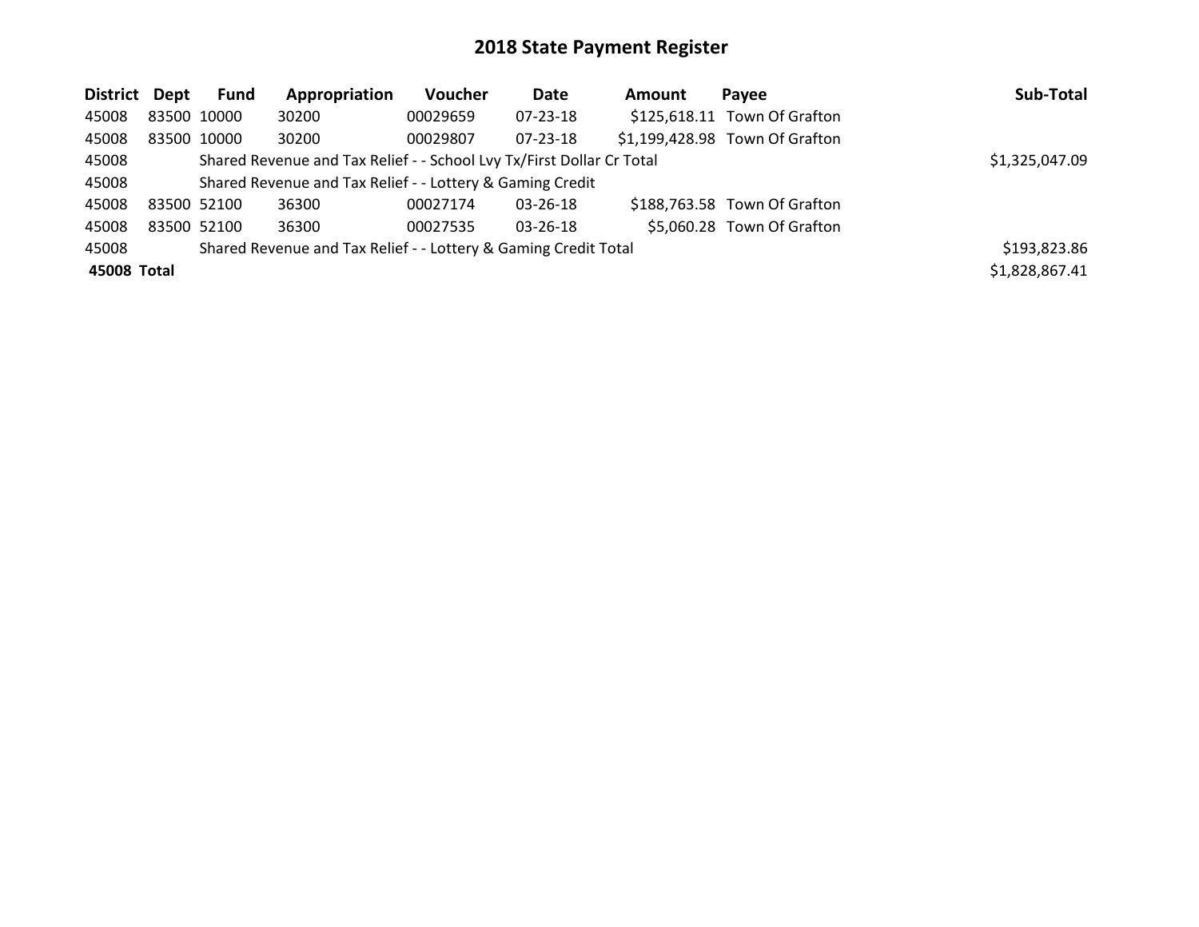# 2018 State Payment Register

| District | Dept | Fund | Appropriation | Voucher | Date | Amount | Payee | Sub-Total |
|---|---|---|---|---|---|---|---|---|
| 45008 | 83500 | 10000 | 30200 | 00029659 | 07-23-18 | $125,618.11 | Town Of Grafton | |
| 45008 | 83500 | 10000 | 30200 | 00029807 | 07-23-18 | $1,199,428.98 | Town Of Grafton | |
| 45008 | | Shared Revenue and Tax Relief - - School Lvy Tx/First Dollar Cr Total | | | | | | $1,325,047.09 |
| 45008 | | Shared Revenue and Tax Relief - - Lottery & Gaming Credit | | | | | | |
| 45008 | 83500 | 52100 | 36300 | 00027174 | 03-26-18 | $188,763.58 | Town Of Grafton | |
| 45008 | 83500 | 52100 | 36300 | 00027535 | 03-26-18 | $5,060.28 | Town Of Grafton | |
| 45008 | | Shared Revenue and Tax Relief - - Lottery & Gaming Credit Total | | | | | | $193,823.86 |
| **45008 Total** | | | | | | | | $1,828,867.41 |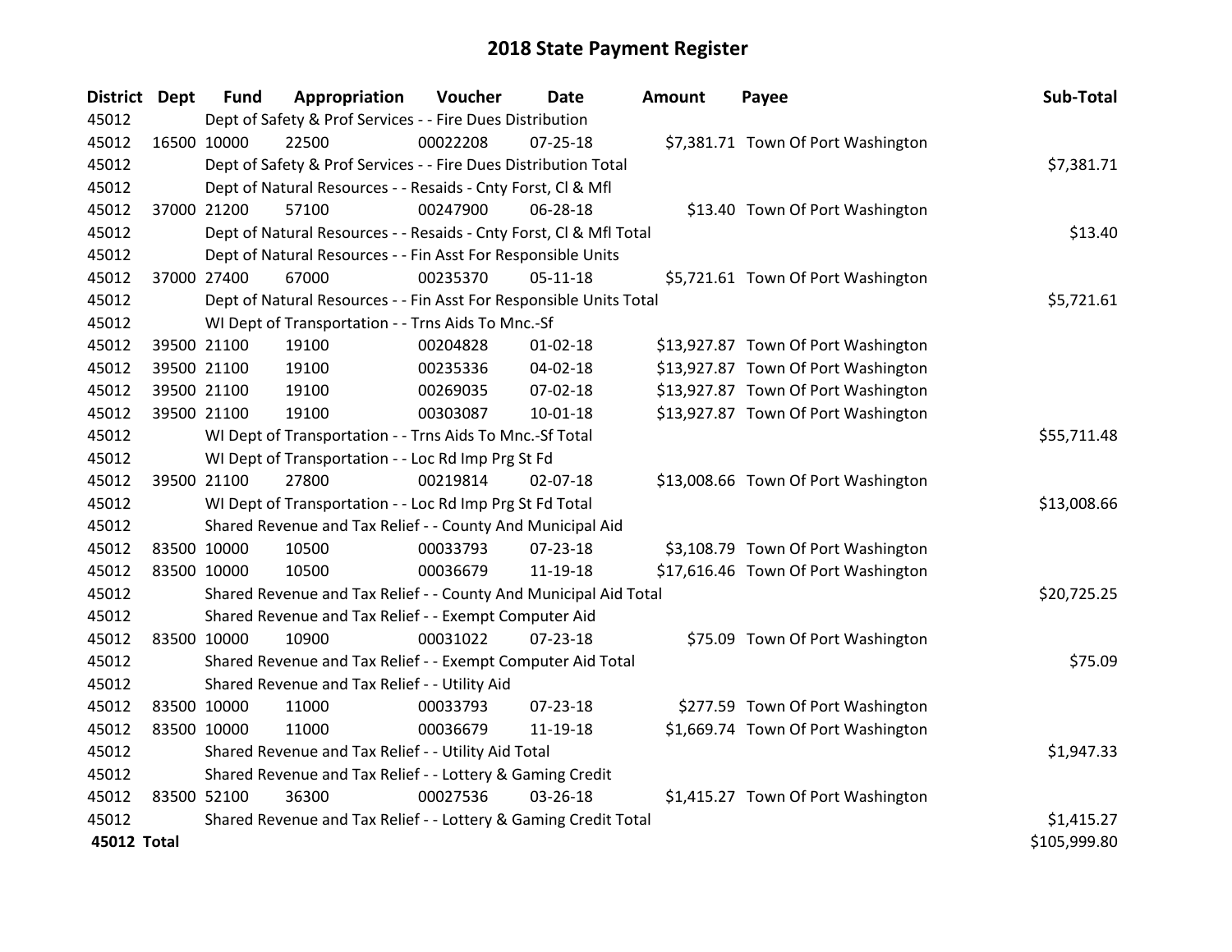# 2018 State Payment Register

| District | Dept | Fund | Appropriation | Voucher | Date | Amount | Payee | Sub-Total |
|---|---|---|---|---|---|---|---|---|
| 45012 | | Dept of Safety & Prof Services - - Fire Dues Distribution | | | | | | |
| 45012 | 16500 | 10000 | 22500 | 00022208 | 07-25-18 | $7,381.71 | Town Of Port Washington | |
| 45012 | | Dept of Safety & Prof Services - - Fire Dues Distribution Total | | | | | | $7,381.71 |
| 45012 | | Dept of Natural Resources - - Resaids - Cnty Forst, Cl & Mfl | | | | | | |
| 45012 | 37000 | 21200 | 57100 | 00247900 | 06-28-18 | $13.40 | Town Of Port Washington | |
| 45012 | | Dept of Natural Resources - - Resaids - Cnty Forst, Cl & Mfl Total | | | | | | $13.40 |
| 45012 | | Dept of Natural Resources - - Fin Asst For Responsible Units | | | | | | |
| 45012 | 37000 | 27400 | 67000 | 00235370 | 05-11-18 | $5,721.61 | Town Of Port Washington | |
| 45012 | | Dept of Natural Resources - - Fin Asst For Responsible Units Total | | | | | | $5,721.61 |
| 45012 | | WI Dept of Transportation - - Trns Aids To Mnc.-Sf | | | | | | |
| 45012 | 39500 | 21100 | 19100 | 00204828 | 01-02-18 | $13,927.87 | Town Of Port Washington | |
| 45012 | 39500 | 21100 | 19100 | 00235336 | 04-02-18 | $13,927.87 | Town Of Port Washington | |
| 45012 | 39500 | 21100 | 19100 | 00269035 | 07-02-18 | $13,927.87 | Town Of Port Washington | |
| 45012 | 39500 | 21100 | 19100 | 00303087 | 10-01-18 | $13,927.87 | Town Of Port Washington | |
| 45012 | | WI Dept of Transportation - - Trns Aids To Mnc.-Sf Total | | | | | | $55,711.48 |
| 45012 | | WI Dept of Transportation - - Loc Rd Imp Prg St Fd | | | | | | |
| 45012 | 39500 | 21100 | 27800 | 00219814 | 02-07-18 | $13,008.66 | Town Of Port Washington | |
| 45012 | | WI Dept of Transportation - - Loc Rd Imp Prg St Fd Total | | | | | | $13,008.66 |
| 45012 | | Shared Revenue and Tax Relief - - County And Municipal Aid | | | | | | |
| 45012 | 83500 | 10000 | 10500 | 00033793 | 07-23-18 | $3,108.79 | Town Of Port Washington | |
| 45012 | 83500 | 10000 | 10500 | 00036679 | 11-19-18 | $17,616.46 | Town Of Port Washington | |
| 45012 | | Shared Revenue and Tax Relief - - County And Municipal Aid Total | | | | | | $20,725.25 |
| 45012 | | Shared Revenue and Tax Relief - - Exempt Computer Aid | | | | | | |
| 45012 | 83500 | 10000 | 10900 | 00031022 | 07-23-18 | $75.09 | Town Of Port Washington | |
| 45012 | | Shared Revenue and Tax Relief - - Exempt Computer Aid Total | | | | | | $75.09 |
| 45012 | | Shared Revenue and Tax Relief - - Utility Aid | | | | | | |
| 45012 | 83500 | 10000 | 11000 | 00033793 | 07-23-18 | $277.59 | Town Of Port Washington | |
| 45012 | 83500 | 10000 | 11000 | 00036679 | 11-19-18 | $1,669.74 | Town Of Port Washington | |
| 45012 | | Shared Revenue and Tax Relief - - Utility Aid Total | | | | | | $1,947.33 |
| 45012 | | Shared Revenue and Tax Relief - - Lottery & Gaming Credit | | | | | | |
| 45012 | 83500 | 52100 | 36300 | 00027536 | 03-26-18 | $1,415.27 | Town Of Port Washington | |
| 45012 | | Shared Revenue and Tax Relief - - Lottery & Gaming Credit Total | | | | | | $1,415.27 |
| **45012 Total** | | | | | | | | $105,999.80 |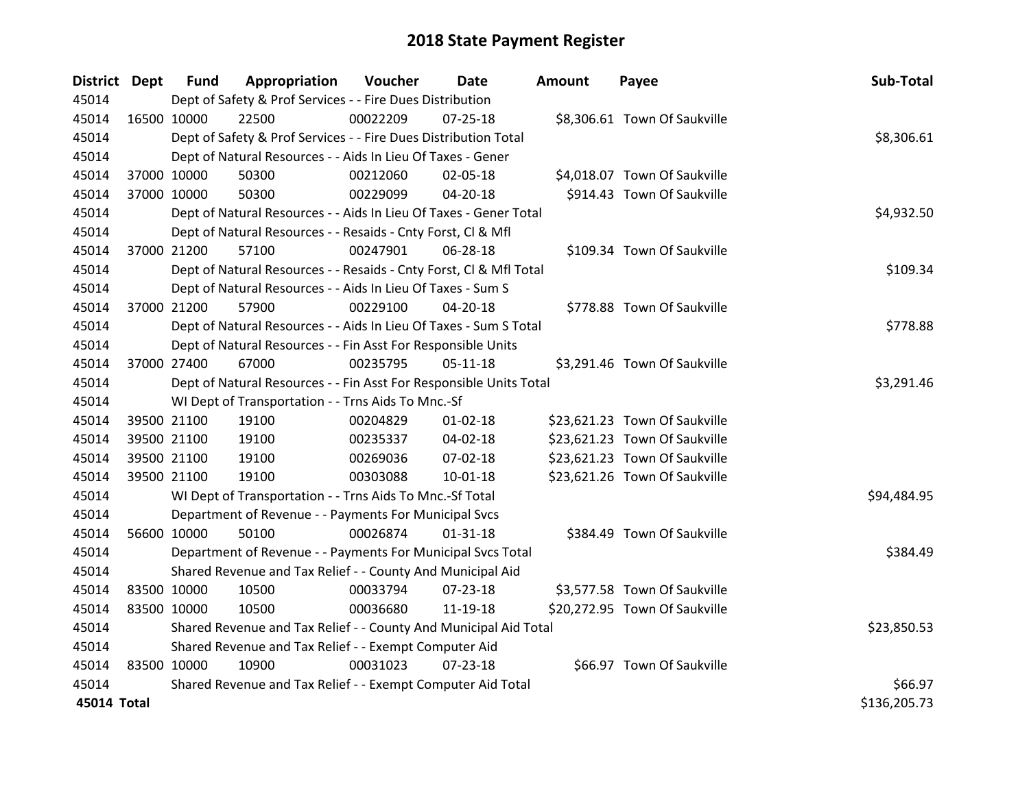# 2018 State Payment Register

| District | Dept | Fund | Appropriation | Voucher | Date | Amount | Payee | Sub-Total |
|---|---|---|---|---|---|---|---|---|
| 45014 | | Dept of Safety & Prof Services - - Fire Dues Distribution | | | | | | |
| 45014 | 16500 | 10000 | 22500 | 00022209 | 07-25-18 | $8,306.61 | Town Of Saukville | |
| 45014 | | Dept of Safety & Prof Services - - Fire Dues Distribution Total | | | | | | $8,306.61 |
| 45014 | | Dept of Natural Resources - - Aids In Lieu Of Taxes - Gener | | | | | | |
| 45014 | 37000 | 10000 | 50300 | 00212060 | 02-05-18 | $4,018.07 | Town Of Saukville | |
| 45014 | 37000 | 10000 | 50300 | 00229099 | 04-20-18 | $914.43 | Town Of Saukville | |
| 45014 | | Dept of Natural Resources - - Aids In Lieu Of Taxes - Gener Total | | | | | | $4,932.50 |
| 45014 | | Dept of Natural Resources - - Resaids - Cnty Forst, Cl & Mfl | | | | | | |
| 45014 | 37000 | 21200 | 57100 | 00247901 | 06-28-18 | $109.34 | Town Of Saukville | |
| 45014 | | Dept of Natural Resources - - Resaids - Cnty Forst, Cl & Mfl Total | | | | | | $109.34 |
| 45014 | | Dept of Natural Resources - - Aids In Lieu Of Taxes - Sum S | | | | | | |
| 45014 | 37000 | 21200 | 57900 | 00229100 | 04-20-18 | $778.88 | Town Of Saukville | |
| 45014 | | Dept of Natural Resources - - Aids In Lieu Of Taxes - Sum S Total | | | | | | $778.88 |
| 45014 | | Dept of Natural Resources - - Fin Asst For Responsible Units | | | | | | |
| 45014 | 37000 | 27400 | 67000 | 00235795 | 05-11-18 | $3,291.46 | Town Of Saukville | |
| 45014 | | Dept of Natural Resources - - Fin Asst For Responsible Units Total | | | | | | $3,291.46 |
| 45014 | | WI Dept of Transportation - - Trns Aids To Mnc.-Sf | | | | | | |
| 45014 | 39500 | 21100 | 19100 | 00204829 | 01-02-18 | $23,621.23 | Town Of Saukville | |
| 45014 | 39500 | 21100 | 19100 | 00235337 | 04-02-18 | $23,621.23 | Town Of Saukville | |
| 45014 | 39500 | 21100 | 19100 | 00269036 | 07-02-18 | $23,621.23 | Town Of Saukville | |
| 45014 | 39500 | 21100 | 19100 | 00303088 | 10-01-18 | $23,621.26 | Town Of Saukville | |
| 45014 | | WI Dept of Transportation - - Trns Aids To Mnc.-Sf Total | | | | | | $94,484.95 |
| 45014 | | Department of Revenue - - Payments For Municipal Svcs | | | | | | |
| 45014 | 56600 | 10000 | 50100 | 00026874 | 01-31-18 | $384.49 | Town Of Saukville | |
| 45014 | | Department of Revenue - - Payments For Municipal Svcs Total | | | | | | $384.49 |
| 45014 | | Shared Revenue and Tax Relief - - County And Municipal Aid | | | | | | |
| 45014 | 83500 | 10000 | 10500 | 00033794 | 07-23-18 | $3,577.58 | Town Of Saukville | |
| 45014 | 83500 | 10000 | 10500 | 00036680 | 11-19-18 | $20,272.95 | Town Of Saukville | |
| 45014 | | Shared Revenue and Tax Relief - - County And Municipal Aid Total | | | | | | $23,850.53 |
| 45014 | | Shared Revenue and Tax Relief - - Exempt Computer Aid | | | | | | |
| 45014 | 83500 | 10000 | 10900 | 00031023 | 07-23-18 | $66.97 | Town Of Saukville | |
| 45014 | | Shared Revenue and Tax Relief - - Exempt Computer Aid Total | | | | | | $66.97 |
| **45014 Total** | | | | | | | | $136,205.73 |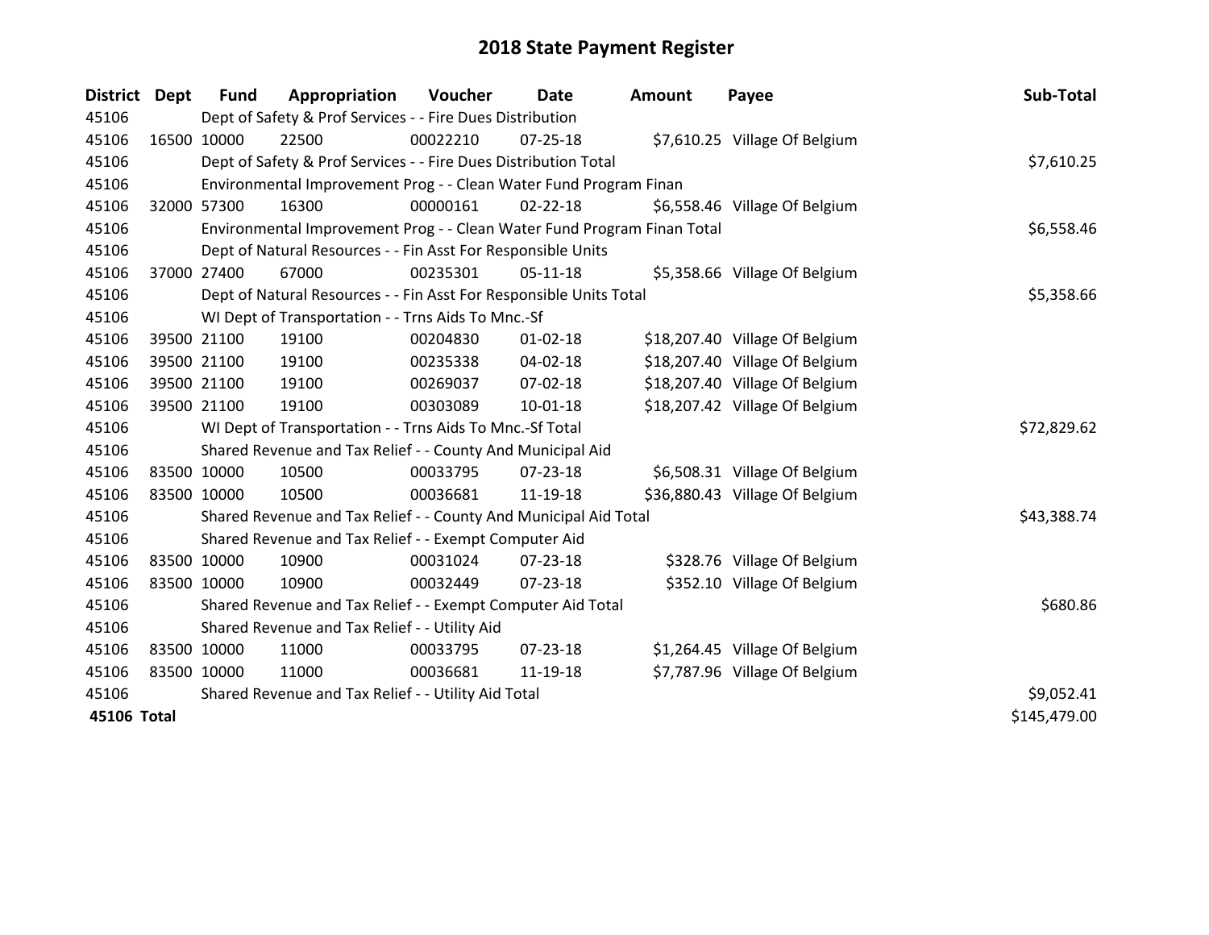# 2018 State Payment Register

| District | Dept | Fund | Appropriation | Voucher | Date | Amount | Payee | Sub-Total |
|---|---|---|---|---|---|---|---|---|
| 45106 | | Dept of Safety & Prof Services - - Fire Dues Distribution | | | | | | |
| 45106 | 16500 | 10000 | 22500 | 00022210 | 07-25-18 | $7,610.25 | Village Of Belgium | |
| 45106 | | Dept of Safety & Prof Services - - Fire Dues Distribution Total | | | | | | $7,610.25 |
| 45106 | | Environmental Improvement Prog - - Clean Water Fund Program Finan | | | | | | |
| 45106 | 32000 | 57300 | 16300 | 00000161 | 02-22-18 | $6,558.46 | Village Of Belgium | |
| 45106 | | Environmental Improvement Prog - - Clean Water Fund Program Finan Total | | | | | | $6,558.46 |
| 45106 | | Dept of Natural Resources - - Fin Asst For Responsible Units | | | | | | |
| 45106 | 37000 | 27400 | 67000 | 00235301 | 05-11-18 | $5,358.66 | Village Of Belgium | |
| 45106 | | Dept of Natural Resources - - Fin Asst For Responsible Units Total | | | | | | $5,358.66 |
| 45106 | | WI Dept of Transportation - - Trns Aids To Mnc.-Sf | | | | | | |
| 45106 | 39500 | 21100 | 19100 | 00204830 | 01-02-18 | $18,207.40 | Village Of Belgium | |
| 45106 | 39500 | 21100 | 19100 | 00235338 | 04-02-18 | $18,207.40 | Village Of Belgium | |
| 45106 | 39500 | 21100 | 19100 | 00269037 | 07-02-18 | $18,207.40 | Village Of Belgium | |
| 45106 | 39500 | 21100 | 19100 | 00303089 | 10-01-18 | $18,207.42 | Village Of Belgium | |
| 45106 | | WI Dept of Transportation - - Trns Aids To Mnc.-Sf Total | | | | | | $72,829.62 |
| 45106 | | Shared Revenue and Tax Relief - - County And Municipal Aid | | | | | | |
| 45106 | 83500 | 10000 | 10500 | 00033795 | 07-23-18 | $6,508.31 | Village Of Belgium | |
| 45106 | 83500 | 10000 | 10500 | 00036681 | 11-19-18 | $36,880.43 | Village Of Belgium | |
| 45106 | | Shared Revenue and Tax Relief - - County And Municipal Aid Total | | | | | | $43,388.74 |
| 45106 | | Shared Revenue and Tax Relief - - Exempt Computer Aid | | | | | | |
| 45106 | 83500 | 10000 | 10900 | 00031024 | 07-23-18 | $328.76 | Village Of Belgium | |
| 45106 | 83500 | 10000 | 10900 | 00032449 | 07-23-18 | $352.10 | Village Of Belgium | |
| 45106 | | Shared Revenue and Tax Relief - - Exempt Computer Aid Total | | | | | | $680.86 |
| 45106 | | Shared Revenue and Tax Relief - - Utility Aid | | | | | | |
| 45106 | 83500 | 10000 | 11000 | 00033795 | 07-23-18 | $1,264.45 | Village Of Belgium | |
| 45106 | 83500 | 10000 | 11000 | 00036681 | 11-19-18 | $7,787.96 | Village Of Belgium | |
| 45106 | | Shared Revenue and Tax Relief - - Utility Aid Total | | | | | | $9,052.41 |
| **45106 Total** | | | | | | | | $145,479.00 |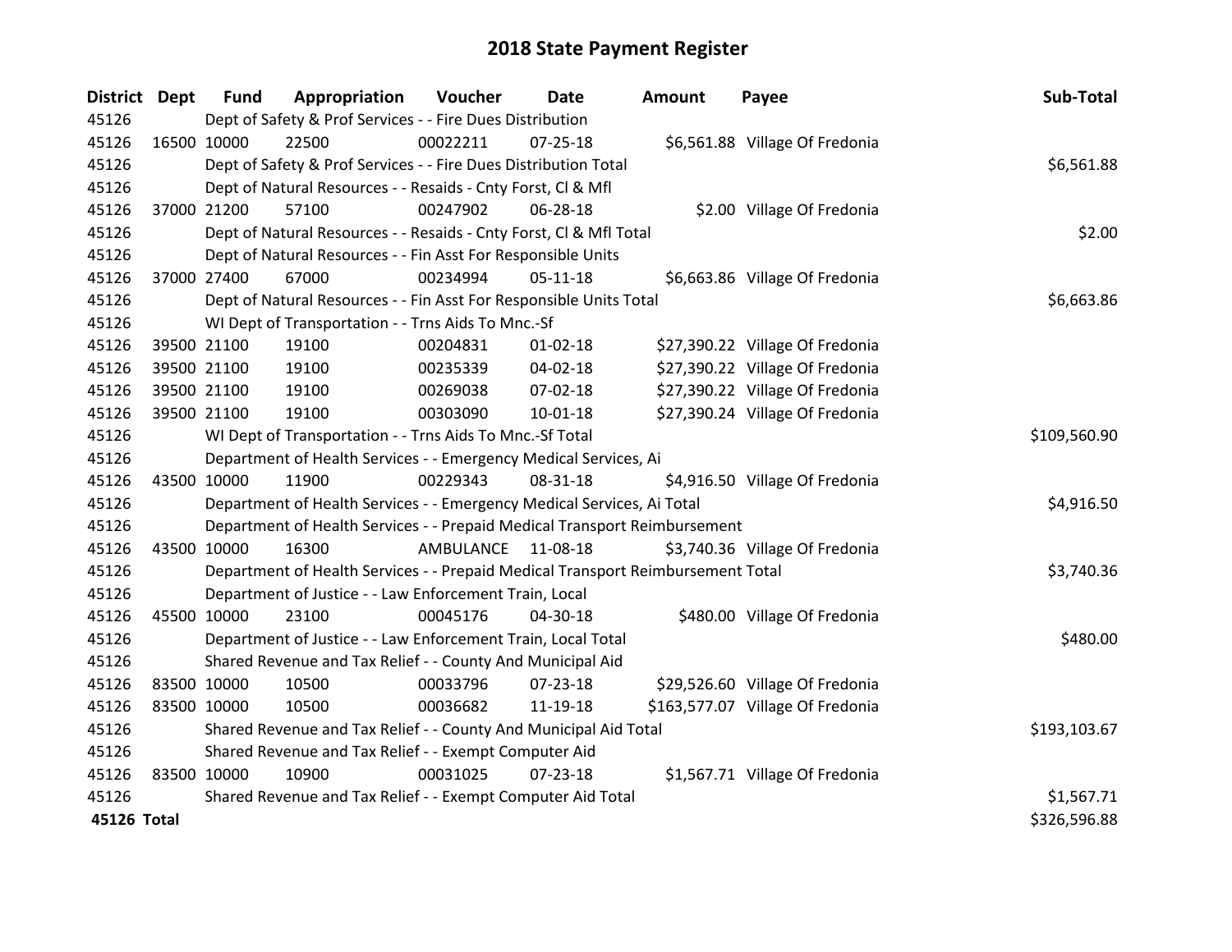# 2018 State Payment Register

| District | Dept | Fund | Appropriation | Voucher | Date | Amount | Payee | Sub-Total |
|---|---|---|---|---|---|---|---|---|
| 45126 | | Dept of Safety & Prof Services - - Fire Dues Distribution | | | | | | |
| 45126 | 16500 | 10000 | 22500 | 00022211 | 07-25-18 | $6,561.88 | Village Of Fredonia | |
| 45126 | | Dept of Safety & Prof Services - - Fire Dues Distribution Total | | | | | | $6,561.88 |
| 45126 | | Dept of Natural Resources - - Resaids - Cnty Forst, Cl & Mfl | | | | | | |
| 45126 | 37000 | 21200 | 57100 | 00247902 | 06-28-18 | $2.00 | Village Of Fredonia | |
| 45126 | | Dept of Natural Resources - - Resaids - Cnty Forst, Cl & Mfl Total | | | | | | $2.00 |
| 45126 | | Dept of Natural Resources - - Fin Asst For Responsible Units | | | | | | |
| 45126 | 37000 | 27400 | 67000 | 00234994 | 05-11-18 | $6,663.86 | Village Of Fredonia | |
| 45126 | | Dept of Natural Resources - - Fin Asst For Responsible Units Total | | | | | | $6,663.86 |
| 45126 | | WI Dept of Transportation - - Trns Aids To Mnc.-Sf | | | | | | |
| 45126 | 39500 | 21100 | 19100 | 00204831 | 01-02-18 | $27,390.22 | Village Of Fredonia | |
| 45126 | 39500 | 21100 | 19100 | 00235339 | 04-02-18 | $27,390.22 | Village Of Fredonia | |
| 45126 | 39500 | 21100 | 19100 | 00269038 | 07-02-18 | $27,390.22 | Village Of Fredonia | |
| 45126 | 39500 | 21100 | 19100 | 00303090 | 10-01-18 | $27,390.24 | Village Of Fredonia | |
| 45126 | | WI Dept of Transportation - - Trns Aids To Mnc.-Sf Total | | | | | | $109,560.90 |
| 45126 | | Department of Health Services - - Emergency Medical Services, Ai | | | | | | |
| 45126 | 43500 | 10000 | 11900 | 00229343 | 08-31-18 | $4,916.50 | Village Of Fredonia | |
| 45126 | | Department of Health Services - - Emergency Medical Services, Ai Total | | | | | | $4,916.50 |
| 45126 | | Department of Health Services - - Prepaid Medical Transport Reimbursement | | | | | | |
| 45126 | 43500 | 10000 | 16300 | AMBULANCE | 11-08-18 | $3,740.36 | Village Of Fredonia | |
| 45126 | | Department of Health Services - - Prepaid Medical Transport Reimbursement Total | | | | | | $3,740.36 |
| 45126 | | Department of Justice - - Law Enforcement Train, Local | | | | | | |
| 45126 | 45500 | 10000 | 23100 | 00045176 | 04-30-18 | $480.00 | Village Of Fredonia | |
| 45126 | | Department of Justice - - Law Enforcement Train, Local Total | | | | | | $480.00 |
| 45126 | | Shared Revenue and Tax Relief - - County And Municipal Aid | | | | | | |
| 45126 | 83500 | 10000 | 10500 | 00033796 | 07-23-18 | $29,526.60 | Village Of Fredonia | |
| 45126 | 83500 | 10000 | 10500 | 00036682 | 11-19-18 | $163,577.07 | Village Of Fredonia | |
| 45126 | | Shared Revenue and Tax Relief - - County And Municipal Aid Total | | | | | | $193,103.67 |
| 45126 | | Shared Revenue and Tax Relief - - Exempt Computer Aid | | | | | | |
| 45126 | 83500 | 10000 | 10900 | 00031025 | 07-23-18 | $1,567.71 | Village Of Fredonia | |
| 45126 | | Shared Revenue and Tax Relief - - Exempt Computer Aid Total | | | | | | $1,567.71 |
| **45126 Total** | | | | | | | | $326,596.88 |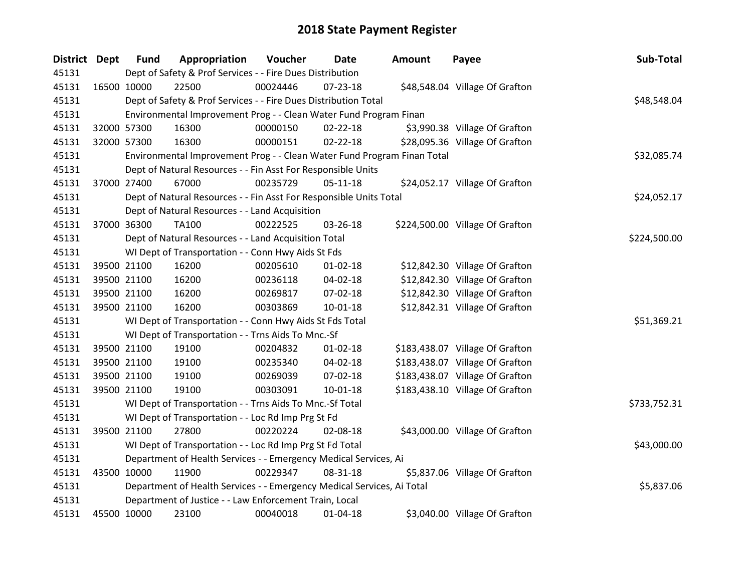# 2018 State Payment Register

| District | Dept | Fund | Appropriation | Voucher | Date | Amount | Payee | Sub-Total |
|---|---|---|---|---|---|---|---|---|
| 45131 | | Dept of Safety & Prof Services - - Fire Dues Distribution | | | | | | |
| 45131 | 16500 | 10000 | 22500 | 00024446 | 07-23-18 | $48,548.04 | Village Of Grafton | |
| 45131 | | Dept of Safety & Prof Services - - Fire Dues Distribution Total | | | | | | $48,548.04 |
| 45131 | | Environmental Improvement Prog - - Clean Water Fund Program Finan | | | | | | |
| 45131 | 32000 | 57300 | 16300 | 00000150 | 02-22-18 | $3,990.38 | Village Of Grafton | |
| 45131 | 32000 | 57300 | 16300 | 00000151 | 02-22-18 | $28,095.36 | Village Of Grafton | |
| 45131 | | Environmental Improvement Prog - - Clean Water Fund Program Finan Total | | | | | | $32,085.74 |
| 45131 | | Dept of Natural Resources - - Fin Asst For Responsible Units | | | | | | |
| 45131 | 37000 | 27400 | 67000 | 00235729 | 05-11-18 | $24,052.17 | Village Of Grafton | |
| 45131 | | Dept of Natural Resources - - Fin Asst For Responsible Units Total | | | | | | $24,052.17 |
| 45131 | | Dept of Natural Resources - - Land Acquisition | | | | | | |
| 45131 | 37000 | 36300 | TA100 | 00222525 | 03-26-18 | $224,500.00 | Village Of Grafton | |
| 45131 | | Dept of Natural Resources - - Land Acquisition Total | | | | | | $224,500.00 |
| 45131 | | WI Dept of Transportation - - Conn Hwy Aids St Fds | | | | | | |
| 45131 | 39500 | 21100 | 16200 | 00205610 | 01-02-18 | $12,842.30 | Village Of Grafton | |
| 45131 | 39500 | 21100 | 16200 | 00236118 | 04-02-18 | $12,842.30 | Village Of Grafton | |
| 45131 | 39500 | 21100 | 16200 | 00269817 | 07-02-18 | $12,842.30 | Village Of Grafton | |
| 45131 | 39500 | 21100 | 16200 | 00303869 | 10-01-18 | $12,842.31 | Village Of Grafton | |
| 45131 | | WI Dept of Transportation - - Conn Hwy Aids St Fds Total | | | | | | $51,369.21 |
| 45131 | | WI Dept of Transportation - - Trns Aids To Mnc.-Sf | | | | | | |
| 45131 | 39500 | 21100 | 19100 | 00204832 | 01-02-18 | $183,438.07 | Village Of Grafton | |
| 45131 | 39500 | 21100 | 19100 | 00235340 | 04-02-18 | $183,438.07 | Village Of Grafton | |
| 45131 | 39500 | 21100 | 19100 | 00269039 | 07-02-18 | $183,438.07 | Village Of Grafton | |
| 45131 | 39500 | 21100 | 19100 | 00303091 | 10-01-18 | $183,438.10 | Village Of Grafton | |
| 45131 | | WI Dept of Transportation - - Trns Aids To Mnc.-Sf Total | | | | | | $733,752.31 |
| 45131 | | WI Dept of Transportation - - Loc Rd Imp Prg St Fd | | | | | | |
| 45131 | 39500 | 21100 | 27800 | 00220224 | 02-08-18 | $43,000.00 | Village Of Grafton | |
| 45131 | | WI Dept of Transportation - - Loc Rd Imp Prg St Fd Total | | | | | | $43,000.00 |
| 45131 | | Department of Health Services - - Emergency Medical Services, Ai | | | | | | |
| 45131 | 43500 | 10000 | 11900 | 00229347 | 08-31-18 | $5,837.06 | Village Of Grafton | |
| 45131 | | Department of Health Services - - Emergency Medical Services, Ai Total | | | | | | $5,837.06 |
| 45131 | | Department of Justice - - Law Enforcement Train, Local | | | | | | |
| 45131 | 45500 | 10000 | 23100 | 00040018 | 01-04-18 | $3,040.00 | Village Of Grafton | |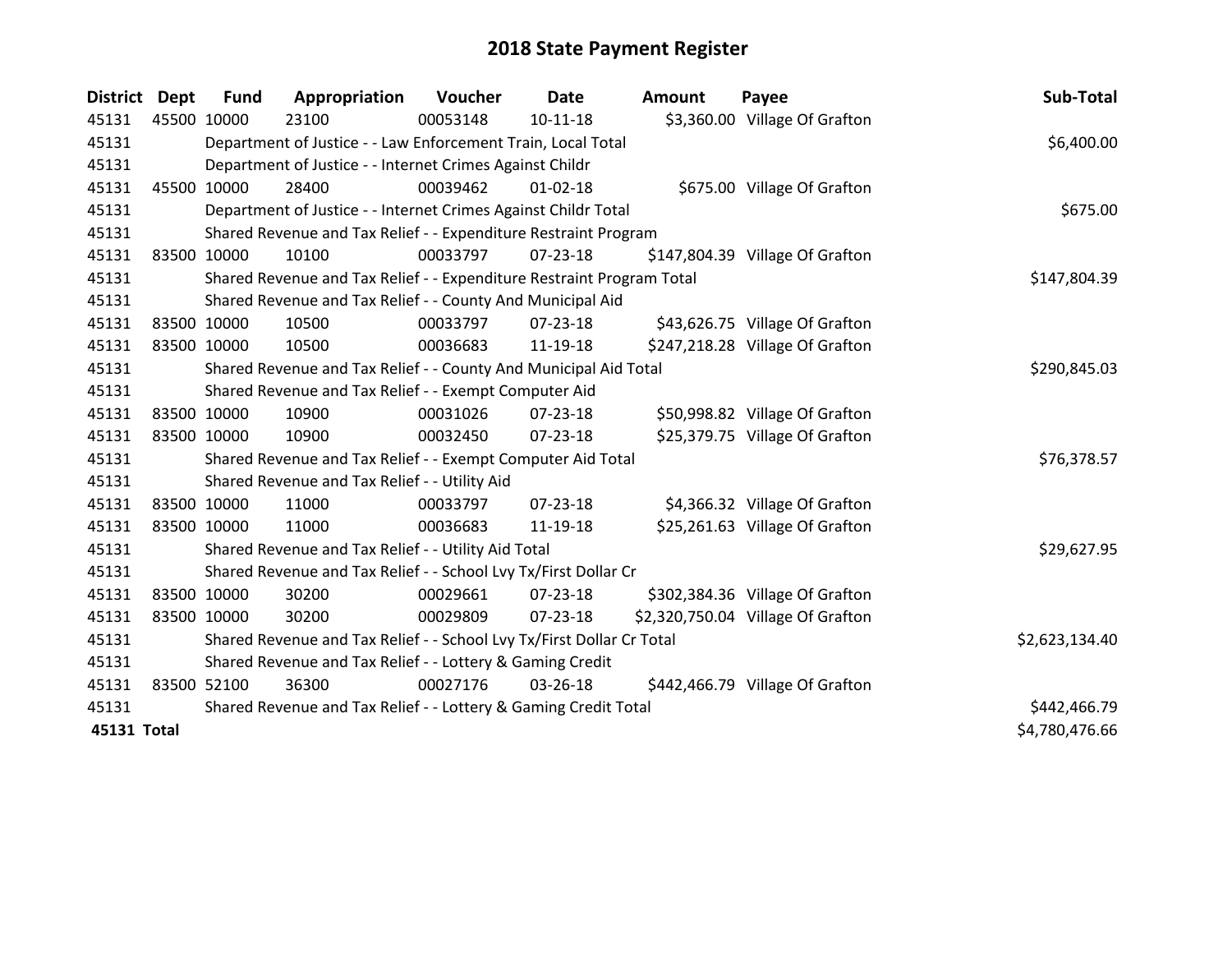# 2018 State Payment Register

| District | Dept | Fund | Appropriation | Voucher | Date | Amount | Payee | Sub-Total |
|---|---|---|---|---|---|---|---|---|
| 45131 | 45500 | 10000 | 23100 | 00053148 | 10-11-18 | $3,360.00 | Village Of Grafton | |
| 45131 | | Department of Justice - - Law Enforcement Train, Local Total | | | | | | $6,400.00 |
| 45131 | | Department of Justice - - Internet Crimes Against Childr | | | | | | |
| 45131 | 45500 | 10000 | 28400 | 00039462 | 01-02-18 | $675.00 | Village Of Grafton | |
| 45131 | | Department of Justice - - Internet Crimes Against Childr Total | | | | | | $675.00 |
| 45131 | | Shared Revenue and Tax Relief - - Expenditure Restraint Program | | | | | | |
| 45131 | 83500 | 10000 | 10100 | 00033797 | 07-23-18 | $147,804.39 | Village Of Grafton | |
| 45131 | | Shared Revenue and Tax Relief - - Expenditure Restraint Program Total | | | | | | $147,804.39 |
| 45131 | | Shared Revenue and Tax Relief - - County And Municipal Aid | | | | | | |
| 45131 | 83500 | 10000 | 10500 | 00033797 | 07-23-18 | $43,626.75 | Village Of Grafton | |
| 45131 | 83500 | 10000 | 10500 | 00036683 | 11-19-18 | $247,218.28 | Village Of Grafton | |
| 45131 | | Shared Revenue and Tax Relief - - County And Municipal Aid Total | | | | | | $290,845.03 |
| 45131 | | Shared Revenue and Tax Relief - - Exempt Computer Aid | | | | | | |
| 45131 | 83500 | 10000 | 10900 | 00031026 | 07-23-18 | $50,998.82 | Village Of Grafton | |
| 45131 | 83500 | 10000 | 10900 | 00032450 | 07-23-18 | $25,379.75 | Village Of Grafton | |
| 45131 | | Shared Revenue and Tax Relief - - Exempt Computer Aid Total | | | | | | $76,378.57 |
| 45131 | | Shared Revenue and Tax Relief - - Utility Aid | | | | | | |
| 45131 | 83500 | 10000 | 11000 | 00033797 | 07-23-18 | $4,366.32 | Village Of Grafton | |
| 45131 | 83500 | 10000 | 11000 | 00036683 | 11-19-18 | $25,261.63 | Village Of Grafton | |
| 45131 | | Shared Revenue and Tax Relief - - Utility Aid Total | | | | | | $29,627.95 |
| 45131 | | Shared Revenue and Tax Relief - - School Lvy Tx/First Dollar Cr | | | | | | |
| 45131 | 83500 | 10000 | 30200 | 00029661 | 07-23-18 | $302,384.36 | Village Of Grafton | |
| 45131 | 83500 | 10000 | 30200 | 00029809 | 07-23-18 | $2,320,750.04 | Village Of Grafton | |
| 45131 | | Shared Revenue and Tax Relief - - School Lvy Tx/First Dollar Cr Total | | | | | | $2,623,134.40 |
| 45131 | | Shared Revenue and Tax Relief - - Lottery & Gaming Credit | | | | | | |
| 45131 | 83500 | 52100 | 36300 | 00027176 | 03-26-18 | $442,466.79 | Village Of Grafton | |
| 45131 | | Shared Revenue and Tax Relief - - Lottery & Gaming Credit Total | | | | | | $442,466.79 |
| **45131 Total** | | | | | | | | $4,780,476.66 |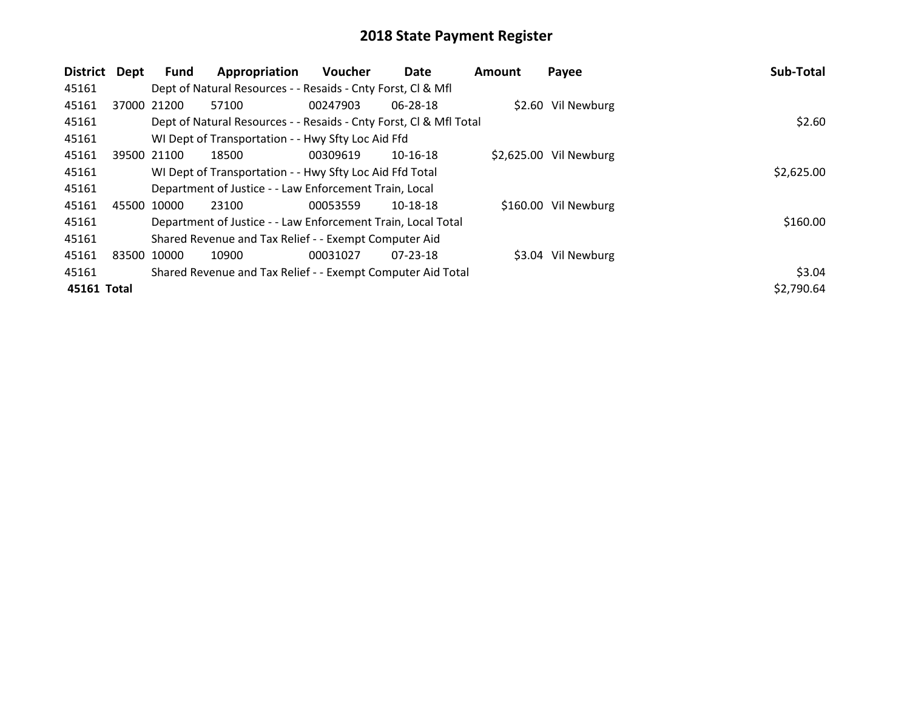# 2018 State Payment Register

| District | Dept | Fund | Appropriation | Voucher | Date | Amount | Payee | Sub-Total |
|---|---|---|---|---|---|---|---|---|
| 45161 | | Dept of Natural Resources - - Resaids - Cnty Forst, Cl & Mfl | | | | | | |
| 45161 | 37000 | 21200 | 57100 | 00247903 | 06-28-18 | $2.60 | Vil Newburg | |
| 45161 | | Dept of Natural Resources - - Resaids - Cnty Forst, Cl & Mfl Total | | | | | | $2.60 |
| 45161 | | WI Dept of Transportation - - Hwy Sfty Loc Aid Ffd | | | | | | |
| 45161 | 39500 | 21100 | 18500 | 00309619 | 10-16-18 | $2,625.00 | Vil Newburg | |
| 45161 | | WI Dept of Transportation - - Hwy Sfty Loc Aid Ffd Total | | | | | | $2,625.00 |
| 45161 | | Department of Justice - - Law Enforcement Train, Local | | | | | | |
| 45161 | 45500 | 10000 | 23100 | 00053559 | 10-18-18 | $160.00 | Vil Newburg | |
| 45161 | | Department of Justice - - Law Enforcement Train, Local Total | | | | | | $160.00 |
| 45161 | | Shared Revenue and Tax Relief - - Exempt Computer Aid | | | | | | |
| 45161 | 83500 | 10000 | 10900 | 00031027 | 07-23-18 | $3.04 | Vil Newburg | |
| 45161 | | Shared Revenue and Tax Relief - - Exempt Computer Aid Total | | | | | | $3.04 |
| **45161 Total** | | | | | | | | $2,790.64 |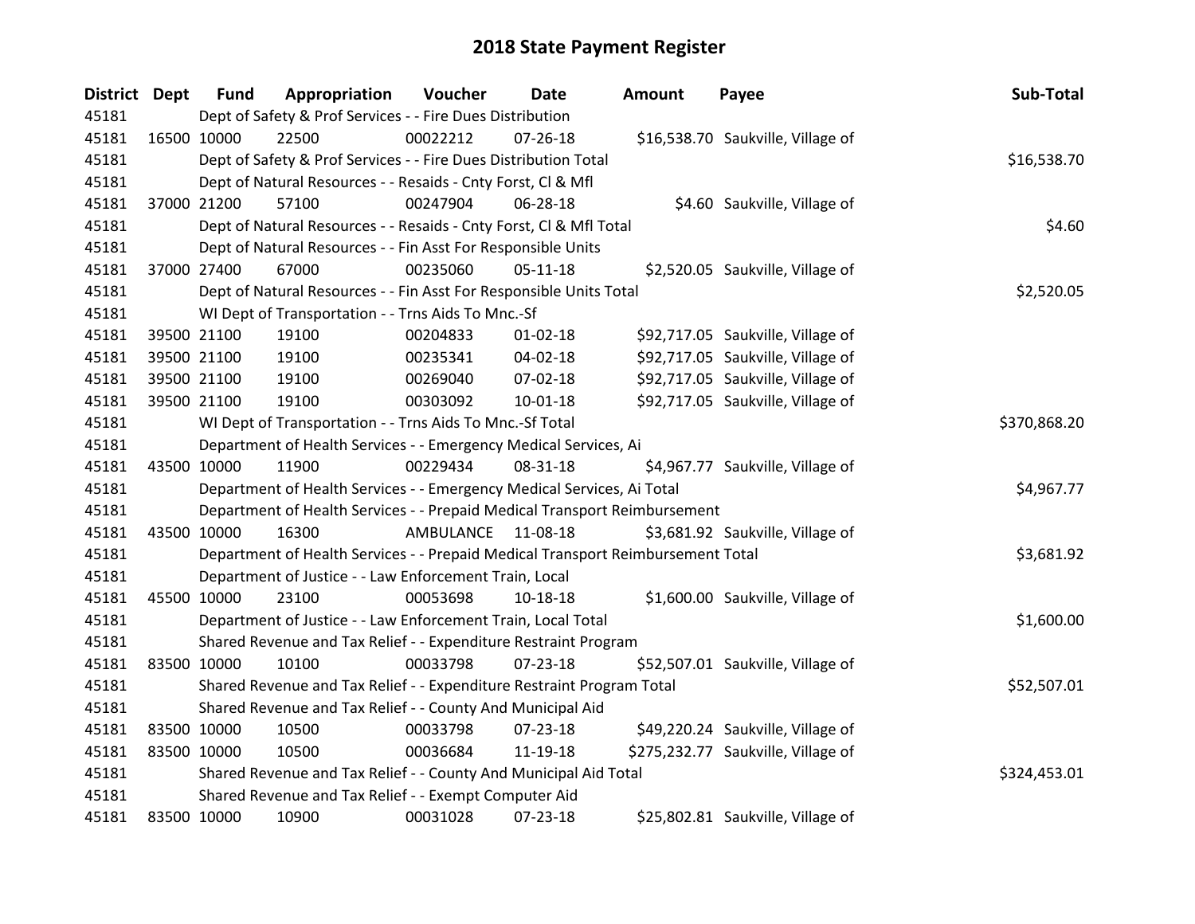# 2018 State Payment Register

| District | Dept | Fund | Appropriation | Voucher | Date | Amount | Payee | Sub-Total |
|---|---|---|---|---|---|---|---|---|
| 45181 | | Dept of Safety & Prof Services - - Fire Dues Distribution | | | | | | |
| 45181 | 16500 | 10000 | 22500 | 00022212 | 07-26-18 | $16,538.70 | Saukville, Village of | |
| 45181 | | Dept of Safety & Prof Services - - Fire Dues Distribution Total | | | | | | $16,538.70 |
| 45181 | | Dept of Natural Resources - - Resaids - Cnty Forst, Cl & Mfl | | | | | | |
| 45181 | 37000 | 21200 | 57100 | 00247904 | 06-28-18 | $4.60 | Saukville, Village of | |
| 45181 | | Dept of Natural Resources - - Resaids - Cnty Forst, Cl & Mfl Total | | | | | | $4.60 |
| 45181 | | Dept of Natural Resources - - Fin Asst For Responsible Units | | | | | | |
| 45181 | 37000 | 27400 | 67000 | 00235060 | 05-11-18 | $2,520.05 | Saukville, Village of | |
| 45181 | | Dept of Natural Resources - - Fin Asst For Responsible Units Total | | | | | | $2,520.05 |
| 45181 | | WI Dept of Transportation - - Trns Aids To Mnc.-Sf | | | | | | |
| 45181 | 39500 | 21100 | 19100 | 00204833 | 01-02-18 | $92,717.05 | Saukville, Village of | |
| 45181 | 39500 | 21100 | 19100 | 00235341 | 04-02-18 | $92,717.05 | Saukville, Village of | |
| 45181 | 39500 | 21100 | 19100 | 00269040 | 07-02-18 | $92,717.05 | Saukville, Village of | |
| 45181 | 39500 | 21100 | 19100 | 00303092 | 10-01-18 | $92,717.05 | Saukville, Village of | |
| 45181 | | WI Dept of Transportation - - Trns Aids To Mnc.-Sf Total | | | | | | $370,868.20 |
| 45181 | | Department of Health Services - - Emergency Medical Services, Ai | | | | | | |
| 45181 | 43500 | 10000 | 11900 | 00229434 | 08-31-18 | $4,967.77 | Saukville, Village of | |
| 45181 | | Department of Health Services - - Emergency Medical Services, Ai Total | | | | | | $4,967.77 |
| 45181 | | Department of Health Services - - Prepaid Medical Transport Reimbursement | | | | | | |
| 45181 | 43500 | 10000 | 16300 | AMBULANCE | 11-08-18 | $3,681.92 | Saukville, Village of | |
| 45181 | | Department of Health Services - - Prepaid Medical Transport Reimbursement Total | | | | | | $3,681.92 |
| 45181 | | Department of Justice - - Law Enforcement Train, Local | | | | | | |
| 45181 | 45500 | 10000 | 23100 | 00053698 | 10-18-18 | $1,600.00 | Saukville, Village of | |
| 45181 | | Department of Justice - - Law Enforcement Train, Local Total | | | | | | $1,600.00 |
| 45181 | | Shared Revenue and Tax Relief - - Expenditure Restraint Program | | | | | | |
| 45181 | 83500 | 10000 | 10100 | 00033798 | 07-23-18 | $52,507.01 | Saukville, Village of | |
| 45181 | | Shared Revenue and Tax Relief - - Expenditure Restraint Program Total | | | | | | $52,507.01 |
| 45181 | | Shared Revenue and Tax Relief - - County And Municipal Aid | | | | | | |
| 45181 | 83500 | 10000 | 10500 | 00033798 | 07-23-18 | $49,220.24 | Saukville, Village of | |
| 45181 | 83500 | 10000 | 10500 | 00036684 | 11-19-18 | $275,232.77 | Saukville, Village of | |
| 45181 | | Shared Revenue and Tax Relief - - County And Municipal Aid Total | | | | | | $324,453.01 |
| 45181 | | Shared Revenue and Tax Relief - - Exempt Computer Aid | | | | | | |
| 45181 | 83500 | 10000 | 10900 | 00031028 | 07-23-18 | $25,802.81 | Saukville, Village of | |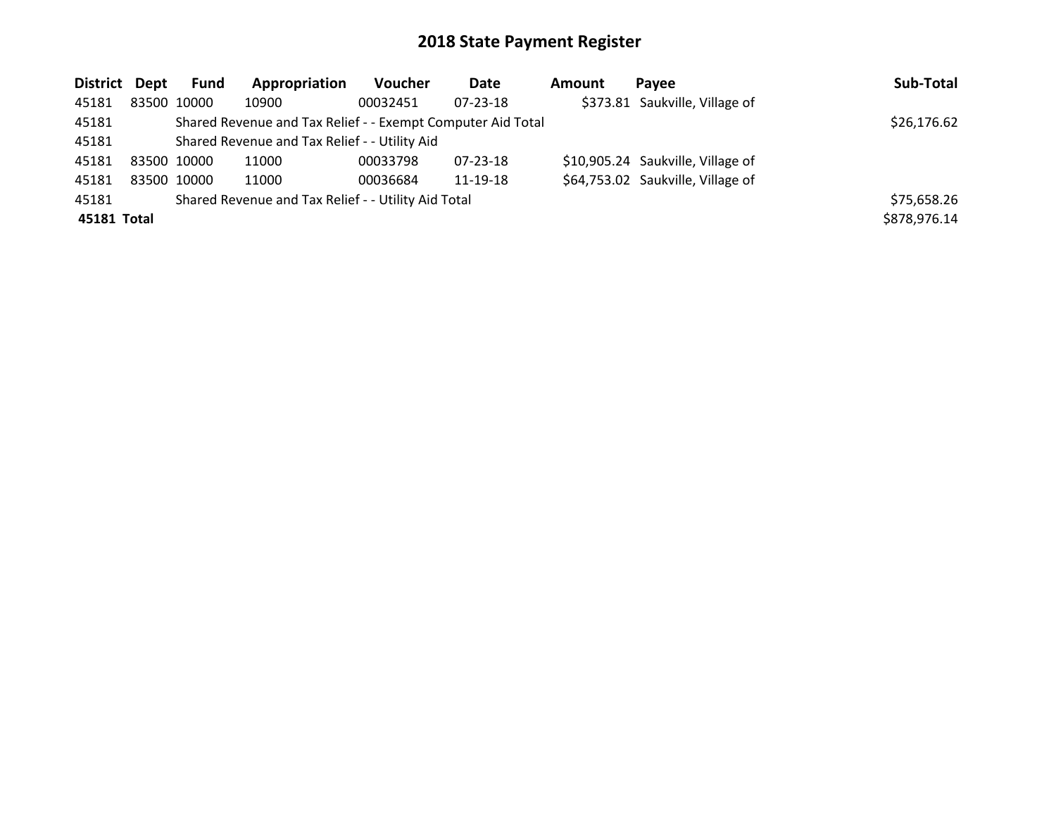# 2018 State Payment Register

| District | Dept | Fund | Appropriation | Voucher | Date | Amount | Payee | Sub-Total |
|---|---|---|---|---|---|---|---|---|
| 45181 | 83500 | 10000 | 10900 | 00032451 | 07-23-18 | $373.81 | Saukville, Village of | |
| 45181 | | Shared Revenue and Tax Relief - - Exempt Computer Aid Total | | | | | | $26,176.62 |
| 45181 | | Shared Revenue and Tax Relief - - Utility Aid | | | | | | |
| 45181 | 83500 | 10000 | 11000 | 00033798 | 07-23-18 | $10,905.24 | Saukville, Village of | |
| 45181 | 83500 | 10000 | 11000 | 00036684 | 11-19-18 | $64,753.02 | Saukville, Village of | |
| 45181 | | Shared Revenue and Tax Relief - - Utility Aid Total | | | | | | $75,658.26 |
| **45181 Total** | | | | | | | | $878,976.14 |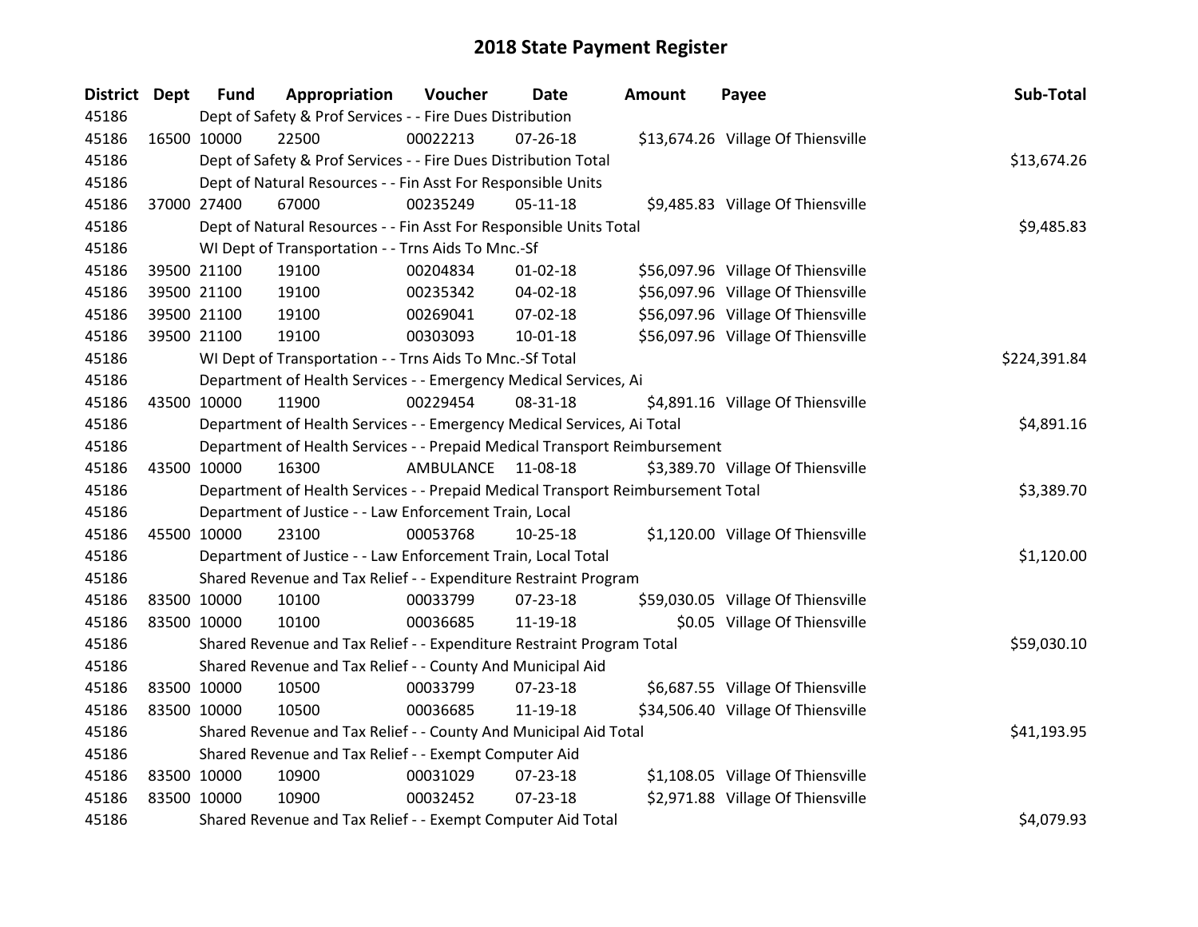# 2018 State Payment Register

| District | Dept | Fund | Appropriation | Voucher | Date | Amount | Payee | Sub-Total |
|---|---|---|---|---|---|---|---|---|
| 45186 | | Dept of Safety & Prof Services - - Fire Dues Distribution | | | | | | |
| 45186 | 16500 | 10000 | 22500 | 00022213 | 07-26-18 | $13,674.26 | Village Of Thiensville | |
| 45186 | | Dept of Safety & Prof Services - - Fire Dues Distribution Total | | | | | | $13,674.26 |
| 45186 | | Dept of Natural Resources - - Fin Asst For Responsible Units | | | | | | |
| 45186 | 37000 | 27400 | 67000 | 00235249 | 05-11-18 | $9,485.83 | Village Of Thiensville | |
| 45186 | | Dept of Natural Resources - - Fin Asst For Responsible Units Total | | | | | | $9,485.83 |
| 45186 | | WI Dept of Transportation - - Trns Aids To Mnc.-Sf | | | | | | |
| 45186 | 39500 | 21100 | 19100 | 00204834 | 01-02-18 | $56,097.96 | Village Of Thiensville | |
| 45186 | 39500 | 21100 | 19100 | 00235342 | 04-02-18 | $56,097.96 | Village Of Thiensville | |
| 45186 | 39500 | 21100 | 19100 | 00269041 | 07-02-18 | $56,097.96 | Village Of Thiensville | |
| 45186 | 39500 | 21100 | 19100 | 00303093 | 10-01-18 | $56,097.96 | Village Of Thiensville | |
| 45186 | | WI Dept of Transportation - - Trns Aids To Mnc.-Sf Total | | | | | | $224,391.84 |
| 45186 | | Department of Health Services - - Emergency Medical Services, Ai | | | | | | |
| 45186 | 43500 | 10000 | 11900 | 00229454 | 08-31-18 | $4,891.16 | Village Of Thiensville | |
| 45186 | | Department of Health Services - - Emergency Medical Services, Ai Total | | | | | | $4,891.16 |
| 45186 | | Department of Health Services - - Prepaid Medical Transport Reimbursement | | | | | | |
| 45186 | 43500 | 10000 | 16300 | AMBULANCE | 11-08-18 | $3,389.70 | Village Of Thiensville | |
| 45186 | | Department of Health Services - - Prepaid Medical Transport Reimbursement Total | | | | | | $3,389.70 |
| 45186 | | Department of Justice - - Law Enforcement Train, Local | | | | | | |
| 45186 | 45500 | 10000 | 23100 | 00053768 | 10-25-18 | $1,120.00 | Village Of Thiensville | |
| 45186 | | Department of Justice - - Law Enforcement Train, Local Total | | | | | | $1,120.00 |
| 45186 | | Shared Revenue and Tax Relief - - Expenditure Restraint Program | | | | | | |
| 45186 | 83500 | 10000 | 10100 | 00033799 | 07-23-18 | $59,030.05 | Village Of Thiensville | |
| 45186 | 83500 | 10000 | 10100 | 00036685 | 11-19-18 | $0.05 | Village Of Thiensville | |
| 45186 | | Shared Revenue and Tax Relief - - Expenditure Restraint Program Total | | | | | | $59,030.10 |
| 45186 | | Shared Revenue and Tax Relief - - County And Municipal Aid | | | | | | |
| 45186 | 83500 | 10000 | 10500 | 00033799 | 07-23-18 | $6,687.55 | Village Of Thiensville | |
| 45186 | 83500 | 10000 | 10500 | 00036685 | 11-19-18 | $34,506.40 | Village Of Thiensville | |
| 45186 | | Shared Revenue and Tax Relief - - County And Municipal Aid Total | | | | | | $41,193.95 |
| 45186 | | Shared Revenue and Tax Relief - - Exempt Computer Aid | | | | | | |
| 45186 | 83500 | 10000 | 10900 | 00031029 | 07-23-18 | $1,108.05 | Village Of Thiensville | |
| 45186 | 83500 | 10000 | 10900 | 00032452 | 07-23-18 | $2,971.88 | Village Of Thiensville | |
| 45186 | | Shared Revenue and Tax Relief - - Exempt Computer Aid Total | | | | | | $4,079.93 |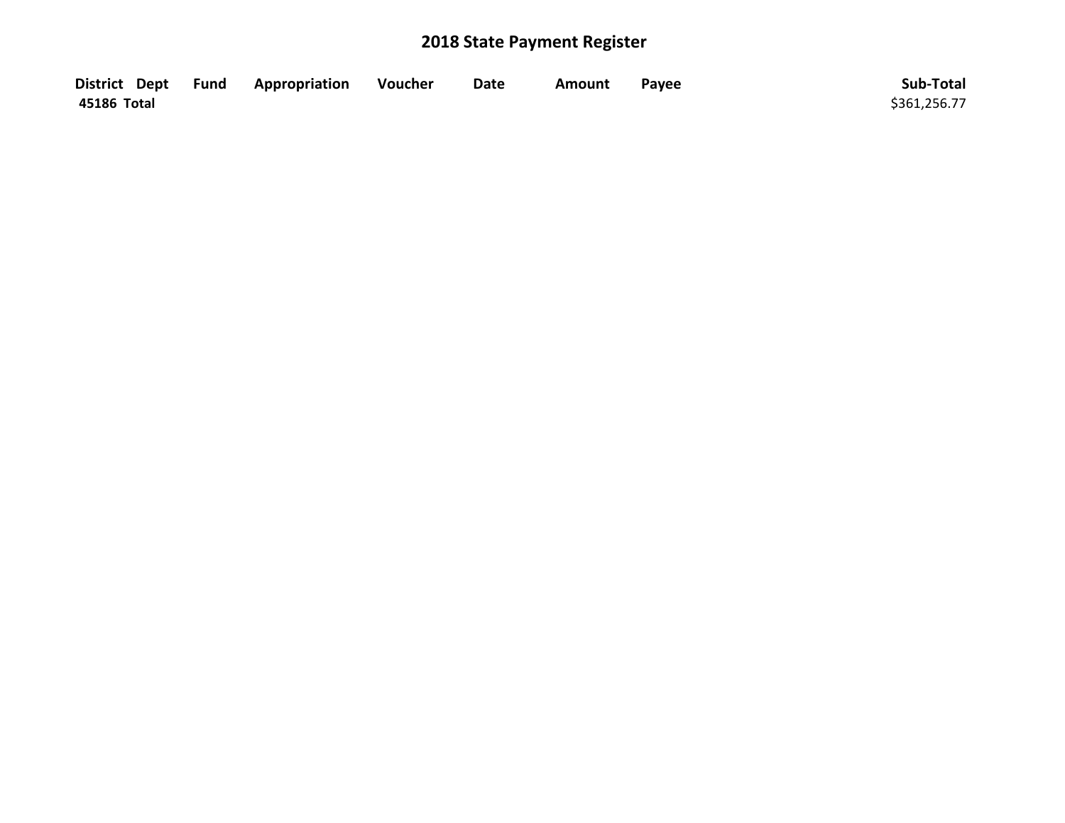# 2018 State Payment Register

| District | Dept | Fund | Appropriation | Voucher | Date | Amount | Payee | Sub-Total |
|---|---|---|---|---|---|---|---|---|
| 45186 Total | | | | | | | | $361,256.77 |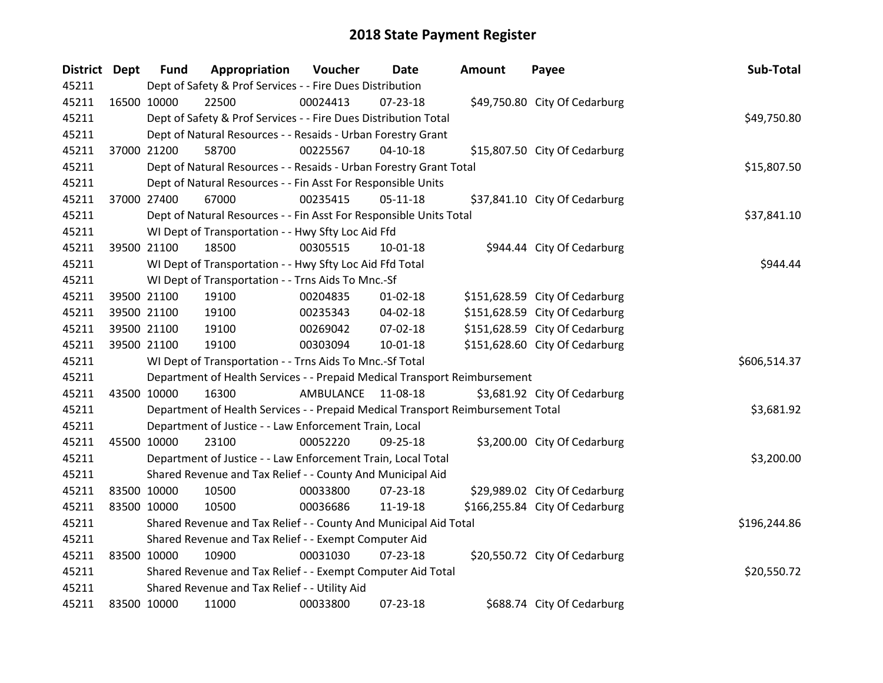# 2018 State Payment Register

| District | Dept | Fund | Appropriation | Voucher | Date | Amount | Payee | Sub-Total |
|---|---|---|---|---|---|---|---|---|
| 45211 | | Dept of Safety & Prof Services - - Fire Dues Distribution | | | | | | |
| 45211 | 16500 | 10000 | 22500 | 00024413 | 07-23-18 | $49,750.80 | City Of Cedarburg | |
| 45211 | | Dept of Safety & Prof Services - - Fire Dues Distribution Total | | | | | | $49,750.80 |
| 45211 | | Dept of Natural Resources - - Resaids - Urban Forestry Grant | | | | | | |
| 45211 | 37000 | 21200 | 58700 | 00225567 | 04-10-18 | $15,807.50 | City Of Cedarburg | |
| 45211 | | Dept of Natural Resources - - Resaids - Urban Forestry Grant Total | | | | | | $15,807.50 |
| 45211 | | Dept of Natural Resources - - Fin Asst For Responsible Units | | | | | | |
| 45211 | 37000 | 27400 | 67000 | 00235415 | 05-11-18 | $37,841.10 | City Of Cedarburg | |
| 45211 | | Dept of Natural Resources - - Fin Asst For Responsible Units Total | | | | | | $37,841.10 |
| 45211 | | WI Dept of Transportation - - Hwy Sfty Loc Aid Ffd | | | | | | |
| 45211 | 39500 | 21100 | 18500 | 00305515 | 10-01-18 | $944.44 | City Of Cedarburg | |
| 45211 | | WI Dept of Transportation - - Hwy Sfty Loc Aid Ffd Total | | | | | | $944.44 |
| 45211 | | WI Dept of Transportation - - Trns Aids To Mnc.-Sf | | | | | | |
| 45211 | 39500 | 21100 | 19100 | 00204835 | 01-02-18 | $151,628.59 | City Of Cedarburg | |
| 45211 | 39500 | 21100 | 19100 | 00235343 | 04-02-18 | $151,628.59 | City Of Cedarburg | |
| 45211 | 39500 | 21100 | 19100 | 00269042 | 07-02-18 | $151,628.59 | City Of Cedarburg | |
| 45211 | 39500 | 21100 | 19100 | 00303094 | 10-01-18 | $151,628.60 | City Of Cedarburg | |
| 45211 | | WI Dept of Transportation - - Trns Aids To Mnc.-Sf Total | | | | | | $606,514.37 |
| 45211 | | Department of Health Services - - Prepaid Medical Transport Reimbursement | | | | | | |
| 45211 | 43500 | 10000 | 16300 | AMBULANCE | 11-08-18 | $3,681.92 | City Of Cedarburg | |
| 45211 | | Department of Health Services - - Prepaid Medical Transport Reimbursement Total | | | | | | $3,681.92 |
| 45211 | | Department of Justice - - Law Enforcement Train, Local | | | | | | |
| 45211 | 45500 | 10000 | 23100 | 00052220 | 09-25-18 | $3,200.00 | City Of Cedarburg | |
| 45211 | | Department of Justice - - Law Enforcement Train, Local Total | | | | | | $3,200.00 |
| 45211 | | Shared Revenue and Tax Relief - - County And Municipal Aid | | | | | | |
| 45211 | 83500 | 10000 | 10500 | 00033800 | 07-23-18 | $29,989.02 | City Of Cedarburg | |
| 45211 | 83500 | 10000 | 10500 | 00036686 | 11-19-18 | $166,255.84 | City Of Cedarburg | |
| 45211 | | Shared Revenue and Tax Relief - - County And Municipal Aid Total | | | | | | $196,244.86 |
| 45211 | | Shared Revenue and Tax Relief - - Exempt Computer Aid | | | | | | |
| 45211 | 83500 | 10000 | 10900 | 00031030 | 07-23-18 | $20,550.72 | City Of Cedarburg | |
| 45211 | | Shared Revenue and Tax Relief - - Exempt Computer Aid Total | | | | | | $20,550.72 |
| 45211 | | Shared Revenue and Tax Relief - - Utility Aid | | | | | | |
| 45211 | 83500 | 10000 | 11000 | 00033800 | 07-23-18 | $688.74 | City Of Cedarburg | |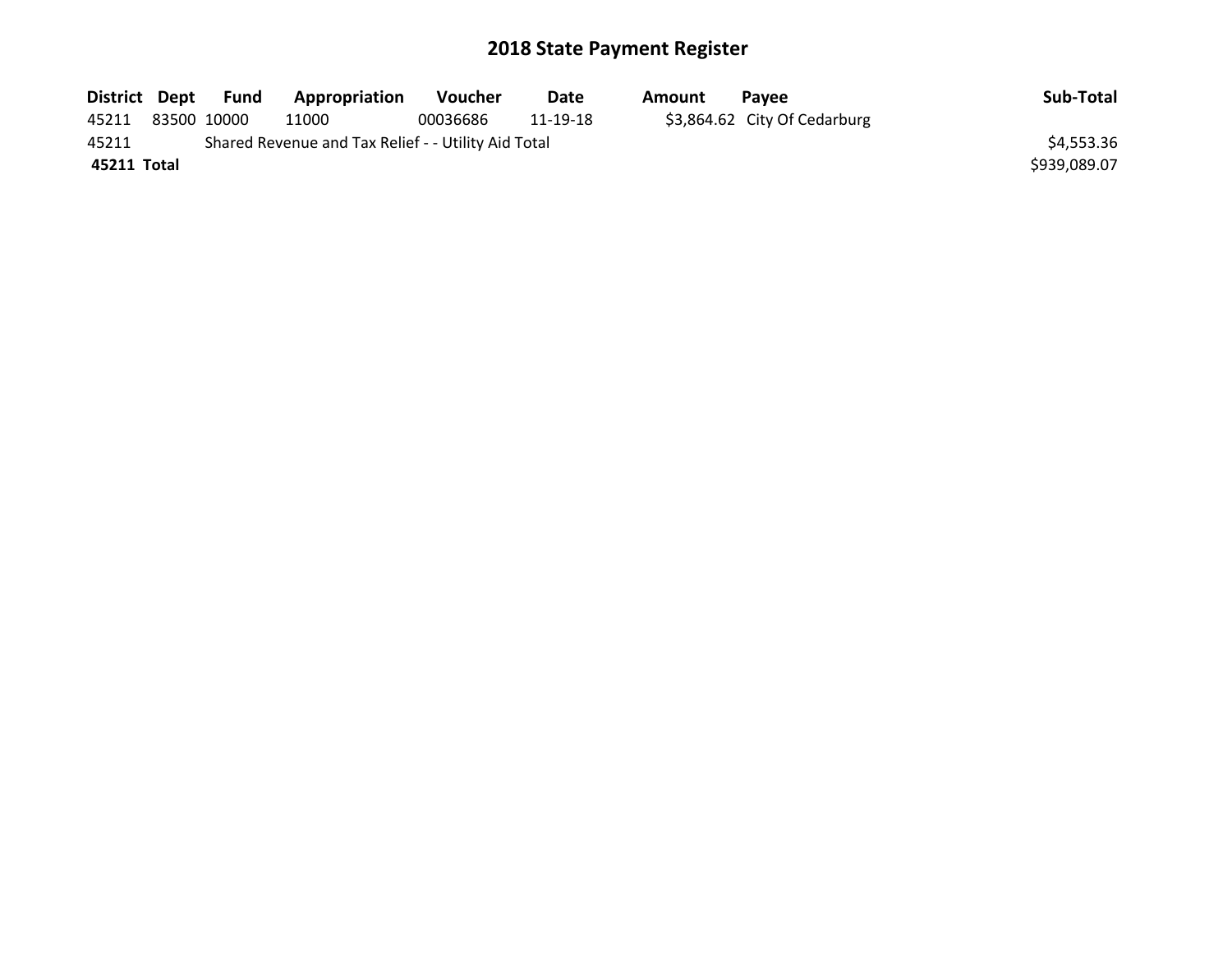# 2018 State Payment Register

| District | Dept | Fund | Appropriation | Voucher | Date | Amount | Payee | Sub-Total |
|---|---|---|---|---|---|---|---|---|
| 45211 | 83500 | 10000 | 11000 | 00036686 | 11-19-18 | $3,864.62 | City Of Cedarburg | |
| 45211 | | Shared Revenue and Tax Relief - - Utility Aid Total | | | | | | $4,553.36 |
| **45211 Total** | | | | | | | | $939,089.07 |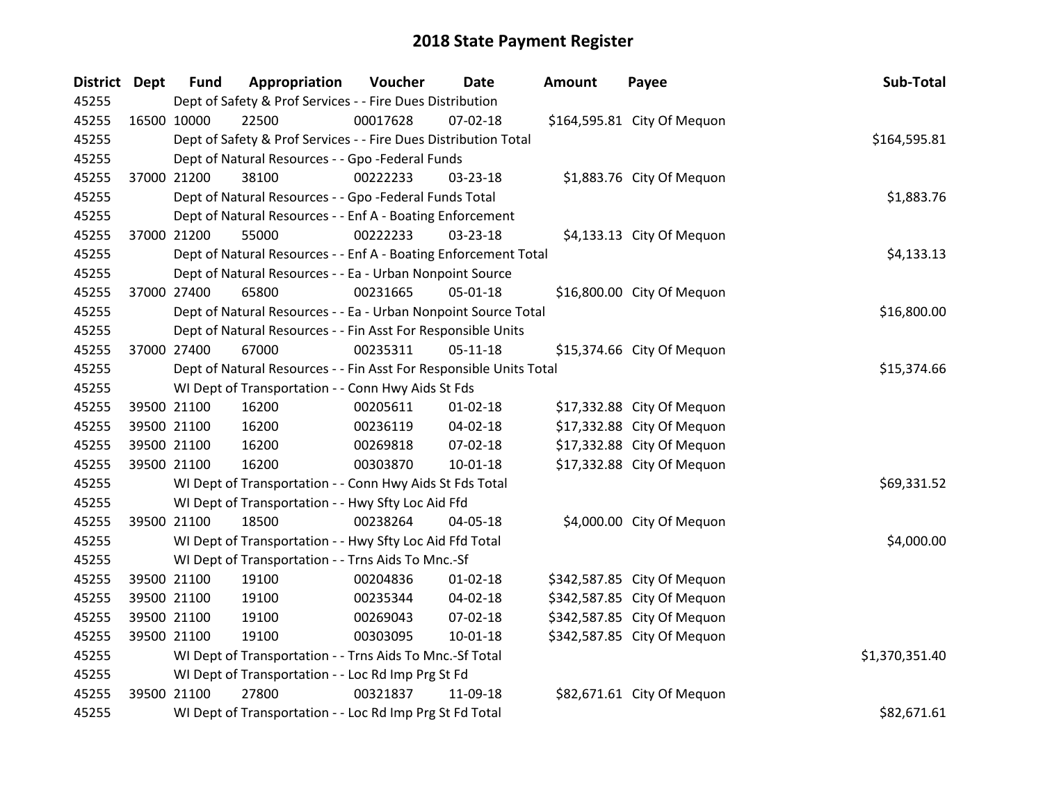# 2018 State Payment Register

| District | Dept | Fund | Appropriation | Voucher | Date | Amount | Payee | Sub-Total |
|---|---|---|---|---|---|---|---|---|
| 45255 | | Dept of Safety & Prof Services - - Fire Dues Distribution | | | | | | |
| 45255 | 16500 | 10000 | 22500 | 00017628 | 07-02-18 | $164,595.81 | City Of Mequon | |
| 45255 | | Dept of Safety & Prof Services - - Fire Dues Distribution Total | | | | | | $164,595.81 |
| 45255 | | Dept of Natural Resources - - Gpo -Federal Funds | | | | | | |
| 45255 | 37000 | 21200 | 38100 | 00222233 | 03-23-18 | $1,883.76 | City Of Mequon | |
| 45255 | | Dept of Natural Resources - - Gpo -Federal Funds Total | | | | | | $1,883.76 |
| 45255 | | Dept of Natural Resources - - Enf A - Boating Enforcement | | | | | | |
| 45255 | 37000 | 21200 | 55000 | 00222233 | 03-23-18 | $4,133.13 | City Of Mequon | |
| 45255 | | Dept of Natural Resources - - Enf A - Boating Enforcement Total | | | | | | $4,133.13 |
| 45255 | | Dept of Natural Resources - - Ea - Urban Nonpoint Source | | | | | | |
| 45255 | 37000 | 27400 | 65800 | 00231665 | 05-01-18 | $16,800.00 | City Of Mequon | |
| 45255 | | Dept of Natural Resources - - Ea - Urban Nonpoint Source Total | | | | | | $16,800.00 |
| 45255 | | Dept of Natural Resources - - Fin Asst For Responsible Units | | | | | | |
| 45255 | 37000 | 27400 | 67000 | 00235311 | 05-11-18 | $15,374.66 | City Of Mequon | |
| 45255 | | Dept of Natural Resources - - Fin Asst For Responsible Units Total | | | | | | $15,374.66 |
| 45255 | | WI Dept of Transportation - - Conn Hwy Aids St Fds | | | | | | |
| 45255 | 39500 | 21100 | 16200 | 00205611 | 01-02-18 | $17,332.88 | City Of Mequon | |
| 45255 | 39500 | 21100 | 16200 | 00236119 | 04-02-18 | $17,332.88 | City Of Mequon | |
| 45255 | 39500 | 21100 | 16200 | 00269818 | 07-02-18 | $17,332.88 | City Of Mequon | |
| 45255 | 39500 | 21100 | 16200 | 00303870 | 10-01-18 | $17,332.88 | City Of Mequon | |
| 45255 | | WI Dept of Transportation - - Conn Hwy Aids St Fds Total | | | | | | $69,331.52 |
| 45255 | | WI Dept of Transportation - - Hwy Sfty Loc Aid Ffd | | | | | | |
| 45255 | 39500 | 21100 | 18500 | 00238264 | 04-05-18 | $4,000.00 | City Of Mequon | |
| 45255 | | WI Dept of Transportation - - Hwy Sfty Loc Aid Ffd Total | | | | | | $4,000.00 |
| 45255 | | WI Dept of Transportation - - Trns Aids To Mnc.-Sf | | | | | | |
| 45255 | 39500 | 21100 | 19100 | 00204836 | 01-02-18 | $342,587.85 | City Of Mequon | |
| 45255 | 39500 | 21100 | 19100 | 00235344 | 04-02-18 | $342,587.85 | City Of Mequon | |
| 45255 | 39500 | 21100 | 19100 | 00269043 | 07-02-18 | $342,587.85 | City Of Mequon | |
| 45255 | 39500 | 21100 | 19100 | 00303095 | 10-01-18 | $342,587.85 | City Of Mequon | |
| 45255 | | WI Dept of Transportation - - Trns Aids To Mnc.-Sf Total | | | | | | $1,370,351.40 |
| 45255 | | WI Dept of Transportation - - Loc Rd Imp Prg St Fd | | | | | | |
| 45255 | 39500 | 21100 | 27800 | 00321837 | 11-09-18 | $82,671.61 | City Of Mequon | |
| 45255 | | WI Dept of Transportation - - Loc Rd Imp Prg St Fd Total | | | | | | $82,671.61 |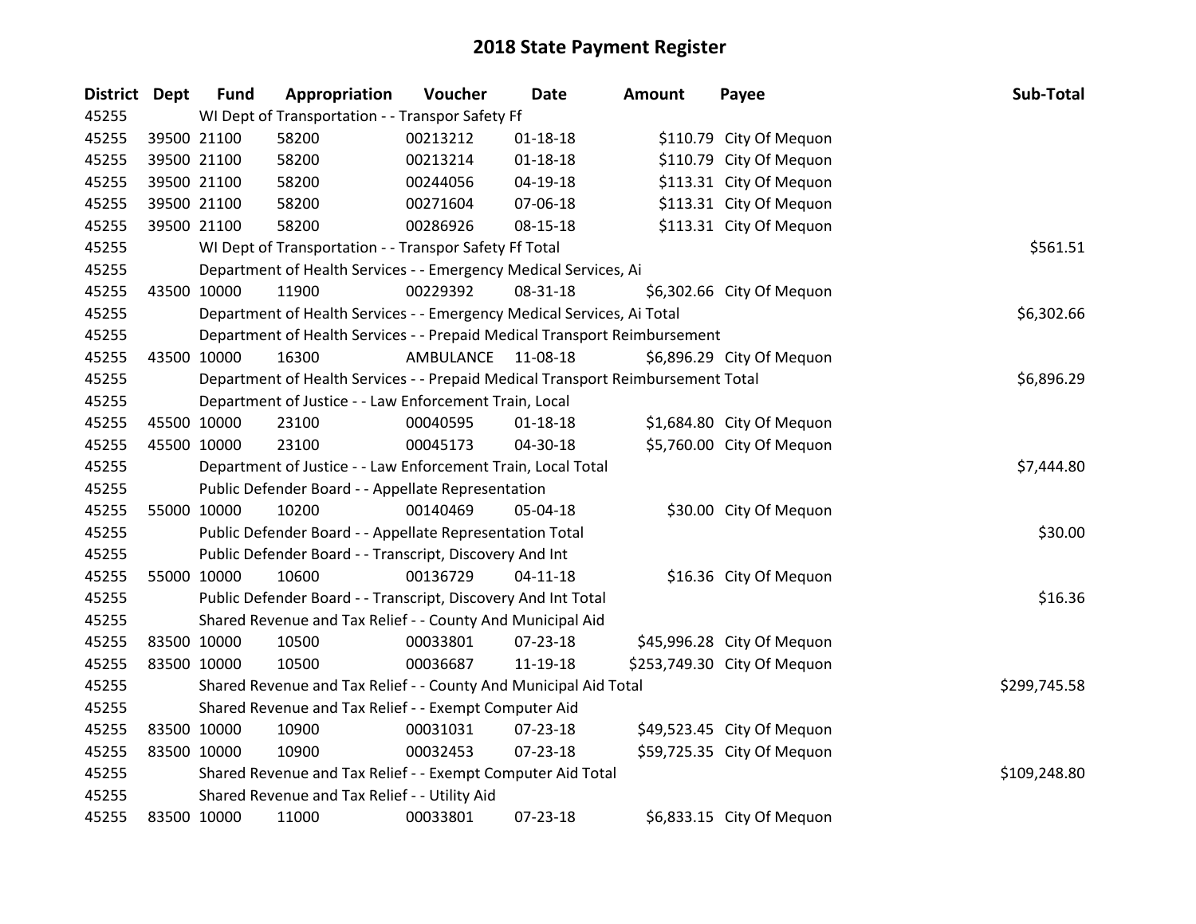# 2018 State Payment Register

| District | Dept | Fund | Appropriation | Voucher | Date | Amount | Payee | Sub-Total |
|---|---|---|---|---|---|---|---|---|
| 45255 | | WI Dept of Transportation - - Transpor Safety Ff | | | | | | |
| 45255 | 39500 | 21100 | 58200 | 00213212 | 01-18-18 | $110.79 | City Of Mequon | |
| 45255 | 39500 | 21100 | 58200 | 00213214 | 01-18-18 | $110.79 | City Of Mequon | |
| 45255 | 39500 | 21100 | 58200 | 00244056 | 04-19-18 | $113.31 | City Of Mequon | |
| 45255 | 39500 | 21100 | 58200 | 00271604 | 07-06-18 | $113.31 | City Of Mequon | |
| 45255 | 39500 | 21100 | 58200 | 00286926 | 08-15-18 | $113.31 | City Of Mequon | |
| 45255 | | WI Dept of Transportation - - Transpor Safety Ff Total | | | | | | $561.51 |
| 45255 | | Department of Health Services - - Emergency Medical Services, Ai | | | | | | |
| 45255 | 43500 | 10000 | 11900 | 00229392 | 08-31-18 | $6,302.66 | City Of Mequon | |
| 45255 | | Department of Health Services - - Emergency Medical Services, Ai Total | | | | | | $6,302.66 |
| 45255 | | Department of Health Services - - Prepaid Medical Transport Reimbursement | | | | | | |
| 45255 | 43500 | 10000 | 16300 | AMBULANCE | 11-08-18 | $6,896.29 | City Of Mequon | |
| 45255 | | Department of Health Services - - Prepaid Medical Transport Reimbursement Total | | | | | | $6,896.29 |
| 45255 | | Department of Justice - - Law Enforcement Train, Local | | | | | | |
| 45255 | 45500 | 10000 | 23100 | 00040595 | 01-18-18 | $1,684.80 | City Of Mequon | |
| 45255 | 45500 | 10000 | 23100 | 00045173 | 04-30-18 | $5,760.00 | City Of Mequon | |
| 45255 | | Department of Justice - - Law Enforcement Train, Local Total | | | | | | $7,444.80 |
| 45255 | | Public Defender Board - - Appellate Representation | | | | | | |
| 45255 | 55000 | 10000 | 10200 | 00140469 | 05-04-18 | $30.00 | City Of Mequon | |
| 45255 | | Public Defender Board - - Appellate Representation Total | | | | | | $30.00 |
| 45255 | | Public Defender Board - - Transcript, Discovery And Int | | | | | | |
| 45255 | 55000 | 10000 | 10600 | 00136729 | 04-11-18 | $16.36 | City Of Mequon | |
| 45255 | | Public Defender Board - - Transcript, Discovery And Int Total | | | | | | $16.36 |
| 45255 | | Shared Revenue and Tax Relief - - County And Municipal Aid | | | | | | |
| 45255 | 83500 | 10000 | 10500 | 00033801 | 07-23-18 | $45,996.28 | City Of Mequon | |
| 45255 | 83500 | 10000 | 10500 | 00036687 | 11-19-18 | $253,749.30 | City Of Mequon | |
| 45255 | | Shared Revenue and Tax Relief - - County And Municipal Aid Total | | | | | | $299,745.58 |
| 45255 | | Shared Revenue and Tax Relief - - Exempt Computer Aid | | | | | | |
| 45255 | 83500 | 10000 | 10900 | 00031031 | 07-23-18 | $49,523.45 | City Of Mequon | |
| 45255 | 83500 | 10000 | 10900 | 00032453 | 07-23-18 | $59,725.35 | City Of Mequon | |
| 45255 | | Shared Revenue and Tax Relief - - Exempt Computer Aid Total | | | | | | $109,248.80 |
| 45255 | | Shared Revenue and Tax Relief - - Utility Aid | | | | | | |
| 45255 | 83500 | 10000 | 11000 | 00033801 | 07-23-18 | $6,833.15 | City Of Mequon | |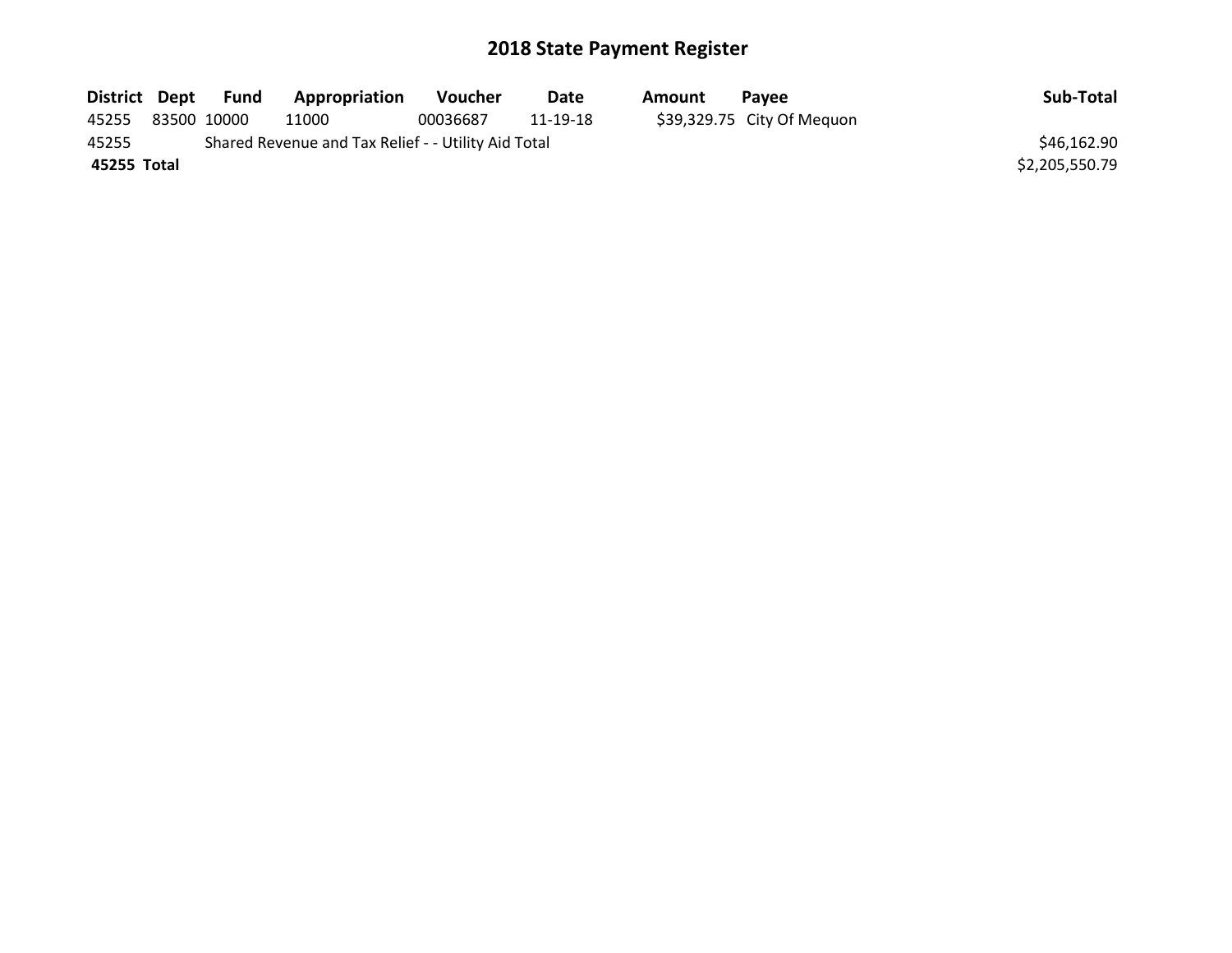# 2018 State Payment Register

| District | Dept | Fund | Appropriation | Voucher | Date | Amount | Payee | Sub-Total |
|---|---|---|---|---|---|---|---|---|
| 45255 | 83500 | 10000 | 11000 | 00036687 | 11-19-18 | $39,329.75 | City Of Mequon | |
| 45255 | | Shared Revenue and Tax Relief - - Utility Aid Total | | | | | | $46,162.90 |
| **45255 Total** | | | | | | | | $2,205,550.79 |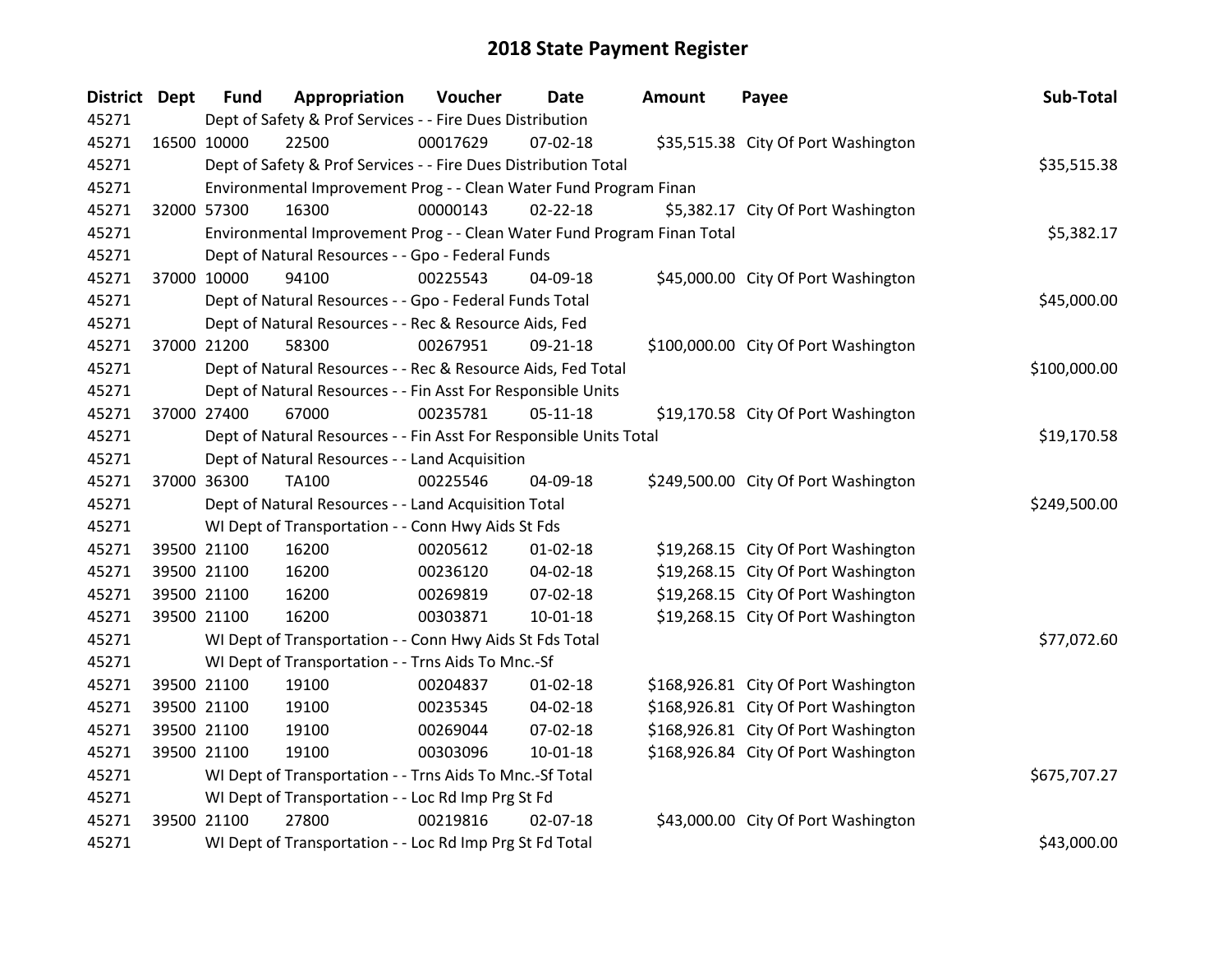# 2018 State Payment Register

| District | Dept | Fund | Appropriation | Voucher | Date | Amount | Payee | Sub-Total |
|---|---|---|---|---|---|---|---|---|
| 45271 | | Dept of Safety & Prof Services - - Fire Dues Distribution | | | | | | |
| 45271 | 16500 | 10000 | 22500 | 00017629 | 07-02-18 | $35,515.38 | City Of Port Washington | |
| 45271 | | Dept of Safety & Prof Services - - Fire Dues Distribution Total | | | | | | $35,515.38 |
| 45271 | | Environmental Improvement Prog - - Clean Water Fund Program Finan | | | | | | |
| 45271 | 32000 | 57300 | 16300 | 00000143 | 02-22-18 | $5,382.17 | City Of Port Washington | |
| 45271 | | Environmental Improvement Prog - - Clean Water Fund Program Finan Total | | | | | | $5,382.17 |
| 45271 | | Dept of Natural Resources - - Gpo - Federal Funds | | | | | | |
| 45271 | 37000 | 10000 | 94100 | 00225543 | 04-09-18 | $45,000.00 | City Of Port Washington | |
| 45271 | | Dept of Natural Resources - - Gpo - Federal Funds Total | | | | | | $45,000.00 |
| 45271 | | Dept of Natural Resources - - Rec & Resource Aids, Fed | | | | | | |
| 45271 | 37000 | 21200 | 58300 | 00267951 | 09-21-18 | $100,000.00 | City Of Port Washington | |
| 45271 | | Dept of Natural Resources - - Rec & Resource Aids, Fed Total | | | | | | $100,000.00 |
| 45271 | | Dept of Natural Resources - - Fin Asst For Responsible Units | | | | | | |
| 45271 | 37000 | 27400 | 67000 | 00235781 | 05-11-18 | $19,170.58 | City Of Port Washington | |
| 45271 | | Dept of Natural Resources - - Fin Asst For Responsible Units Total | | | | | | $19,170.58 |
| 45271 | | Dept of Natural Resources - - Land Acquisition | | | | | | |
| 45271 | 37000 | 36300 | TA100 | 00225546 | 04-09-18 | $249,500.00 | City Of Port Washington | |
| 45271 | | Dept of Natural Resources - - Land Acquisition Total | | | | | | $249,500.00 |
| 45271 | | WI Dept of Transportation - - Conn Hwy Aids St Fds | | | | | | |
| 45271 | 39500 | 21100 | 16200 | 00205612 | 01-02-18 | $19,268.15 | City Of Port Washington | |
| 45271 | 39500 | 21100 | 16200 | 00236120 | 04-02-18 | $19,268.15 | City Of Port Washington | |
| 45271 | 39500 | 21100 | 16200 | 00269819 | 07-02-18 | $19,268.15 | City Of Port Washington | |
| 45271 | 39500 | 21100 | 16200 | 00303871 | 10-01-18 | $19,268.15 | City Of Port Washington | |
| 45271 | | WI Dept of Transportation - - Conn Hwy Aids St Fds Total | | | | | | $77,072.60 |
| 45271 | | WI Dept of Transportation - - Trns Aids To Mnc.-Sf | | | | | | |
| 45271 | 39500 | 21100 | 19100 | 00204837 | 01-02-18 | $168,926.81 | City Of Port Washington | |
| 45271 | 39500 | 21100 | 19100 | 00235345 | 04-02-18 | $168,926.81 | City Of Port Washington | |
| 45271 | 39500 | 21100 | 19100 | 00269044 | 07-02-18 | $168,926.81 | City Of Port Washington | |
| 45271 | 39500 | 21100 | 19100 | 00303096 | 10-01-18 | $168,926.84 | City Of Port Washington | |
| 45271 | | WI Dept of Transportation - - Trns Aids To Mnc.-Sf Total | | | | | | $675,707.27 |
| 45271 | | WI Dept of Transportation - - Loc Rd Imp Prg St Fd | | | | | | |
| 45271 | 39500 | 21100 | 27800 | 00219816 | 02-07-18 | $43,000.00 | City Of Port Washington | |
| 45271 | | WI Dept of Transportation - - Loc Rd Imp Prg St Fd Total | | | | | | $43,000.00 |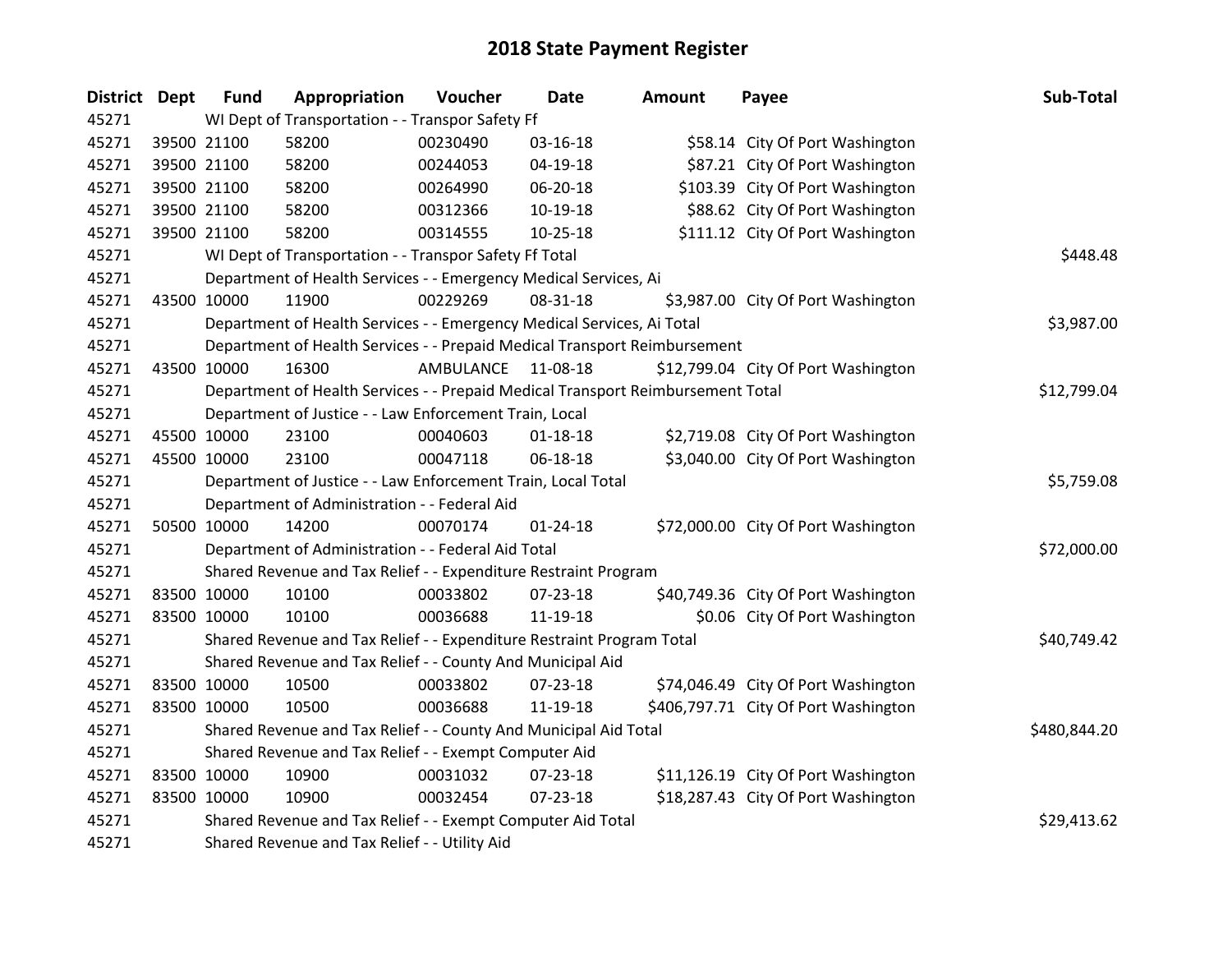# 2018 State Payment Register

| District | Dept | Fund | Appropriation | Voucher | Date | Amount | Payee | Sub-Total |
|---|---|---|---|---|---|---|---|---|
| 45271 | WI Dept of Transportation - - Transpor Safety Ff | | | | | | | |
| 45271 | 39500 | 21100 | 58200 | 00230490 | 03-16-18 | $58.14 | City Of Port Washington | |
| 45271 | 39500 | 21100 | 58200 | 00244053 | 04-19-18 | $87.21 | City Of Port Washington | |
| 45271 | 39500 | 21100 | 58200 | 00264990 | 06-20-18 | $103.39 | City Of Port Washington | |
| 45271 | 39500 | 21100 | 58200 | 00312366 | 10-19-18 | $88.62 | City Of Port Washington | |
| 45271 | 39500 | 21100 | 58200 | 00314555 | 10-25-18 | $111.12 | City Of Port Washington | |
| 45271 | WI Dept of Transportation - - Transpor Safety Ff Total | | | | | | | $448.48 |
| 45271 | Department of Health Services - - Emergency Medical Services, Ai | | | | | | | |
| 45271 | 43500 | 10000 | 11900 | 00229269 | 08-31-18 | $3,987.00 | City Of Port Washington | |
| 45271 | Department of Health Services - - Emergency Medical Services, Ai Total | | | | | | | $3,987.00 |
| 45271 | Department of Health Services - - Prepaid Medical Transport Reimbursement | | | | | | | |
| 45271 | 43500 | 10000 | 16300 | AMBULANCE | 11-08-18 | $12,799.04 | City Of Port Washington | |
| 45271 | Department of Health Services - - Prepaid Medical Transport Reimbursement Total | | | | | | | $12,799.04 |
| 45271 | Department of Justice - - Law Enforcement Train, Local | | | | | | | |
| 45271 | 45500 | 10000 | 23100 | 00040603 | 01-18-18 | $2,719.08 | City Of Port Washington | |
| 45271 | 45500 | 10000 | 23100 | 00047118 | 06-18-18 | $3,040.00 | City Of Port Washington | |
| 45271 | Department of Justice - - Law Enforcement Train, Local Total | | | | | | | $5,759.08 |
| 45271 | Department of Administration - - Federal Aid | | | | | | | |
| 45271 | 50500 | 10000 | 14200 | 00070174 | 01-24-18 | $72,000.00 | City Of Port Washington | |
| 45271 | Department of Administration - - Federal Aid Total | | | | | | | $72,000.00 |
| 45271 | Shared Revenue and Tax Relief - - Expenditure Restraint Program | | | | | | | |
| 45271 | 83500 | 10000 | 10100 | 00033802 | 07-23-18 | $40,749.36 | City Of Port Washington | |
| 45271 | 83500 | 10000 | 10100 | 00036688 | 11-19-18 | $0.06 | City Of Port Washington | |
| 45271 | Shared Revenue and Tax Relief - - Expenditure Restraint Program Total | | | | | | | $40,749.42 |
| 45271 | Shared Revenue and Tax Relief - - County And Municipal Aid | | | | | | | |
| 45271 | 83500 | 10000 | 10500 | 00033802 | 07-23-18 | $74,046.49 | City Of Port Washington | |
| 45271 | 83500 | 10000 | 10500 | 00036688 | 11-19-18 | $406,797.71 | City Of Port Washington | |
| 45271 | Shared Revenue and Tax Relief - - County And Municipal Aid Total | | | | | | | $480,844.20 |
| 45271 | Shared Revenue and Tax Relief - - Exempt Computer Aid | | | | | | | |
| 45271 | 83500 | 10000 | 10900 | 00031032 | 07-23-18 | $11,126.19 | City Of Port Washington | |
| 45271 | 83500 | 10000 | 10900 | 00032454 | 07-23-18 | $18,287.43 | City Of Port Washington | |
| 45271 | Shared Revenue and Tax Relief - - Exempt Computer Aid Total | | | | | | | $29,413.62 |
| 45271 | Shared Revenue and Tax Relief - - Utility Aid | | | | | | | |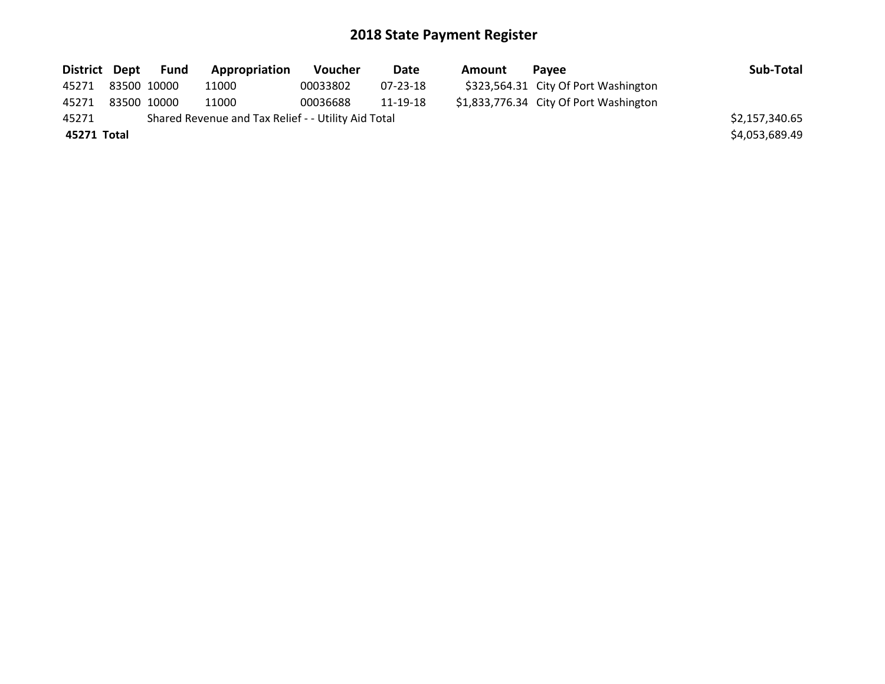# 2018 State Payment Register

| District | Dept | Fund | Appropriation | Voucher | Date | Amount | Payee | Sub-Total |
|---|---|---|---|---|---|---|---|---|
| 45271 | 83500 | 10000 | 11000 | 00033802 | 07-23-18 | $323,564.31 | City Of Port Washington | |
| 45271 | 83500 | 10000 | 11000 | 00036688 | 11-19-18 | $1,833,776.34 | City Of Port Washington | |
| 45271 | Shared Revenue and Tax Relief - - Utility Aid Total | | | | | | | $2,157,340.65 |
| **45271 Total** | | | | | | | | $4,053,689.49 |